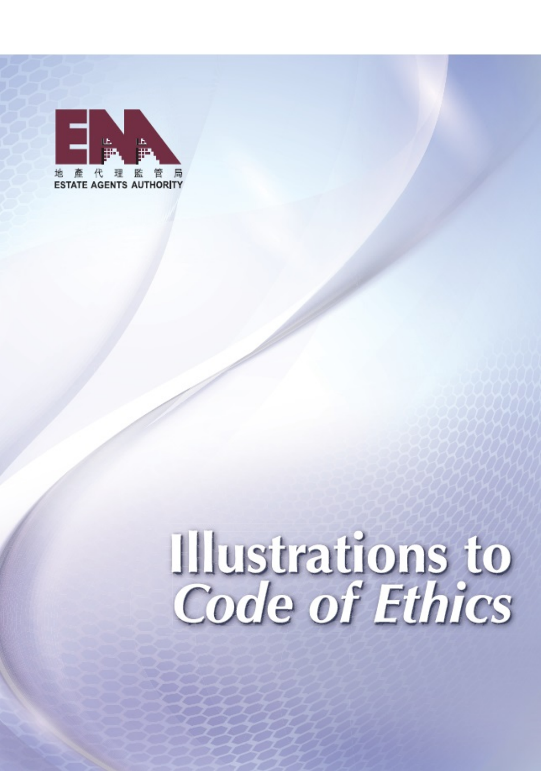地產代理監管局

ESTATE AGENTS AUTHORITY

# Illustrations to *Code of Ethics*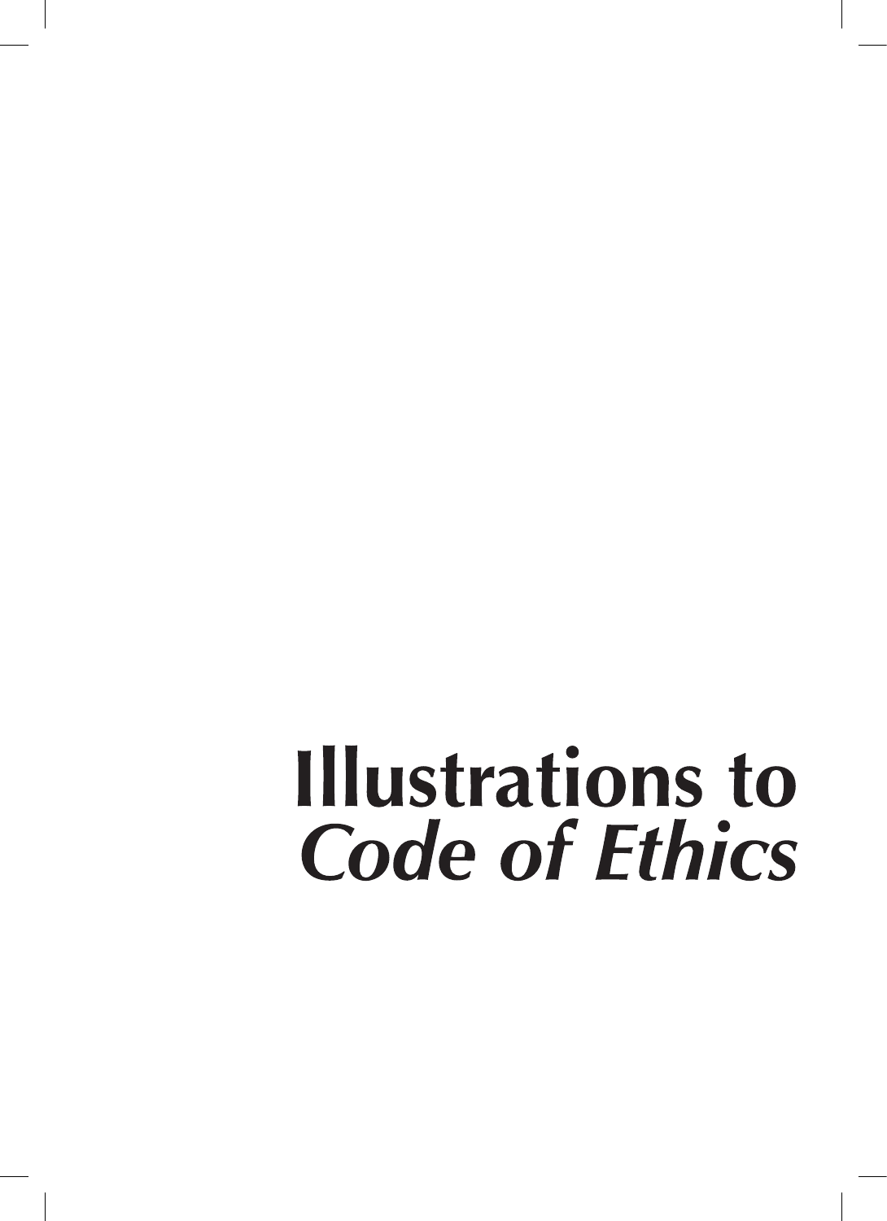# Illustrations to *Code of Ethics*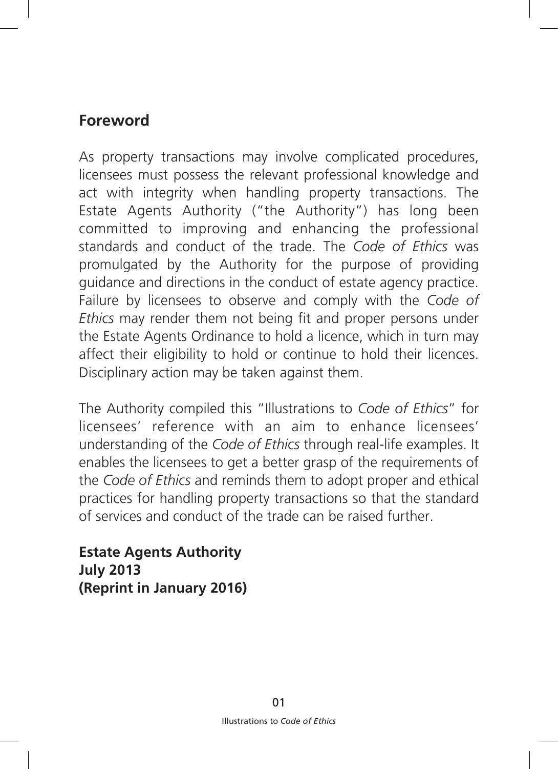## Foreword

As property transactions may involve complicated procedures, licensees must possess the relevant professional knowledge and act with integrity when handling property transactions. The Estate Agents Authority ("the Authority") has long been committed to improving and enhancing the professional standards and conduct of the trade. The *Code of Ethics* was promulgated by the Authority for the purpose of providing guidance and directions in the conduct of estate agency practice. Failure by licensees to observe and comply with the *Code of Ethics* may render them not being fit and proper persons under the Estate Agents Ordinance to hold a licence, which in turn may affect their eligibility to hold or continue to hold their licences. Disciplinary action may be taken against them.

The Authority compiled this "Illustrations to *Code of Ethics*" for licensees' reference with an aim to enhance licensees' understanding of the *Code of Ethics* through real-life examples. It enables the licensees to get a better grasp of the requirements of the *Code of Ethics* and reminds them to adopt proper and ethical practices for handling property transactions so that the standard of services and conduct of the trade can be raised further.

**Estate Agents Authority**
**July 2013**
**(Reprint in January 2016)**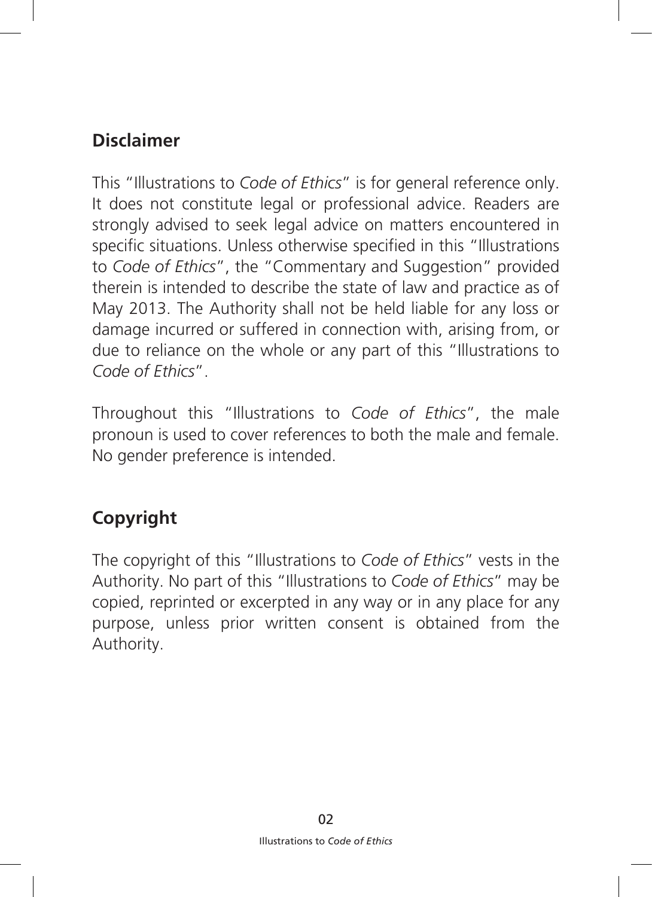## Disclaimer

This "Illustrations to *Code of Ethics*" is for general reference only. It does not constitute legal or professional advice. Readers are strongly advised to seek legal advice on matters encountered in specific situations. Unless otherwise specified in this "Illustrations to *Code of Ethics*", the "Commentary and Suggestion" provided therein is intended to describe the state of law and practice as of May 2013. The Authority shall not be held liable for any loss or damage incurred or suffered in connection with, arising from, or due to reliance on the whole or any part of this "Illustrations to *Code of Ethics*".

Throughout this "Illustrations to *Code of Ethics*", the male pronoun is used to cover references to both the male and female. No gender preference is intended.

## Copyright

The copyright of this "Illustrations to *Code of Ethics*" vests in the Authority. No part of this "Illustrations to *Code of Ethics*" may be copied, reprinted or excerpted in any way or in any place for any purpose, unless prior written consent is obtained from the Authority.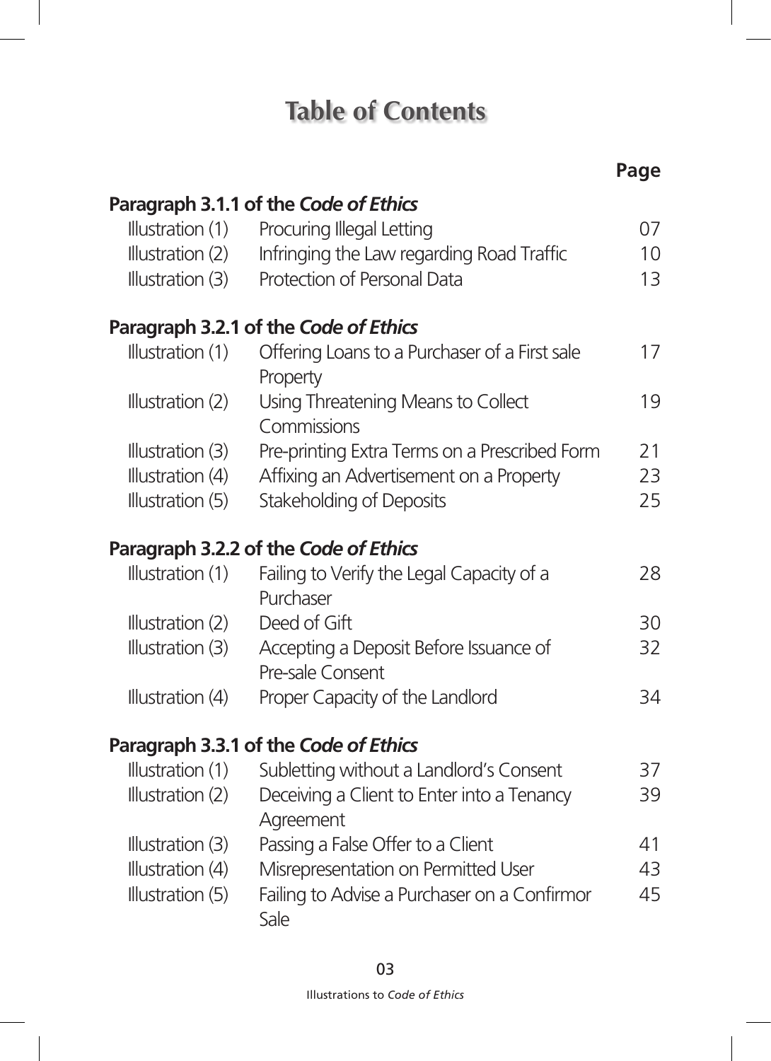# Table of Contents

| | | Page |
|---|---|---|
| **Paragraph 3.1.1 of the *Code of Ethics*** | | |
| Illustration (1) | Procuring Illegal Letting | 07 |
| Illustration (2) | Infringing the Law regarding Road Traffic | 10 |
| Illustration (3) | Protection of Personal Data | 13 |
| **Paragraph 3.2.1 of the *Code of Ethics*** | | |
| Illustration (1) | Offering Loans to a Purchaser of a First sale Property | 17 |
| Illustration (2) | Using Threatening Means to Collect Commissions | 19 |
| Illustration (3) | Pre-printing Extra Terms on a Prescribed Form | 21 |
| Illustration (4) | Affixing an Advertisement on a Property | 23 |
| Illustration (5) | Stakeholding of Deposits | 25 |
| **Paragraph 3.2.2 of the *Code of Ethics*** | | |
| Illustration (1) | Failing to Verify the Legal Capacity of a Purchaser | 28 |
| Illustration (2) | Deed of Gift | 30 |
| Illustration (3) | Accepting a Deposit Before Issuance of Pre-sale Consent | 32 |
| Illustration (4) | Proper Capacity of the Landlord | 34 |
| **Paragraph 3.3.1 of the *Code of Ethics*** | | |
| Illustration (1) | Subletting without a Landlord's Consent | 37 |
| Illustration (2) | Deceiving a Client to Enter into a Tenancy Agreement | 39 |
| Illustration (3) | Passing a False Offer to a Client | 41 |
| Illustration (4) | Misrepresentation on Permitted User | 43 |
| Illustration (5) | Failing to Advise a Purchaser on a Confirmor Sale | 45 |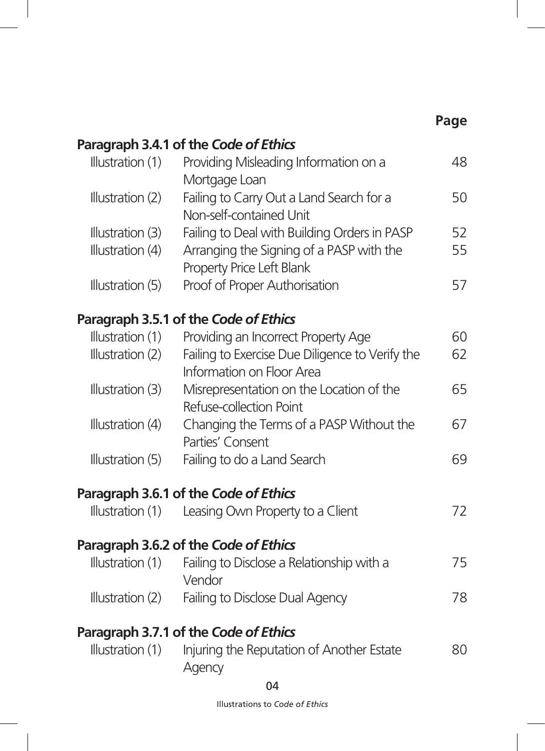| | | Page |
|---|---|---|
| **Paragraph 3.4.1 of the *Code of Ethics*** | | |
| Illustration (1) | Providing Misleading Information on a Mortgage Loan | 48 |
| Illustration (2) | Failing to Carry Out a Land Search for a Non-self-contained Unit | 50 |
| Illustration (3) | Failing to Deal with Building Orders in PASP | 52 |
| Illustration (4) | Arranging the Signing of a PASP with the Property Price Left Blank | 55 |
| Illustration (5) | Proof of Proper Authorisation | 57 |
| **Paragraph 3.5.1 of the *Code of Ethics*** | | |
| Illustration (1) | Providing an Incorrect Property Age | 60 |
| Illustration (2) | Failing to Exercise Due Diligence to Verify the Information on Floor Area | 62 |
| Illustration (3) | Misrepresentation on the Location of the Refuse-collection Point | 65 |
| Illustration (4) | Changing the Terms of a PASP Without the Parties' Consent | 67 |
| Illustration (5) | Failing to do a Land Search | 69 |
| **Paragraph 3.6.1 of the *Code of Ethics*** | | |
| Illustration (1) | Leasing Own Property to a Client | 72 |
| **Paragraph 3.6.2 of the *Code of Ethics*** | | |
| Illustration (1) | Failing to Disclose a Relationship with a Vendor | 75 |
| Illustration (2) | Failing to Disclose Dual Agency | 78 |
| **Paragraph 3.7.1 of the *Code of Ethics*** | | |
| Illustration (1) | Injuring the Reputation of Another Estate Agency | 80 |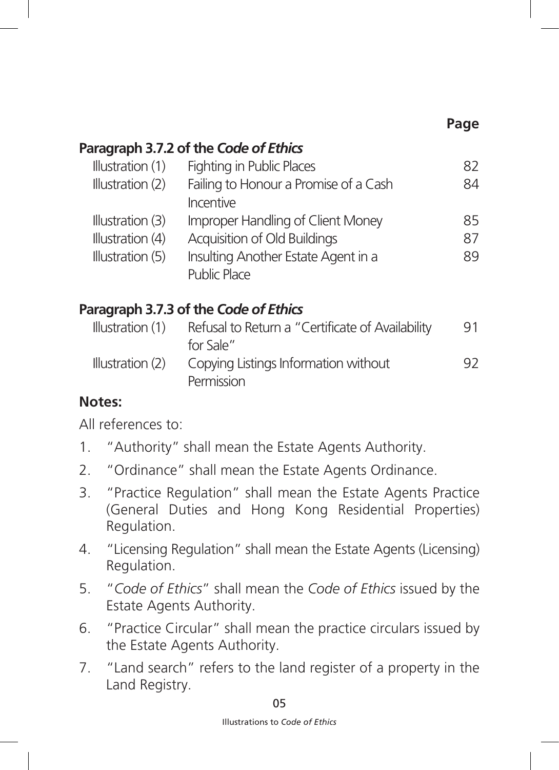| | | Page |
|---|---|---|
| **Paragraph 3.7.2 of the *Code of Ethics*** | | |
| Illustration (1) | Fighting in Public Places | 82 |
| Illustration (2) | Failing to Honour a Promise of a Cash Incentive | 84 |
| Illustration (3) | Improper Handling of Client Money | 85 |
| Illustration (4) | Acquisition of Old Buildings | 87 |
| Illustration (5) | Insulting Another Estate Agent in a Public Place | 89 |
| **Paragraph 3.7.3 of the *Code of Ethics*** | | |
| Illustration (1) | Refusal to Return a "Certificate of Availability for Sale" | 91 |
| Illustration (2) | Copying Listings Information without Permission | 92 |

**Notes:**

All references to:

1. "Authority" shall mean the Estate Agents Authority.
2. "Ordinance" shall mean the Estate Agents Ordinance.
3. "Practice Regulation" shall mean the Estate Agents Practice (General Duties and Hong Kong Residential Properties) Regulation.
4. "Licensing Regulation" shall mean the Estate Agents (Licensing) Regulation.
5. "*Code of Ethics*" shall mean the *Code of Ethics* issued by the Estate Agents Authority.
6. "Practice Circular" shall mean the practice circulars issued by the Estate Agents Authority.
7. "Land search" refers to the land register of a property in the Land Registry.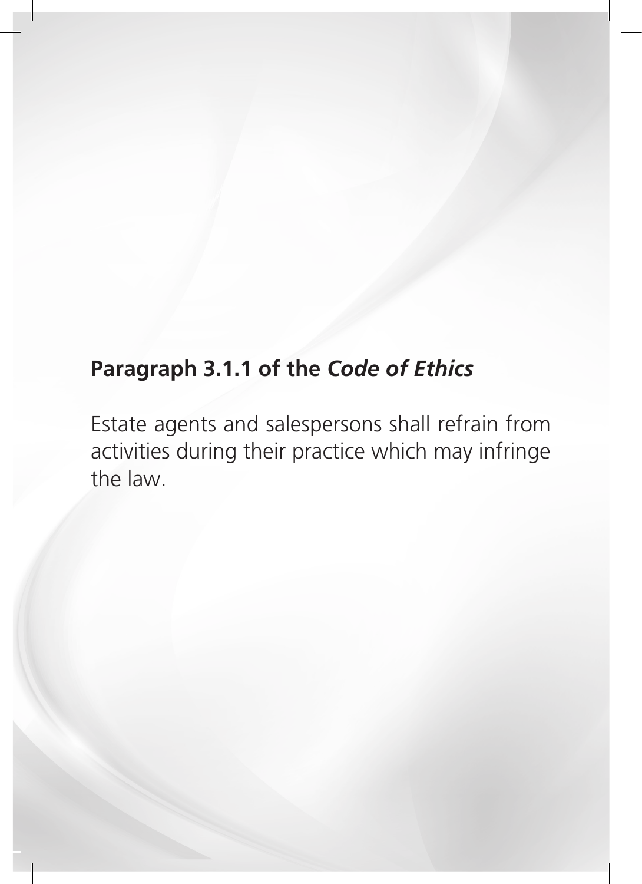**Paragraph 3.1.1 of the *Code of Ethics***

Estate agents and salespersons shall refrain from activities during their practice which may infringe the law.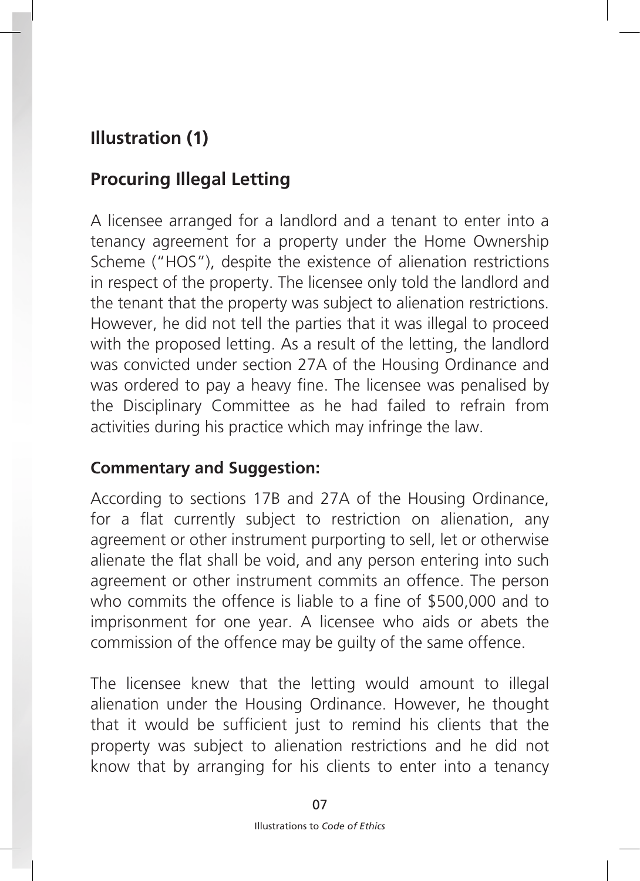## Illustration (1)

## Procuring Illegal Letting

A licensee arranged for a landlord and a tenant to enter into a tenancy agreement for a property under the Home Ownership Scheme ("HOS"), despite the existence of alienation restrictions in respect of the property. The licensee only told the landlord and the tenant that the property was subject to alienation restrictions. However, he did not tell the parties that it was illegal to proceed with the proposed letting. As a result of the letting, the landlord was convicted under section 27A of the Housing Ordinance and was ordered to pay a heavy fine. The licensee was penalised by the Disciplinary Committee as he had failed to refrain from activities during his practice which may infringe the law.

**Commentary and Suggestion:**

According to sections 17B and 27A of the Housing Ordinance, for a flat currently subject to restriction on alienation, any agreement or other instrument purporting to sell, let or otherwise alienate the flat shall be void, and any person entering into such agreement or other instrument commits an offence. The person who commits the offence is liable to a fine of $500,000 and to imprisonment for one year. A licensee who aids or abets the commission of the offence may be guilty of the same offence.

The licensee knew that the letting would amount to illegal alienation under the Housing Ordinance. However, he thought that it would be sufficient just to remind his clients that the property was subject to alienation restrictions and he did not know that by arranging for his clients to enter into a tenancy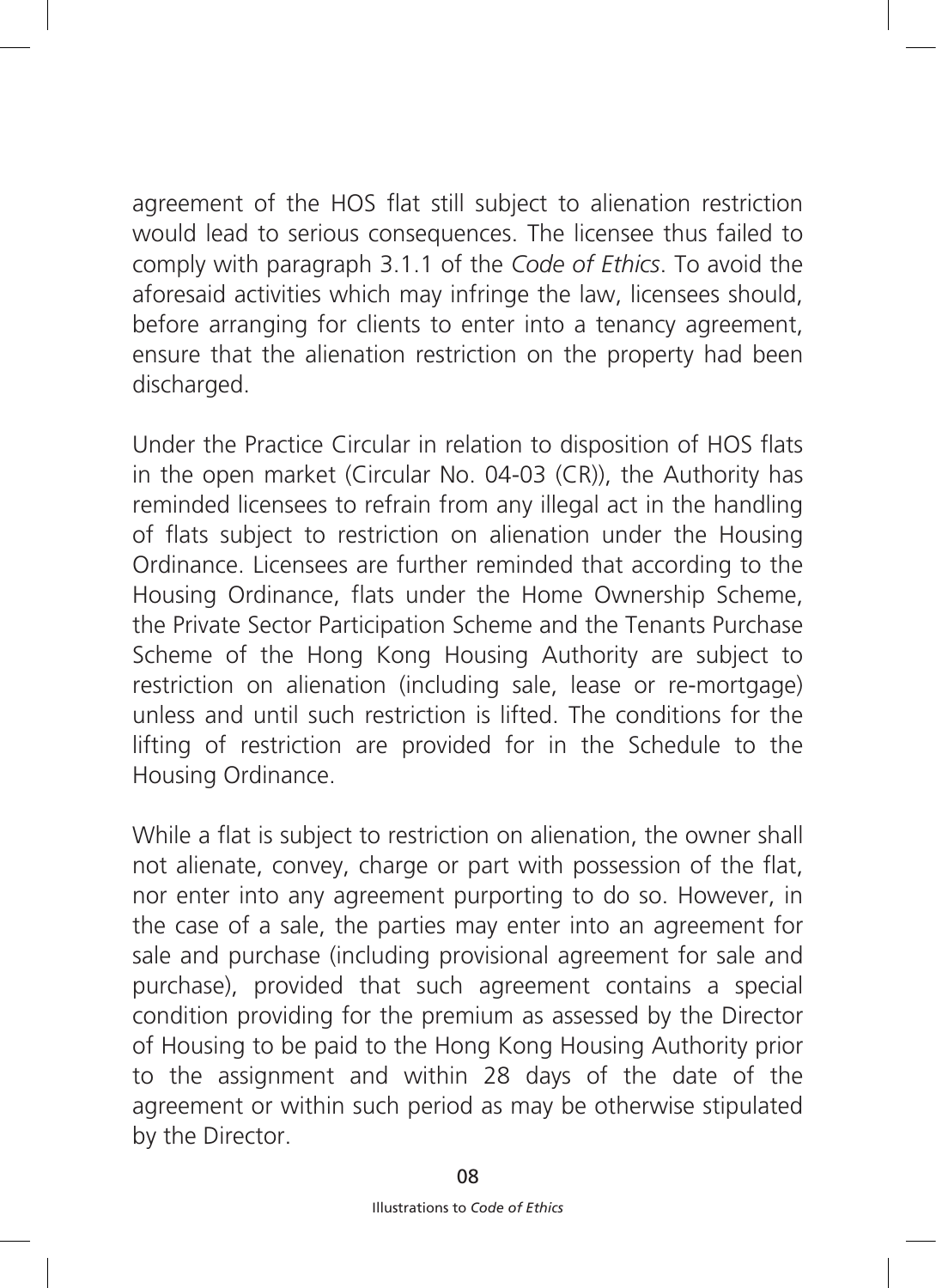agreement of the HOS flat still subject to alienation restriction would lead to serious consequences. The licensee thus failed to comply with paragraph 3.1.1 of the *Code of Ethics*. To avoid the aforesaid activities which may infringe the law, licensees should, before arranging for clients to enter into a tenancy agreement, ensure that the alienation restriction on the property had been discharged.

Under the Practice Circular in relation to disposition of HOS flats in the open market (Circular No. 04-03 (CR)), the Authority has reminded licensees to refrain from any illegal act in the handling of flats subject to restriction on alienation under the Housing Ordinance. Licensees are further reminded that according to the Housing Ordinance, flats under the Home Ownership Scheme, the Private Sector Participation Scheme and the Tenants Purchase Scheme of the Hong Kong Housing Authority are subject to restriction on alienation (including sale, lease or re-mortgage) unless and until such restriction is lifted. The conditions for the lifting of restriction are provided for in the Schedule to the Housing Ordinance.

While a flat is subject to restriction on alienation, the owner shall not alienate, convey, charge or part with possession of the flat, nor enter into any agreement purporting to do so. However, in the case of a sale, the parties may enter into an agreement for sale and purchase (including provisional agreement for sale and purchase), provided that such agreement contains a special condition providing for the premium as assessed by the Director of Housing to be paid to the Hong Kong Housing Authority prior to the assignment and within 28 days of the date of the agreement or within such period as may be otherwise stipulated by the Director.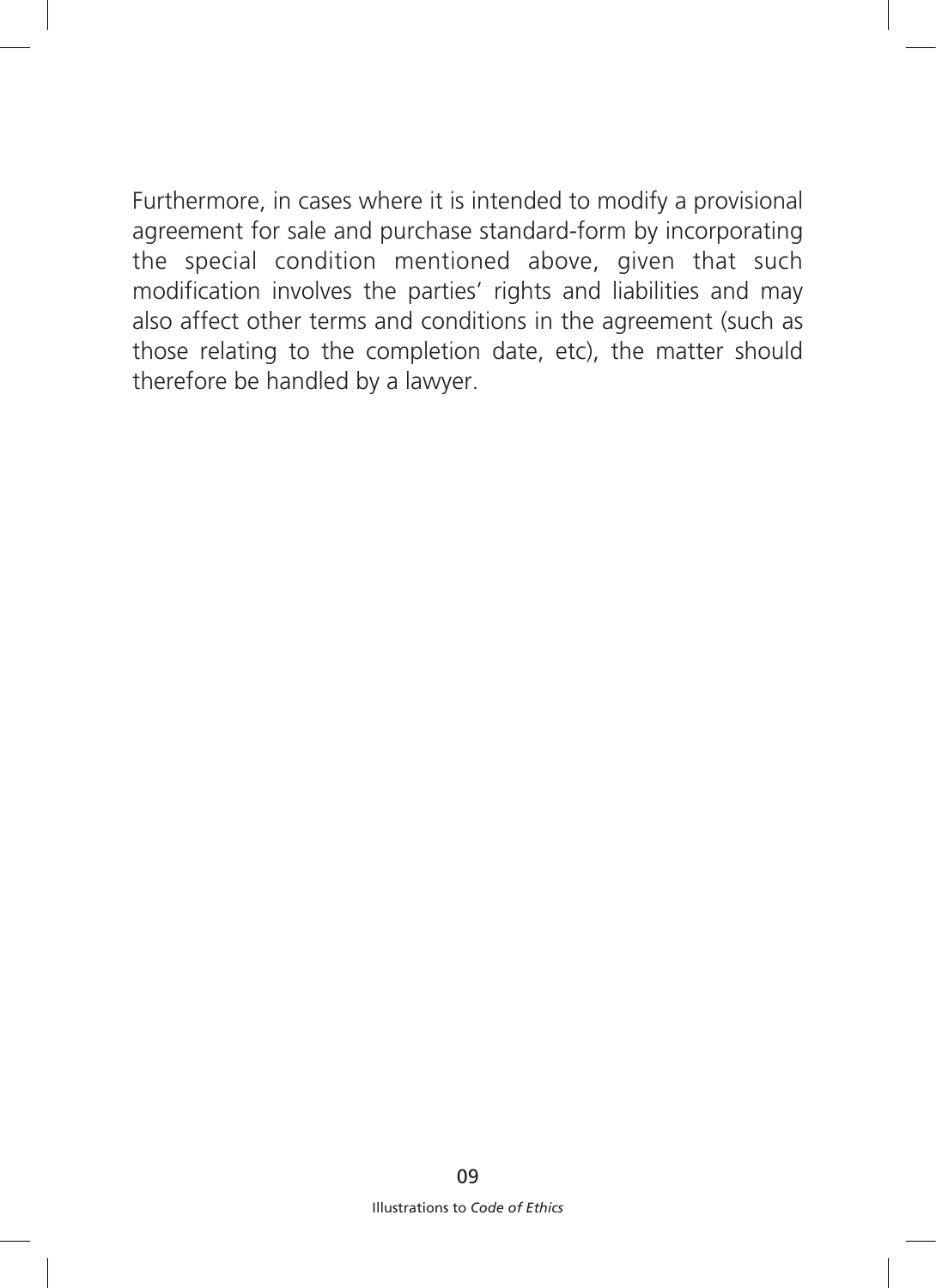Furthermore, in cases where it is intended to modify a provisional agreement for sale and purchase standard-form by incorporating the special condition mentioned above, given that such modification involves the parties' rights and liabilities and may also affect other terms and conditions in the agreement (such as those relating to the completion date, etc), the matter should therefore be handled by a lawyer.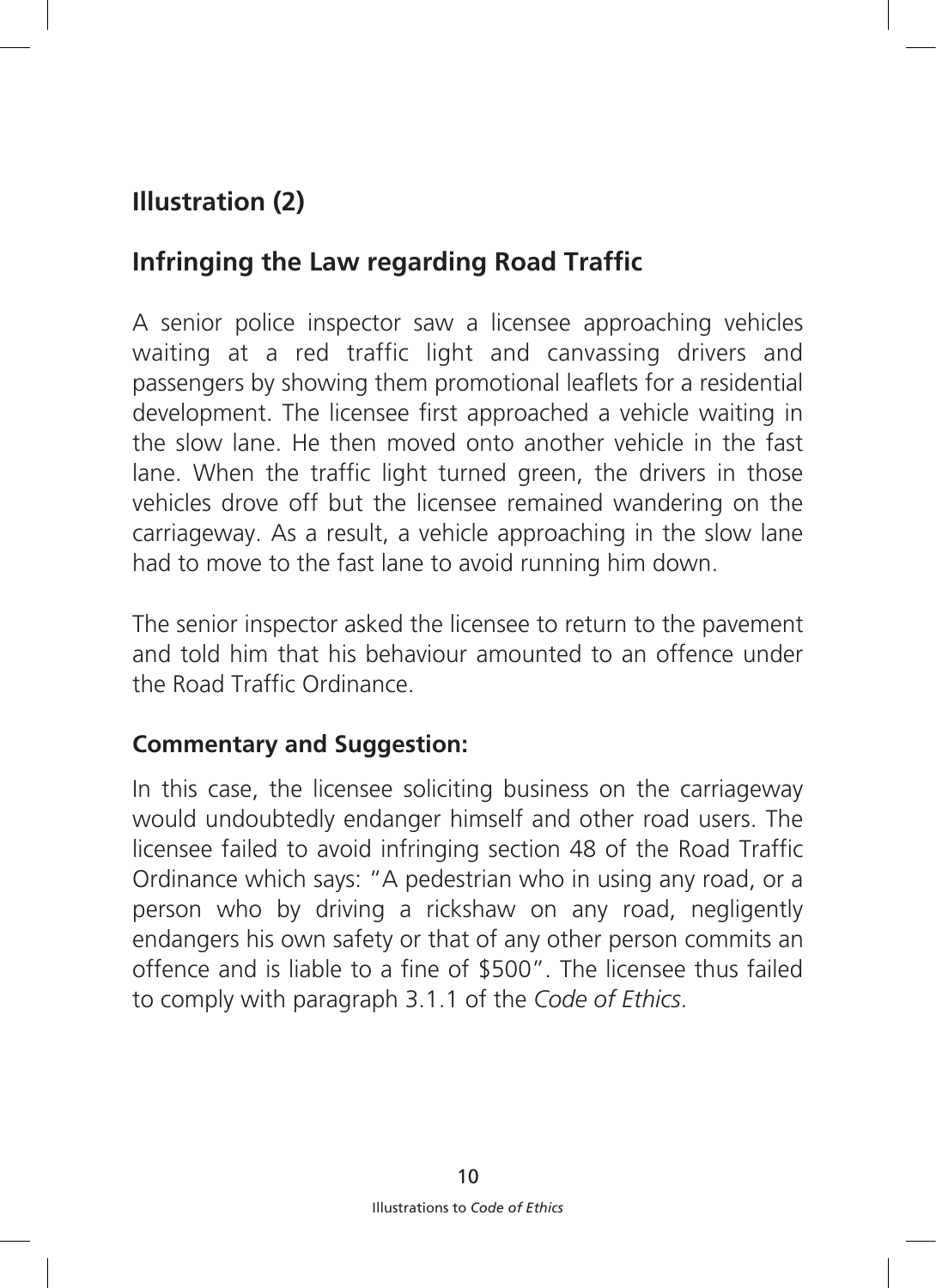## Illustration (2)

## Infringing the Law regarding Road Traffic

A senior police inspector saw a licensee approaching vehicles waiting at a red traffic light and canvassing drivers and passengers by showing them promotional leaflets for a residential development. The licensee first approached a vehicle waiting in the slow lane. He then moved onto another vehicle in the fast lane. When the traffic light turned green, the drivers in those vehicles drove off but the licensee remained wandering on the carriageway. As a result, a vehicle approaching in the slow lane had to move to the fast lane to avoid running him down.

The senior inspector asked the licensee to return to the pavement and told him that his behaviour amounted to an offence under the Road Traffic Ordinance.

**Commentary and Suggestion:**

In this case, the licensee soliciting business on the carriageway would undoubtedly endanger himself and other road users. The licensee failed to avoid infringing section 48 of the Road Traffic Ordinance which says: "A pedestrian who in using any road, or a person who by driving a rickshaw on any road, negligently endangers his own safety or that of any other person commits an offence and is liable to a fine of $500". The licensee thus failed to comply with paragraph 3.1.1 of the *Code of Ethics*.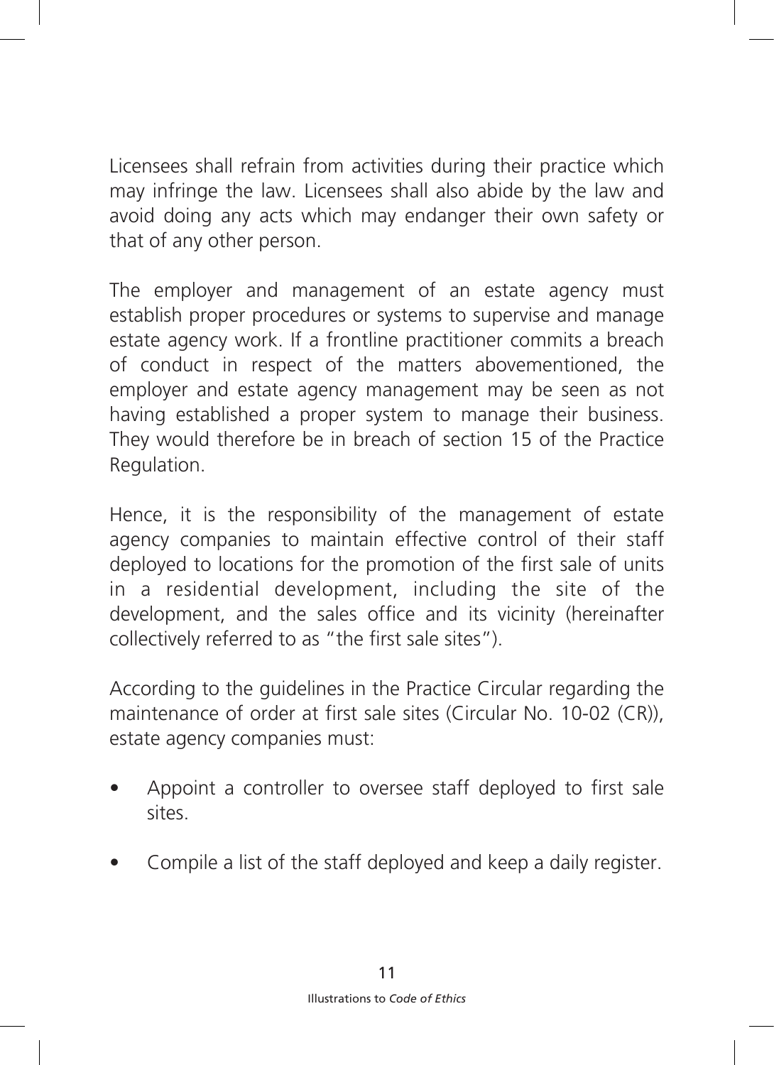Licensees shall refrain from activities during their practice which may infringe the law. Licensees shall also abide by the law and avoid doing any acts which may endanger their own safety or that of any other person.

The employer and management of an estate agency must establish proper procedures or systems to supervise and manage estate agency work. If a frontline practitioner commits a breach of conduct in respect of the matters abovementioned, the employer and estate agency management may be seen as not having established a proper system to manage their business. They would therefore be in breach of section 15 of the Practice Regulation.

Hence, it is the responsibility of the management of estate agency companies to maintain effective control of their staff deployed to locations for the promotion of the first sale of units in a residential development, including the site of the development, and the sales office and its vicinity (hereinafter collectively referred to as "the first sale sites").

According to the guidelines in the Practice Circular regarding the maintenance of order at first sale sites (Circular No. 10-02 (CR)), estate agency companies must:

- Appoint a controller to oversee staff deployed to first sale sites.
- Compile a list of the staff deployed and keep a daily register.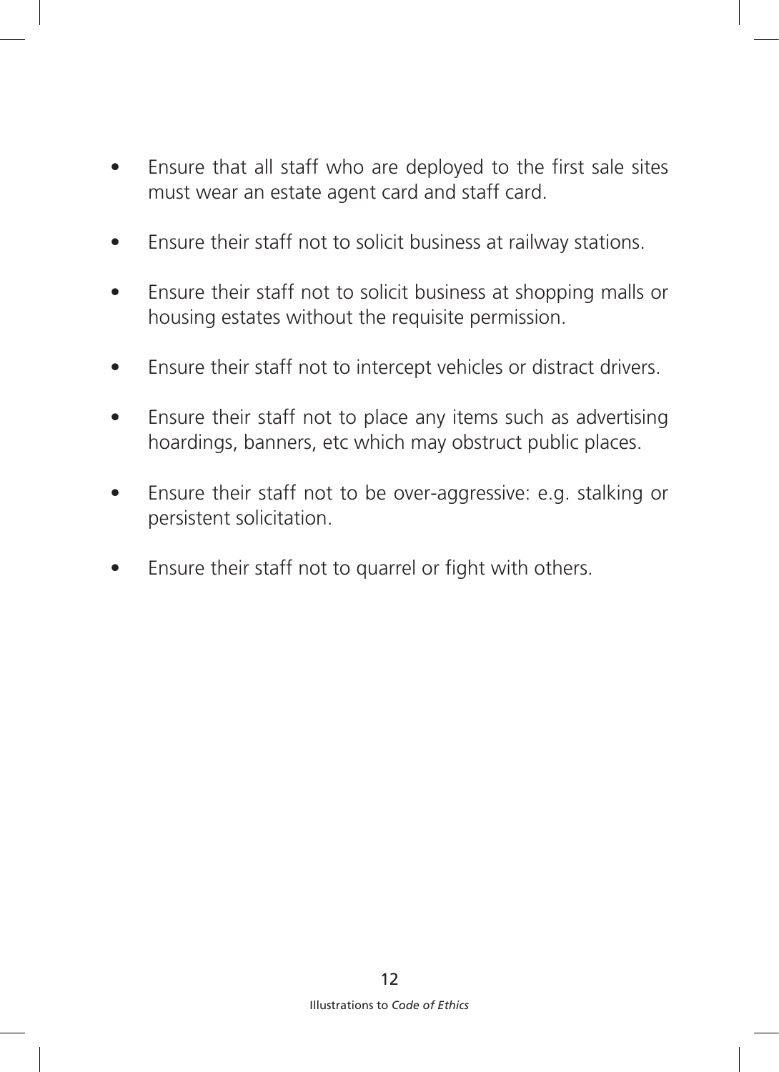- Ensure that all staff who are deployed to the first sale sites must wear an estate agent card and staff card.
- Ensure their staff not to solicit business at railway stations.
- Ensure their staff not to solicit business at shopping malls or housing estates without the requisite permission.
- Ensure their staff not to intercept vehicles or distract drivers.
- Ensure their staff not to place any items such as advertising hoardings, banners, etc which may obstruct public places.
- Ensure their staff not to be over-aggressive: e.g. stalking or persistent solicitation.
- Ensure their staff not to quarrel or fight with others.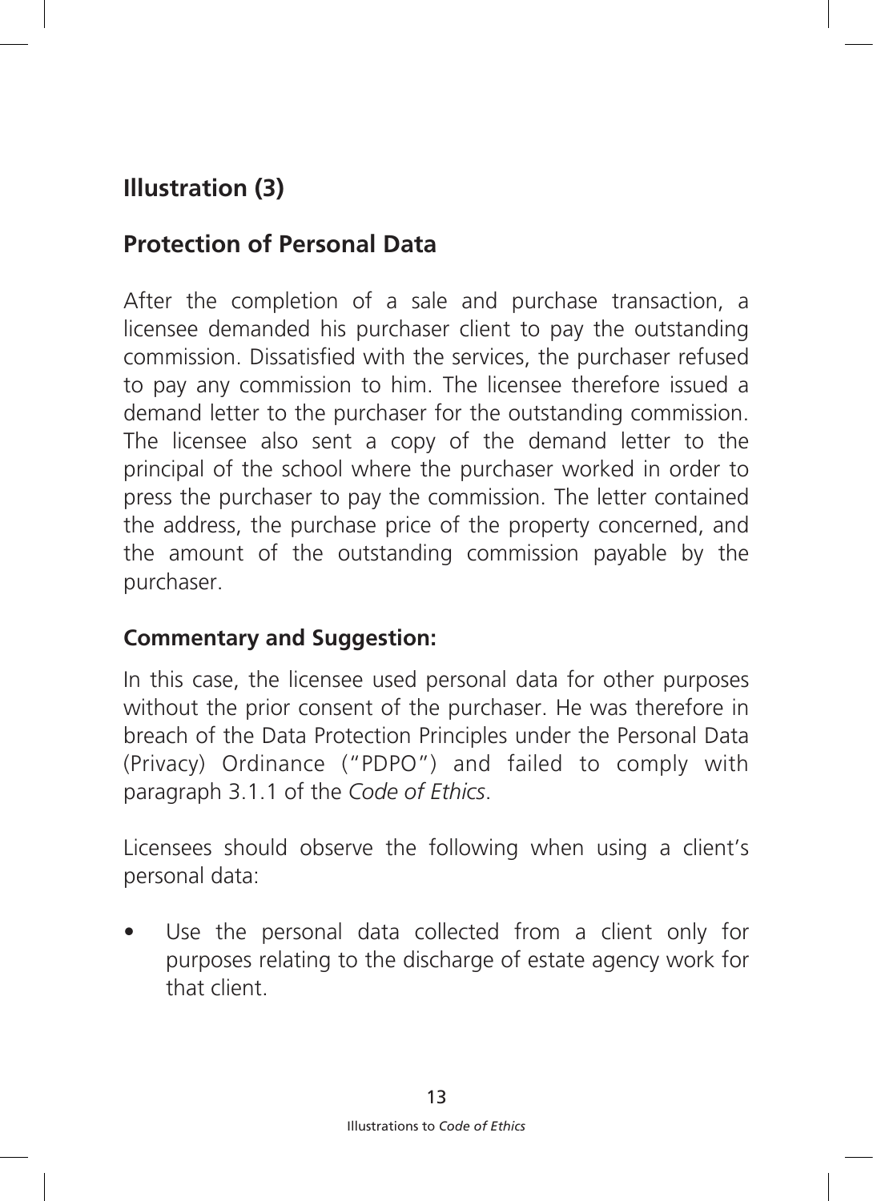## Illustration (3)

## Protection of Personal Data

After the completion of a sale and purchase transaction, a licensee demanded his purchaser client to pay the outstanding commission. Dissatisfied with the services, the purchaser refused to pay any commission to him. The licensee therefore issued a demand letter to the purchaser for the outstanding commission. The licensee also sent a copy of the demand letter to the principal of the school where the purchaser worked in order to press the purchaser to pay the commission. The letter contained the address, the purchase price of the property concerned, and the amount of the outstanding commission payable by the purchaser.

### Commentary and Suggestion:

In this case, the licensee used personal data for other purposes without the prior consent of the purchaser. He was therefore in breach of the Data Protection Principles under the Personal Data (Privacy) Ordinance ("PDPO") and failed to comply with paragraph 3.1.1 of the *Code of Ethics*.

Licensees should observe the following when using a client's personal data:

- Use the personal data collected from a client only for purposes relating to the discharge of estate agency work for that client.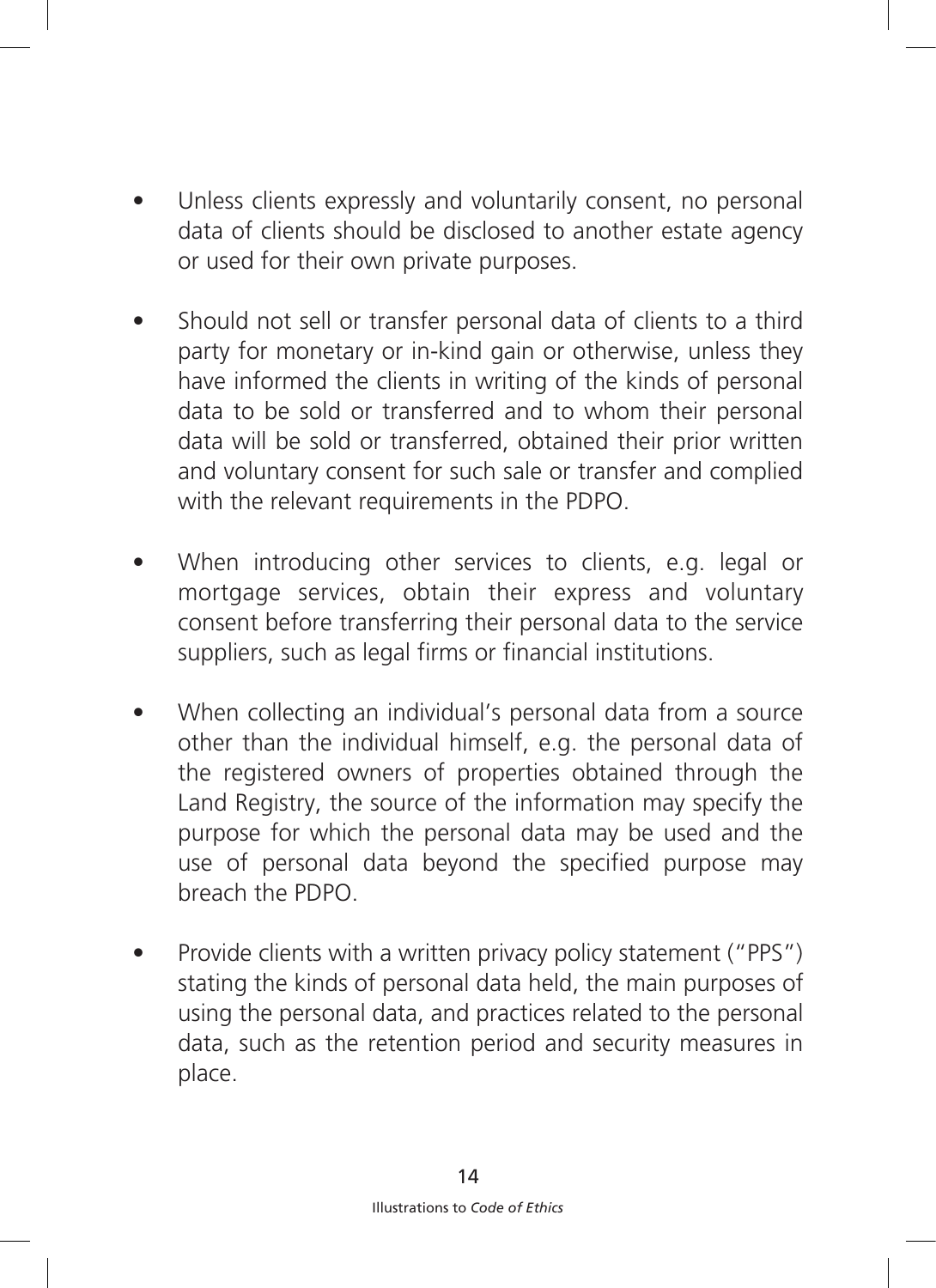- Unless clients expressly and voluntarily consent, no personal data of clients should be disclosed to another estate agency or used for their own private purposes.

- Should not sell or transfer personal data of clients to a third party for monetary or in-kind gain or otherwise, unless they have informed the clients in writing of the kinds of personal data to be sold or transferred and to whom their personal data will be sold or transferred, obtained their prior written and voluntary consent for such sale or transfer and complied with the relevant requirements in the PDPO.

- When introducing other services to clients, e.g. legal or mortgage services, obtain their express and voluntary consent before transferring their personal data to the service suppliers, such as legal firms or financial institutions.

- When collecting an individual's personal data from a source other than the individual himself, e.g. the personal data of the registered owners of properties obtained through the Land Registry, the source of the information may specify the purpose for which the personal data may be used and the use of personal data beyond the specified purpose may breach the PDPO.

- Provide clients with a written privacy policy statement ("PPS") stating the kinds of personal data held, the main purposes of using the personal data, and practices related to the personal data, such as the retention period and security measures in place.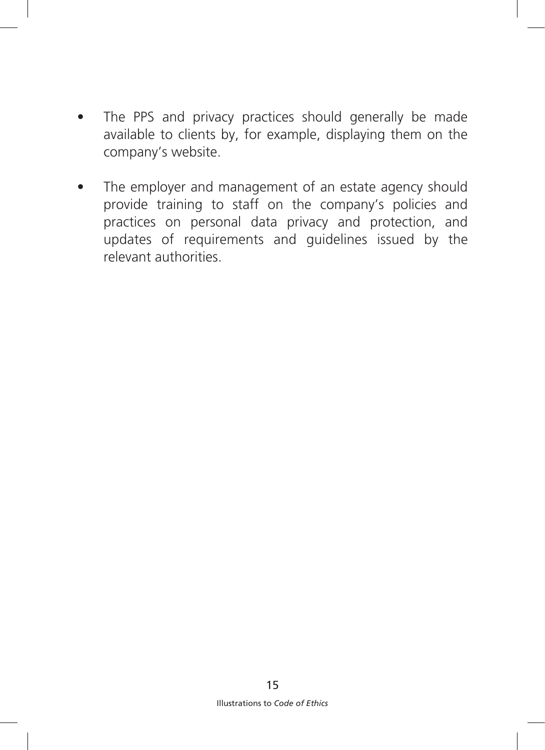- The PPS and privacy practices should generally be made available to clients by, for example, displaying them on the company's website.

- The employer and management of an estate agency should provide training to staff on the company's policies and practices on personal data privacy and protection, and updates of requirements and guidelines issued by the relevant authorities.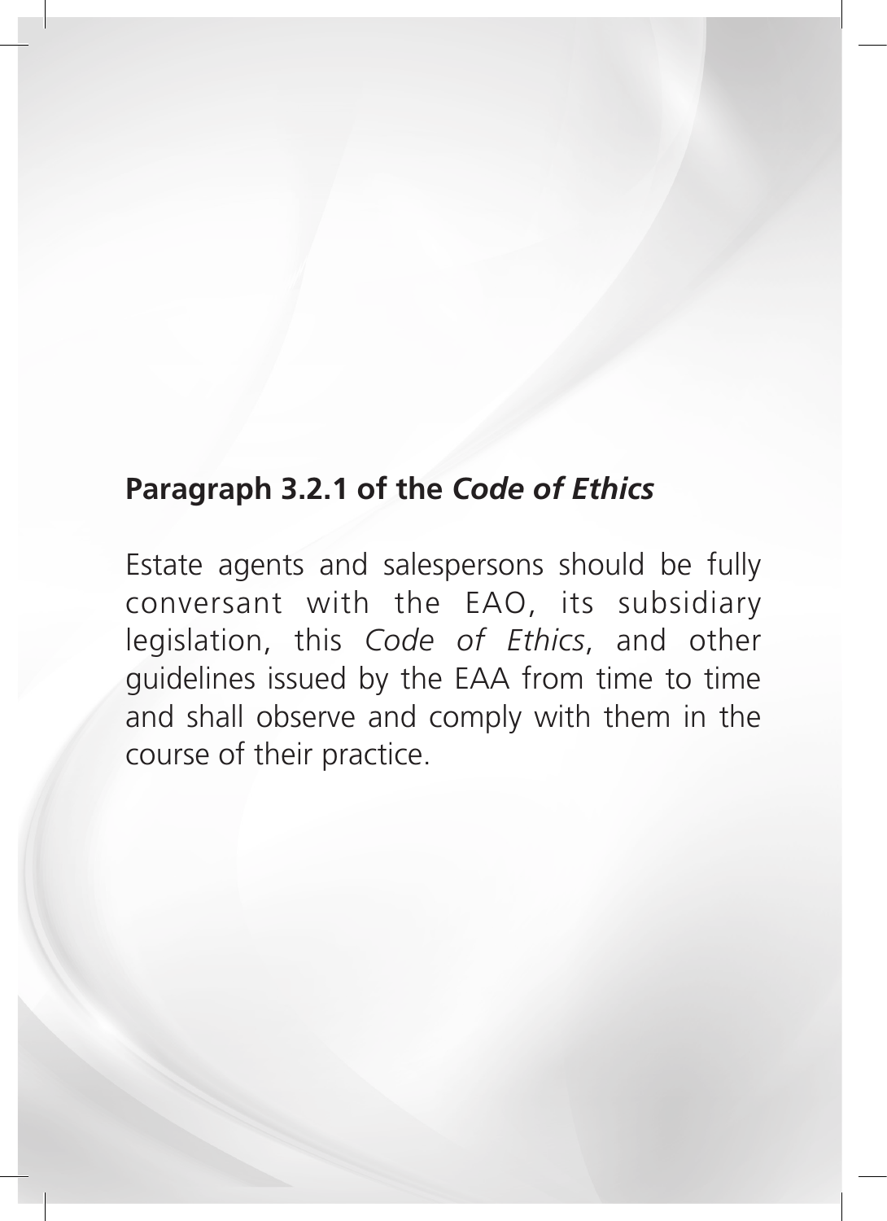## Paragraph 3.2.1 of the *Code of Ethics*

Estate agents and salespersons should be fully conversant with the EAO, its subsidiary legislation, this *Code of Ethics*, and other guidelines issued by the EAA from time to time and shall observe and comply with them in the course of their practice.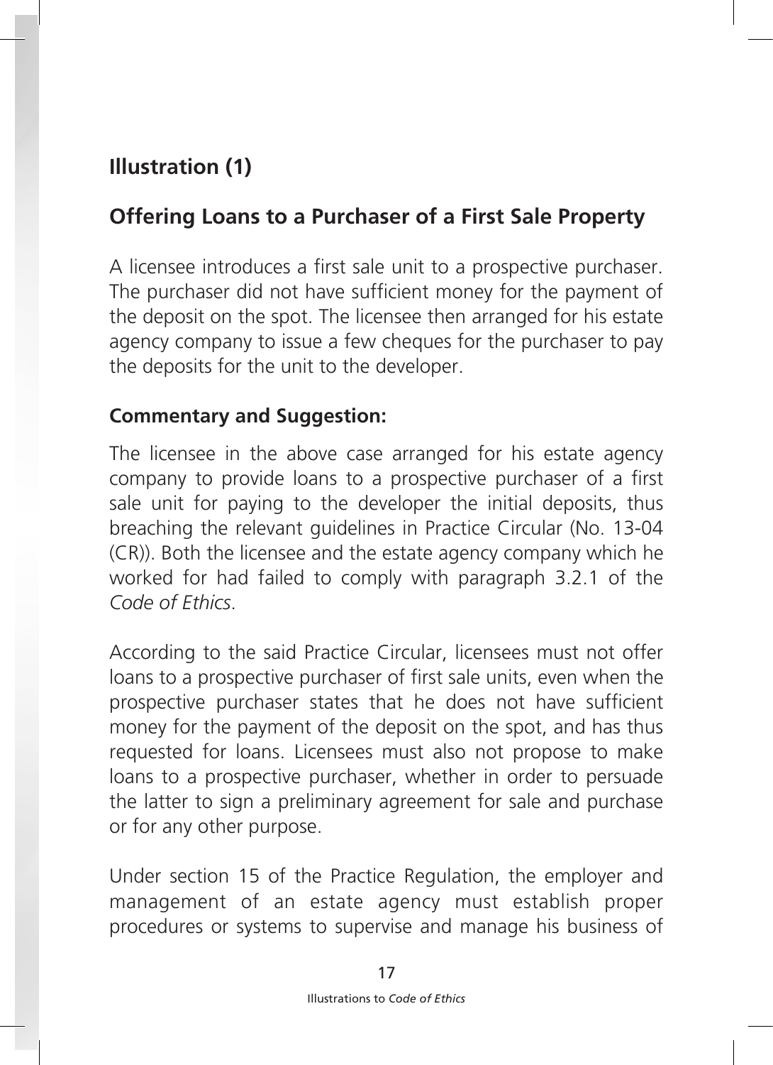## Illustration (1)

## Offering Loans to a Purchaser of a First Sale Property

A licensee introduces a first sale unit to a prospective purchaser. The purchaser did not have sufficient money for the payment of the deposit on the spot. The licensee then arranged for his estate agency company to issue a few cheques for the purchaser to pay the deposits for the unit to the developer.

**Commentary and Suggestion:**

The licensee in the above case arranged for his estate agency company to provide loans to a prospective purchaser of a first sale unit for paying to the developer the initial deposits, thus breaching the relevant guidelines in Practice Circular (No. 13-04 (CR)). Both the licensee and the estate agency company which he worked for had failed to comply with paragraph 3.2.1 of the *Code of Ethics*.

According to the said Practice Circular, licensees must not offer loans to a prospective purchaser of first sale units, even when the prospective purchaser states that he does not have sufficient money for the payment of the deposit on the spot, and has thus requested for loans. Licensees must also not propose to make loans to a prospective purchaser, whether in order to persuade the latter to sign a preliminary agreement for sale and purchase or for any other purpose.

Under section 15 of the Practice Regulation, the employer and management of an estate agency must establish proper procedures or systems to supervise and manage his business of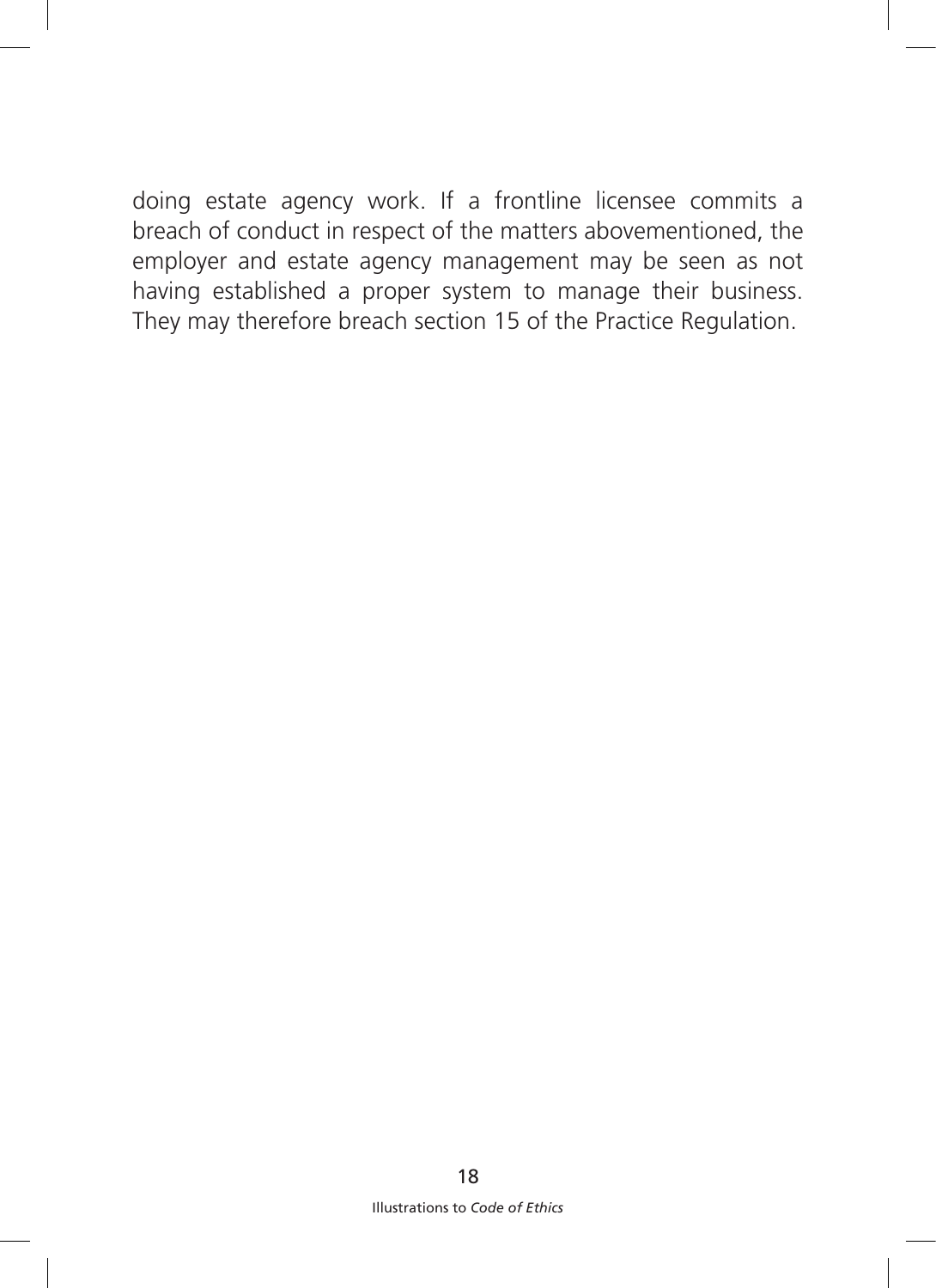doing estate agency work. If a frontline licensee commits a breach of conduct in respect of the matters abovementioned, the employer and estate agency management may be seen as not having established a proper system to manage their business. They may therefore breach section 15 of the Practice Regulation.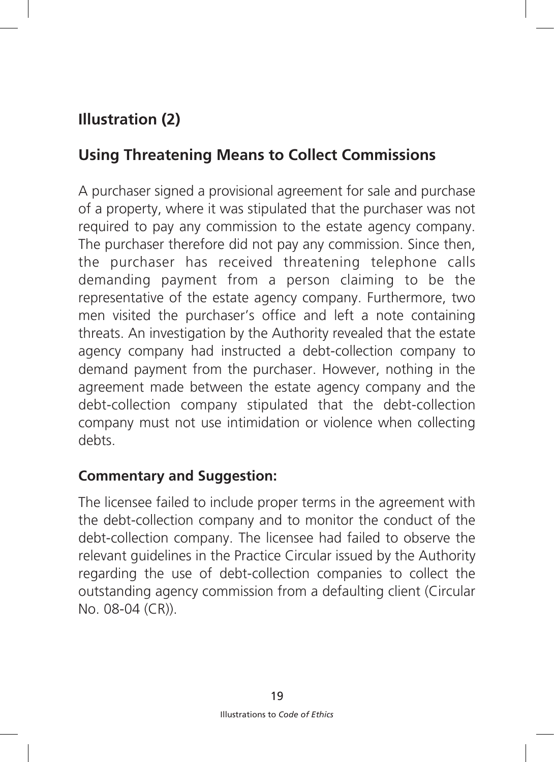## Illustration (2)

## Using Threatening Means to Collect Commissions

A purchaser signed a provisional agreement for sale and purchase of a property, where it was stipulated that the purchaser was not required to pay any commission to the estate agency company. The purchaser therefore did not pay any commission. Since then, the purchaser has received threatening telephone calls demanding payment from a person claiming to be the representative of the estate agency company. Furthermore, two men visited the purchaser's office and left a note containing threats. An investigation by the Authority revealed that the estate agency company had instructed a debt-collection company to demand payment from the purchaser. However, nothing in the agreement made between the estate agency company and the debt-collection company stipulated that the debt-collection company must not use intimidation or violence when collecting debts.

### Commentary and Suggestion:

The licensee failed to include proper terms in the agreement with the debt-collection company and to monitor the conduct of the debt-collection company. The licensee had failed to observe the relevant guidelines in the Practice Circular issued by the Authority regarding the use of debt-collection companies to collect the outstanding agency commission from a defaulting client (Circular No. 08-04 (CR)).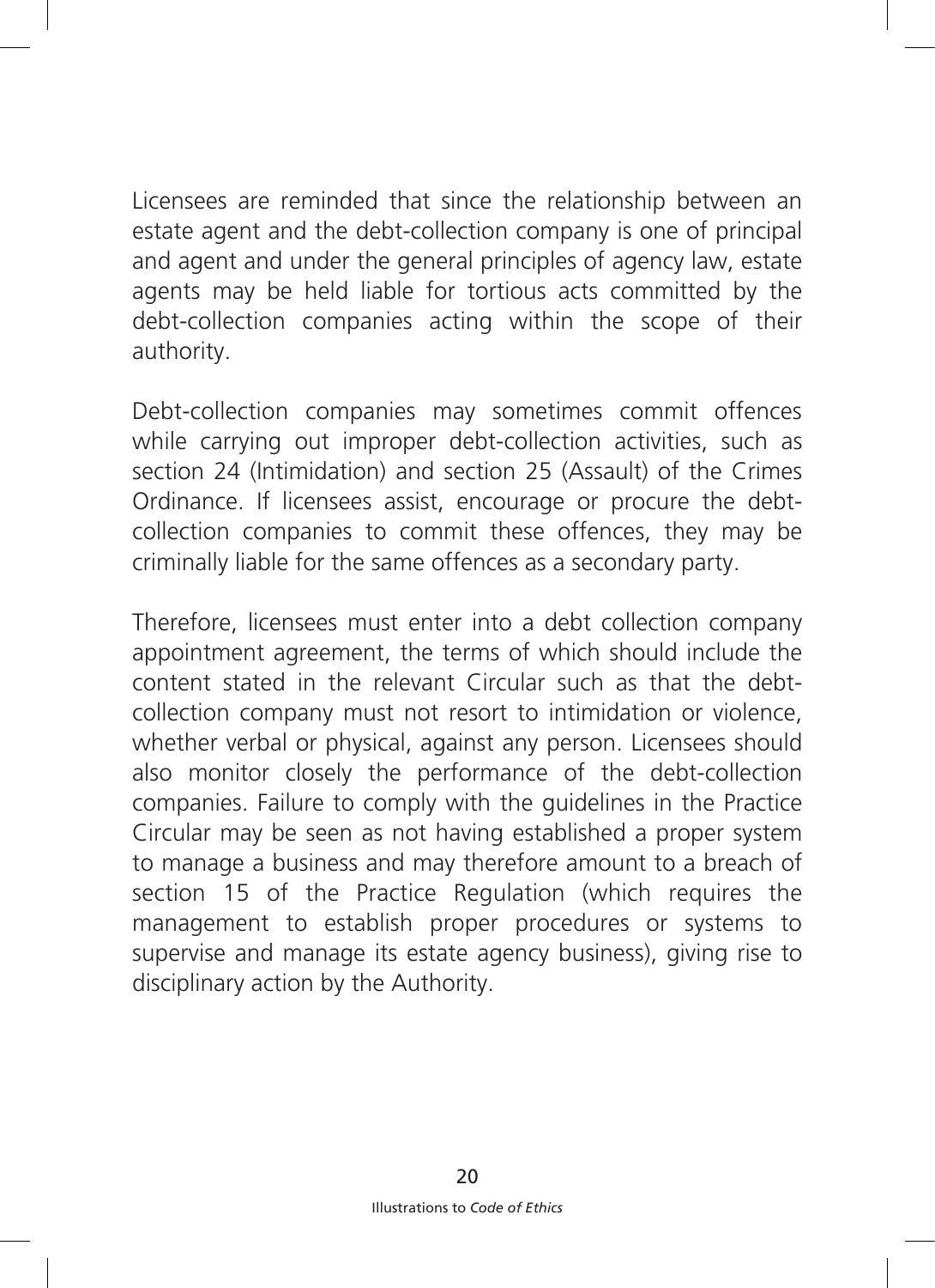Licensees are reminded that since the relationship between an estate agent and the debt-collection company is one of principal and agent and under the general principles of agency law, estate agents may be held liable for tortious acts committed by the debt-collection companies acting within the scope of their authority.

Debt-collection companies may sometimes commit offences while carrying out improper debt-collection activities, such as section 24 (Intimidation) and section 25 (Assault) of the Crimes Ordinance. If licensees assist, encourage or procure the debt-collection companies to commit these offences, they may be criminally liable for the same offences as a secondary party.

Therefore, licensees must enter into a debt collection company appointment agreement, the terms of which should include the content stated in the relevant Circular such as that the debt-collection company must not resort to intimidation or violence, whether verbal or physical, against any person. Licensees should also monitor closely the performance of the debt-collection companies. Failure to comply with the guidelines in the Practice Circular may be seen as not having established a proper system to manage a business and may therefore amount to a breach of section 15 of the Practice Regulation (which requires the management to establish proper procedures or systems to supervise and manage its estate agency business), giving rise to disciplinary action by the Authority.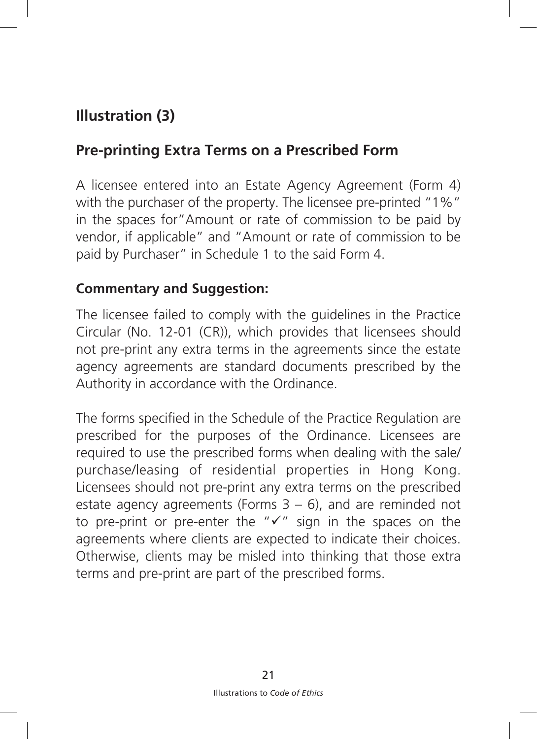## Illustration (3)

## Pre-printing Extra Terms on a Prescribed Form

A licensee entered into an Estate Agency Agreement (Form 4) with the purchaser of the property. The licensee pre-printed "1%" in the spaces for"Amount or rate of commission to be paid by vendor, if applicable" and "Amount or rate of commission to be paid by Purchaser" in Schedule 1 to the said Form 4.

### Commentary and Suggestion:

The licensee failed to comply with the guidelines in the Practice Circular (No. 12-01 (CR)), which provides that licensees should not pre-print any extra terms in the agreements since the estate agency agreements are standard documents prescribed by the Authority in accordance with the Ordinance.

The forms specified in the Schedule of the Practice Regulation are prescribed for the purposes of the Ordinance. Licensees are required to use the prescribed forms when dealing with the sale/purchase/leasing of residential properties in Hong Kong. Licensees should not pre-print any extra terms on the prescribed estate agency agreements (Forms 3 – 6), and are reminded not to pre-print or pre-enter the "✓" sign in the spaces on the agreements where clients are expected to indicate their choices. Otherwise, clients may be misled into thinking that those extra terms and pre-print are part of the prescribed forms.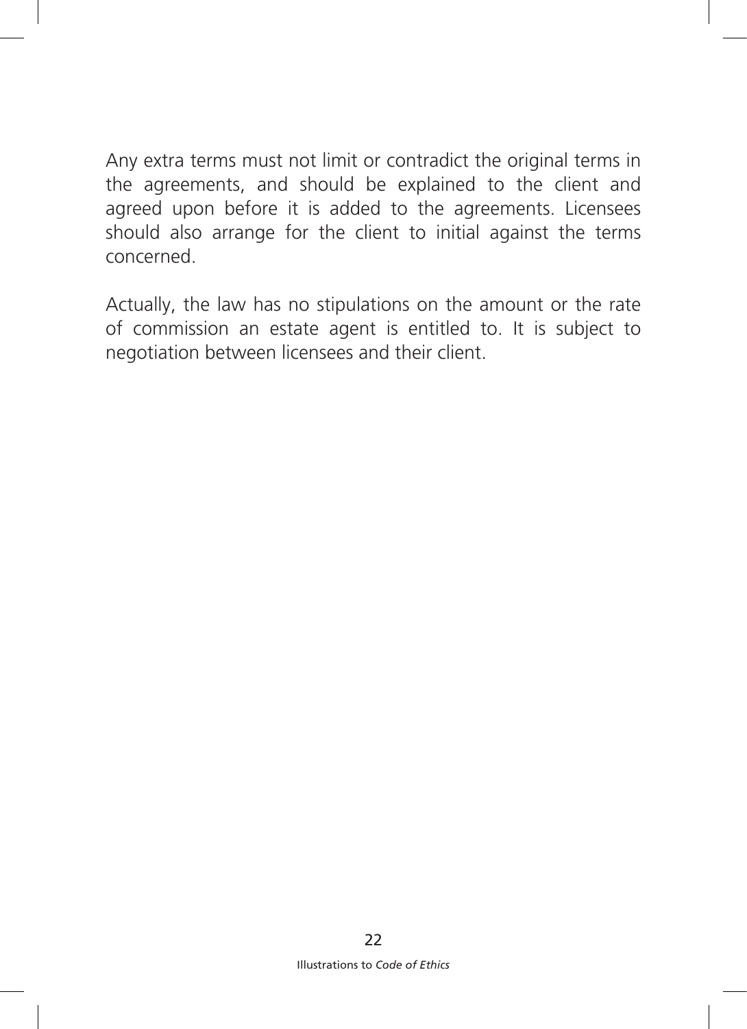Any extra terms must not limit or contradict the original terms in the agreements, and should be explained to the client and agreed upon before it is added to the agreements. Licensees should also arrange for the client to initial against the terms concerned.

Actually, the law has no stipulations on the amount or the rate of commission an estate agent is entitled to. It is subject to negotiation between licensees and their client.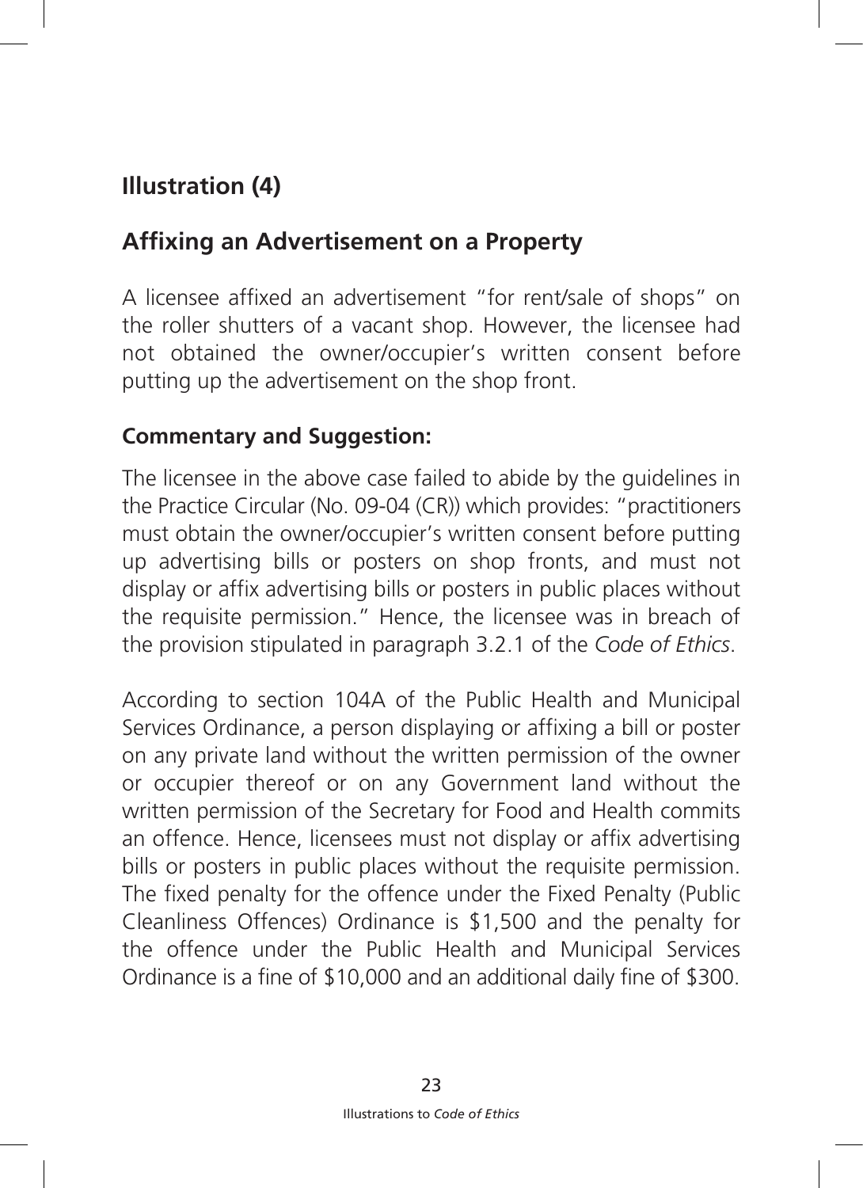## Illustration (4)

## Affixing an Advertisement on a Property

A licensee affixed an advertisement "for rent/sale of shops" on the roller shutters of a vacant shop. However, the licensee had not obtained the owner/occupier's written consent before putting up the advertisement on the shop front.

**Commentary and Suggestion:**

The licensee in the above case failed to abide by the guidelines in the Practice Circular (No. 09-04 (CR)) which provides: "practitioners must obtain the owner/occupier's written consent before putting up advertising bills or posters on shop fronts, and must not display or affix advertising bills or posters in public places without the requisite permission." Hence, the licensee was in breach of the provision stipulated in paragraph 3.2.1 of the *Code of Ethics*.

According to section 104A of the Public Health and Municipal Services Ordinance, a person displaying or affixing a bill or poster on any private land without the written permission of the owner or occupier thereof or on any Government land without the written permission of the Secretary for Food and Health commits an offence. Hence, licensees must not display or affix advertising bills or posters in public places without the requisite permission. The fixed penalty for the offence under the Fixed Penalty (Public Cleanliness Offences) Ordinance is $1,500 and the penalty for the offence under the Public Health and Municipal Services Ordinance is a fine of $10,000 and an additional daily fine of $300.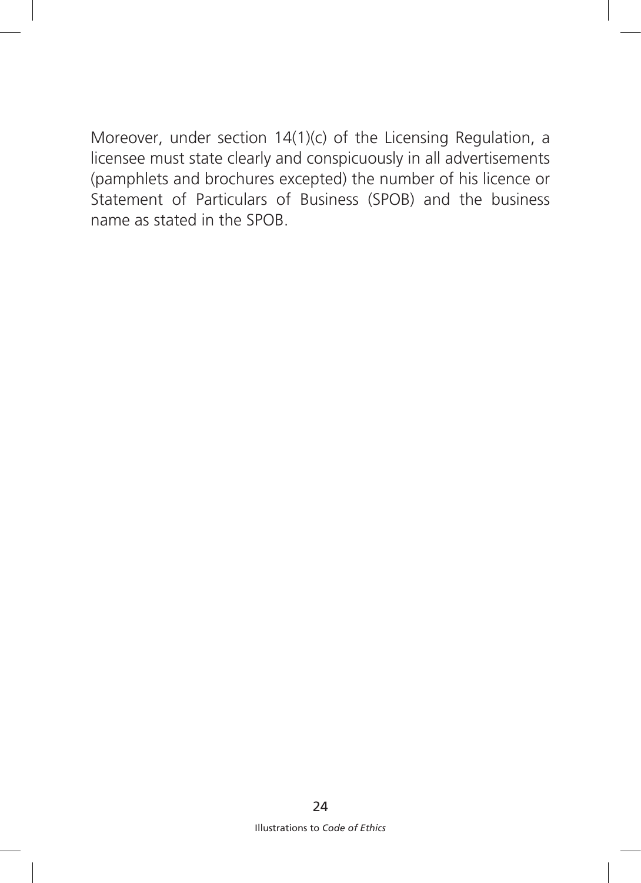Moreover, under section 14(1)(c) of the Licensing Regulation, a licensee must state clearly and conspicuously in all advertisements (pamphlets and brochures excepted) the number of his licence or Statement of Particulars of Business (SPOB) and the business name as stated in the SPOB.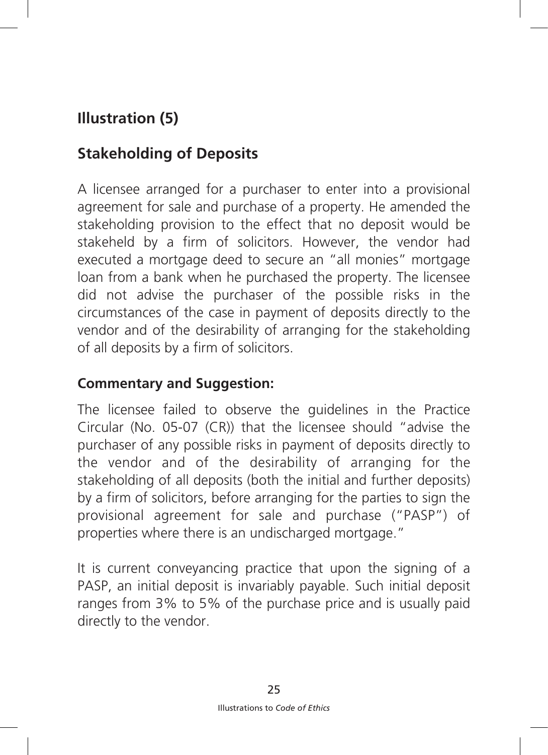## Illustration (5)

## Stakeholding of Deposits

A licensee arranged for a purchaser to enter into a provisional agreement for sale and purchase of a property. He amended the stakeholding provision to the effect that no deposit would be stakeheld by a firm of solicitors. However, the vendor had executed a mortgage deed to secure an "all monies" mortgage loan from a bank when he purchased the property. The licensee did not advise the purchaser of the possible risks in the circumstances of the case in payment of deposits directly to the vendor and of the desirability of arranging for the stakeholding of all deposits by a firm of solicitors.

### Commentary and Suggestion:

The licensee failed to observe the guidelines in the Practice Circular (No. 05-07 (CR)) that the licensee should "advise the purchaser of any possible risks in payment of deposits directly to the vendor and of the desirability of arranging for the stakeholding of all deposits (both the initial and further deposits) by a firm of solicitors, before arranging for the parties to sign the provisional agreement for sale and purchase ("PASP") of properties where there is an undischarged mortgage."

It is current conveyancing practice that upon the signing of a PASP, an initial deposit is invariably payable. Such initial deposit ranges from 3% to 5% of the purchase price and is usually paid directly to the vendor.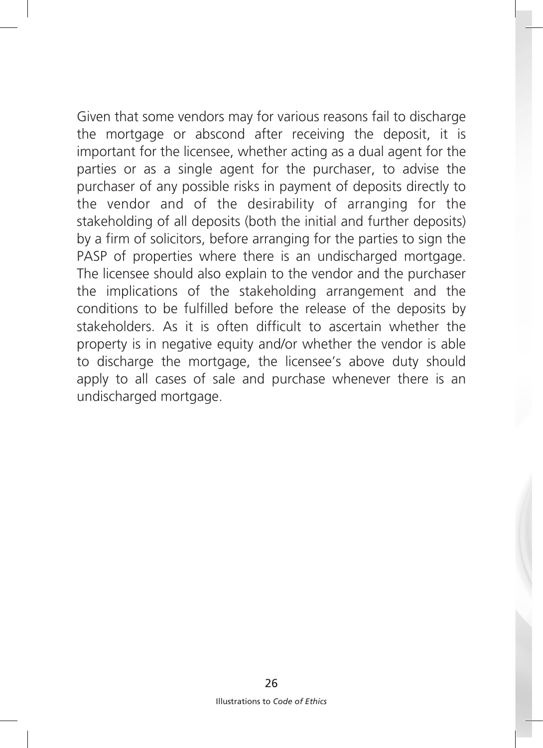Given that some vendors may for various reasons fail to discharge the mortgage or abscond after receiving the deposit, it is important for the licensee, whether acting as a dual agent for the parties or as a single agent for the purchaser, to advise the purchaser of any possible risks in payment of deposits directly to the vendor and of the desirability of arranging for the stakeholding of all deposits (both the initial and further deposits) by a firm of solicitors, before arranging for the parties to sign the PASP of properties where there is an undischarged mortgage. The licensee should also explain to the vendor and the purchaser the implications of the stakeholding arrangement and the conditions to be fulfilled before the release of the deposits by stakeholders. As it is often difficult to ascertain whether the property is in negative equity and/or whether the vendor is able to discharge the mortgage, the licensee's above duty should apply to all cases of sale and purchase whenever there is an undischarged mortgage.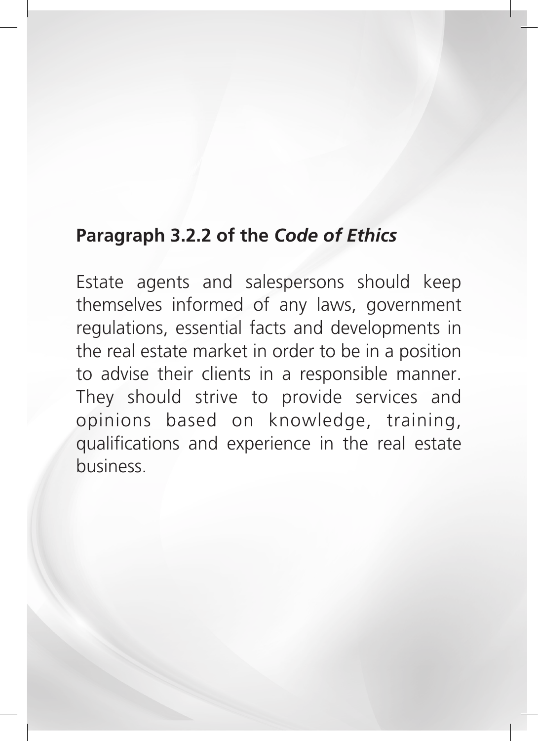**Paragraph 3.2.2 of the *Code of Ethics***

Estate agents and salespersons should keep themselves informed of any laws, government regulations, essential facts and developments in the real estate market in order to be in a position to advise their clients in a responsible manner. They should strive to provide services and opinions based on knowledge, training, qualifications and experience in the real estate business.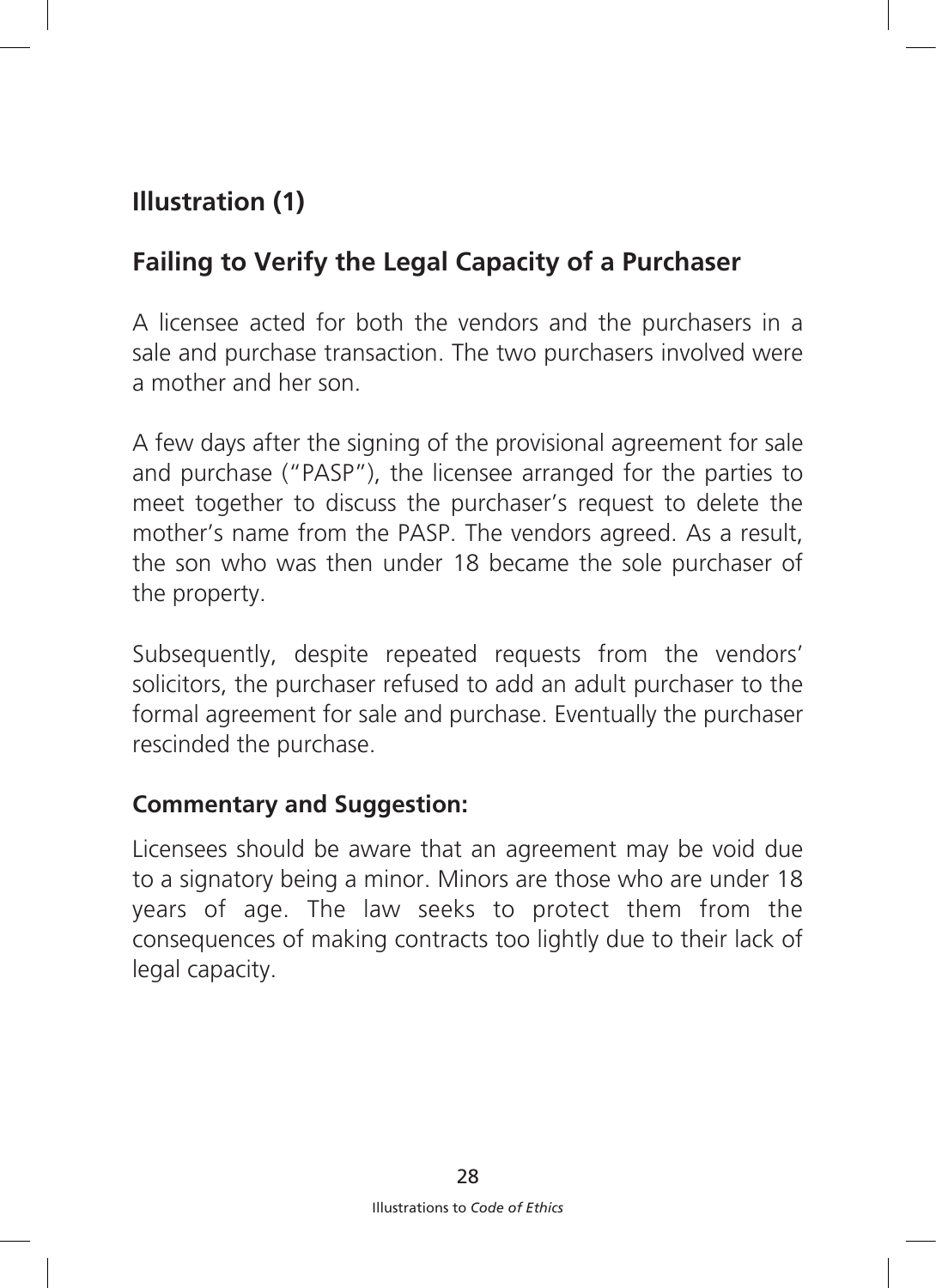## Illustration (1)

## Failing to Verify the Legal Capacity of a Purchaser

A licensee acted for both the vendors and the purchasers in a sale and purchase transaction. The two purchasers involved were a mother and her son.

A few days after the signing of the provisional agreement for sale and purchase ("PASP"), the licensee arranged for the parties to meet together to discuss the purchaser's request to delete the mother's name from the PASP. The vendors agreed. As a result, the son who was then under 18 became the sole purchaser of the property.

Subsequently, despite repeated requests from the vendors' solicitors, the purchaser refused to add an adult purchaser to the formal agreement for sale and purchase. Eventually the purchaser rescinded the purchase.

### Commentary and Suggestion:

Licensees should be aware that an agreement may be void due to a signatory being a minor. Minors are those who are under 18 years of age. The law seeks to protect them from the consequences of making contracts too lightly due to their lack of legal capacity.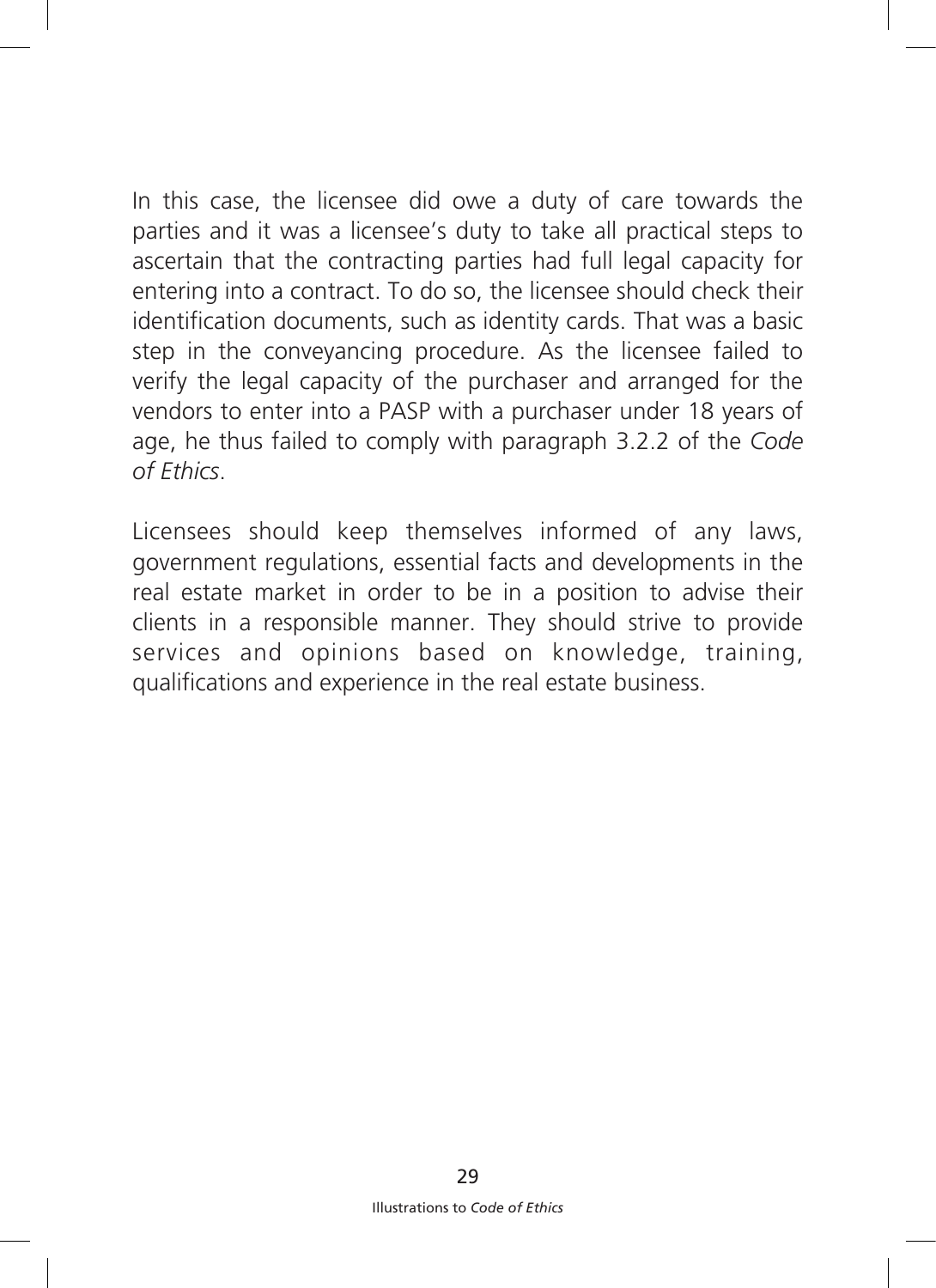In this case, the licensee did owe a duty of care towards the parties and it was a licensee's duty to take all practical steps to ascertain that the contracting parties had full legal capacity for entering into a contract. To do so, the licensee should check their identification documents, such as identity cards. That was a basic step in the conveyancing procedure. As the licensee failed to verify the legal capacity of the purchaser and arranged for the vendors to enter into a PASP with a purchaser under 18 years of age, he thus failed to comply with paragraph 3.2.2 of the *Code of Ethics*.

Licensees should keep themselves informed of any laws, government regulations, essential facts and developments in the real estate market in order to be in a position to advise their clients in a responsible manner. They should strive to provide services and opinions based on knowledge, training, qualifications and experience in the real estate business.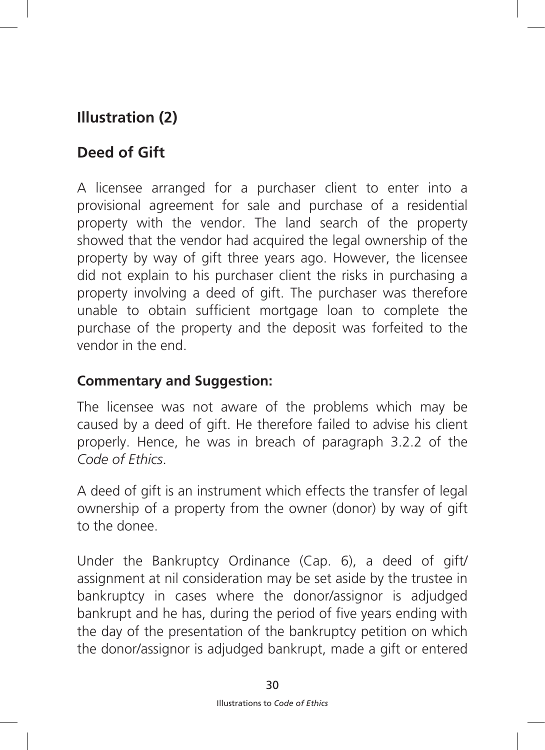## Illustration (2)

## Deed of Gift

A licensee arranged for a purchaser client to enter into a provisional agreement for sale and purchase of a residential property with the vendor. The land search of the property showed that the vendor had acquired the legal ownership of the property by way of gift three years ago. However, the licensee did not explain to his purchaser client the risks in purchasing a property involving a deed of gift. The purchaser was therefore unable to obtain sufficient mortgage loan to complete the purchase of the property and the deposit was forfeited to the vendor in the end.

### Commentary and Suggestion:

The licensee was not aware of the problems which may be caused by a deed of gift. He therefore failed to advise his client properly. Hence, he was in breach of paragraph 3.2.2 of the *Code of Ethics*.

A deed of gift is an instrument which effects the transfer of legal ownership of a property from the owner (donor) by way of gift to the donee.

Under the Bankruptcy Ordinance (Cap. 6), a deed of gift/ assignment at nil consideration may be set aside by the trustee in bankruptcy in cases where the donor/assignor is adjudged bankrupt and he has, during the period of five years ending with the day of the presentation of the bankruptcy petition on which the donor/assignor is adjudged bankrupt, made a gift or entered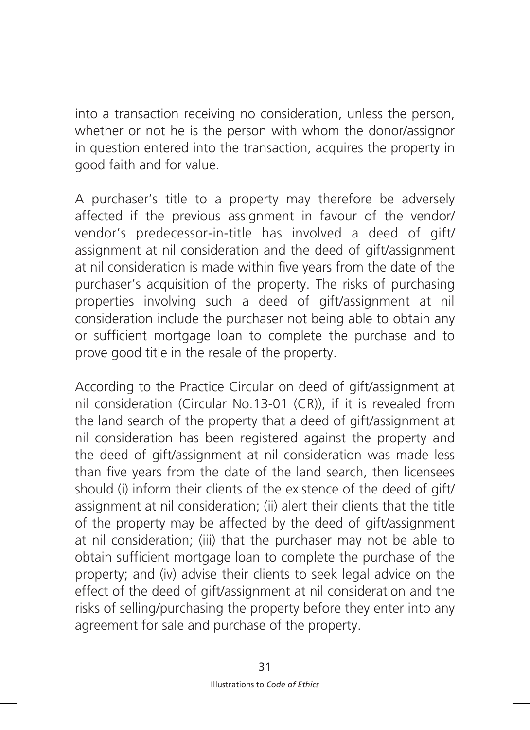into a transaction receiving no consideration, unless the person, whether or not he is the person with whom the donor/assignor in question entered into the transaction, acquires the property in good faith and for value.

A purchaser's title to a property may therefore be adversely affected if the previous assignment in favour of the vendor/ vendor's predecessor-in-title has involved a deed of gift/ assignment at nil consideration and the deed of gift/assignment at nil consideration is made within five years from the date of the purchaser's acquisition of the property. The risks of purchasing properties involving such a deed of gift/assignment at nil consideration include the purchaser not being able to obtain any or sufficient mortgage loan to complete the purchase and to prove good title in the resale of the property.

According to the Practice Circular on deed of gift/assignment at nil consideration (Circular No.13-01 (CR)), if it is revealed from the land search of the property that a deed of gift/assignment at nil consideration has been registered against the property and the deed of gift/assignment at nil consideration was made less than five years from the date of the land search, then licensees should (i) inform their clients of the existence of the deed of gift/ assignment at nil consideration; (ii) alert their clients that the title of the property may be affected by the deed of gift/assignment at nil consideration; (iii) that the purchaser may not be able to obtain sufficient mortgage loan to complete the purchase of the property; and (iv) advise their clients to seek legal advice on the effect of the deed of gift/assignment at nil consideration and the risks of selling/purchasing the property before they enter into any agreement for sale and purchase of the property.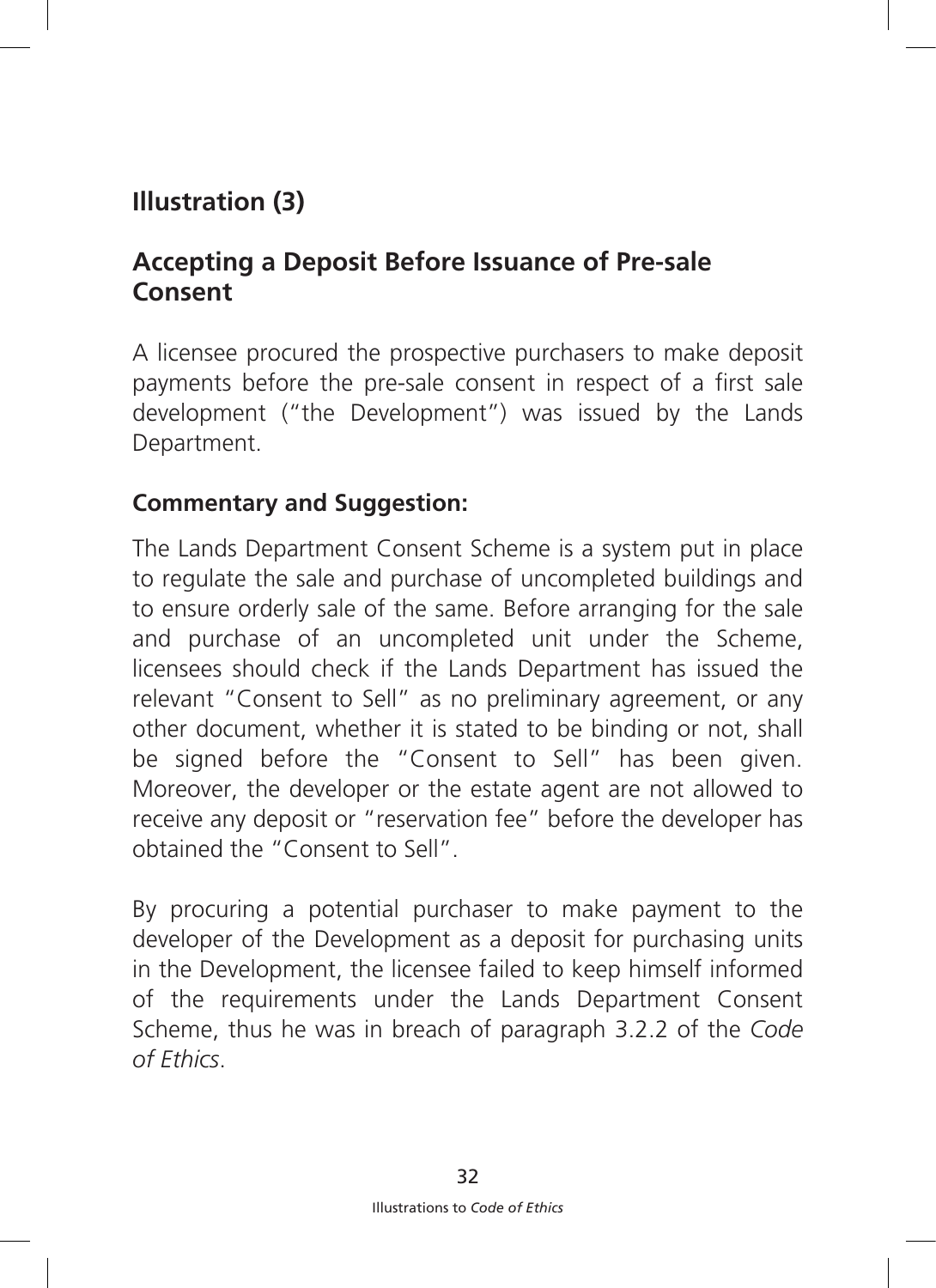## Illustration (3)

## Accepting a Deposit Before Issuance of Pre-sale Consent

A licensee procured the prospective purchasers to make deposit payments before the pre-sale consent in respect of a first sale development ("the Development") was issued by the Lands Department.

### Commentary and Suggestion:

The Lands Department Consent Scheme is a system put in place to regulate the sale and purchase of uncompleted buildings and to ensure orderly sale of the same. Before arranging for the sale and purchase of an uncompleted unit under the Scheme, licensees should check if the Lands Department has issued the relevant "Consent to Sell" as no preliminary agreement, or any other document, whether it is stated to be binding or not, shall be signed before the "Consent to Sell" has been given. Moreover, the developer or the estate agent are not allowed to receive any deposit or "reservation fee" before the developer has obtained the "Consent to Sell".

By procuring a potential purchaser to make payment to the developer of the Development as a deposit for purchasing units in the Development, the licensee failed to keep himself informed of the requirements under the Lands Department Consent Scheme, thus he was in breach of paragraph 3.2.2 of the *Code of Ethics*.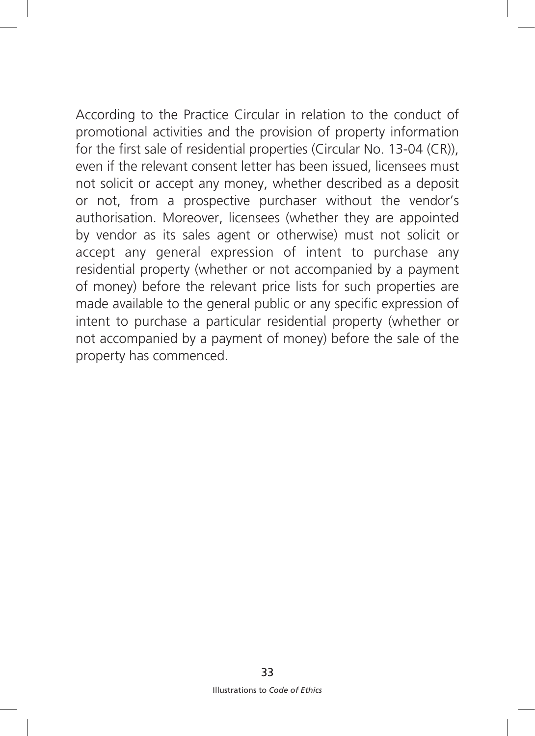According to the Practice Circular in relation to the conduct of promotional activities and the provision of property information for the first sale of residential properties (Circular No. 13-04 (CR)), even if the relevant consent letter has been issued, licensees must not solicit or accept any money, whether described as a deposit or not, from a prospective purchaser without the vendor's authorisation. Moreover, licensees (whether they are appointed by vendor as its sales agent or otherwise) must not solicit or accept any general expression of intent to purchase any residential property (whether or not accompanied by a payment of money) before the relevant price lists for such properties are made available to the general public or any specific expression of intent to purchase a particular residential property (whether or not accompanied by a payment of money) before the sale of the property has commenced.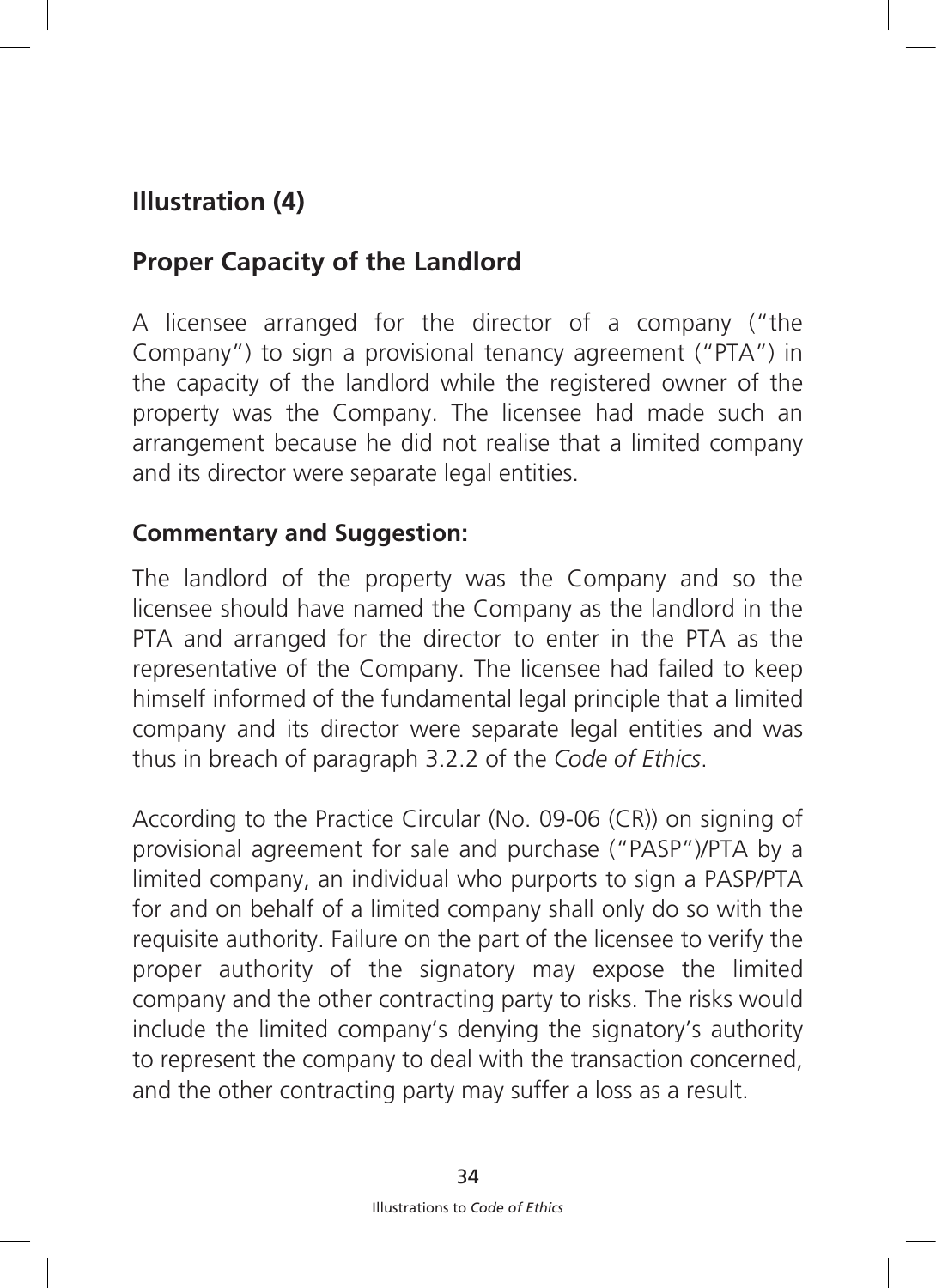## Illustration (4)

## Proper Capacity of the Landlord

A licensee arranged for the director of a company ("the Company") to sign a provisional tenancy agreement ("PTA") in the capacity of the landlord while the registered owner of the property was the Company. The licensee had made such an arrangement because he did not realise that a limited company and its director were separate legal entities.

### Commentary and Suggestion:

The landlord of the property was the Company and so the licensee should have named the Company as the landlord in the PTA and arranged for the director to enter in the PTA as the representative of the Company. The licensee had failed to keep himself informed of the fundamental legal principle that a limited company and its director were separate legal entities and was thus in breach of paragraph 3.2.2 of the *Code of Ethics*.

According to the Practice Circular (No. 09-06 (CR)) on signing of provisional agreement for sale and purchase ("PASP")/PTA by a limited company, an individual who purports to sign a PASP/PTA for and on behalf of a limited company shall only do so with the requisite authority. Failure on the part of the licensee to verify the proper authority of the signatory may expose the limited company and the other contracting party to risks. The risks would include the limited company's denying the signatory's authority to represent the company to deal with the transaction concerned, and the other contracting party may suffer a loss as a result.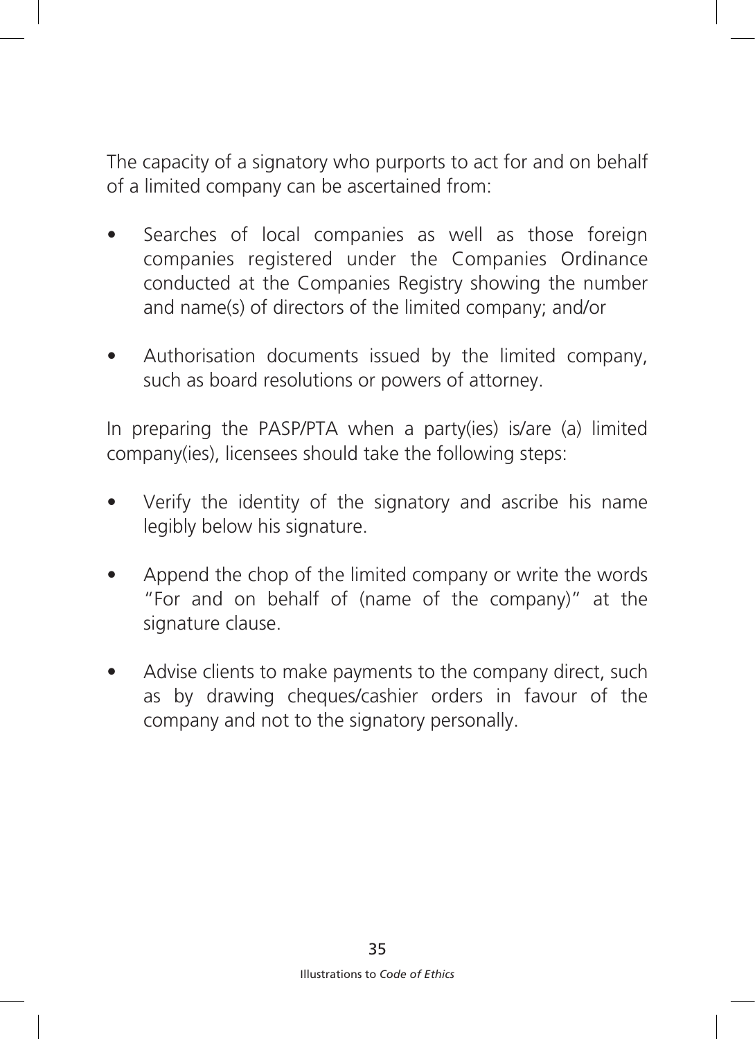The capacity of a signatory who purports to act for and on behalf of a limited company can be ascertained from:

- Searches of local companies as well as those foreign companies registered under the Companies Ordinance conducted at the Companies Registry showing the number and name(s) of directors of the limited company; and/or
- Authorisation documents issued by the limited company, such as board resolutions or powers of attorney.

In preparing the PASP/PTA when a party(ies) is/are (a) limited company(ies), licensees should take the following steps:

- Verify the identity of the signatory and ascribe his name legibly below his signature.
- Append the chop of the limited company or write the words "For and on behalf of (name of the company)" at the signature clause.
- Advise clients to make payments to the company direct, such as by drawing cheques/cashier orders in favour of the company and not to the signatory personally.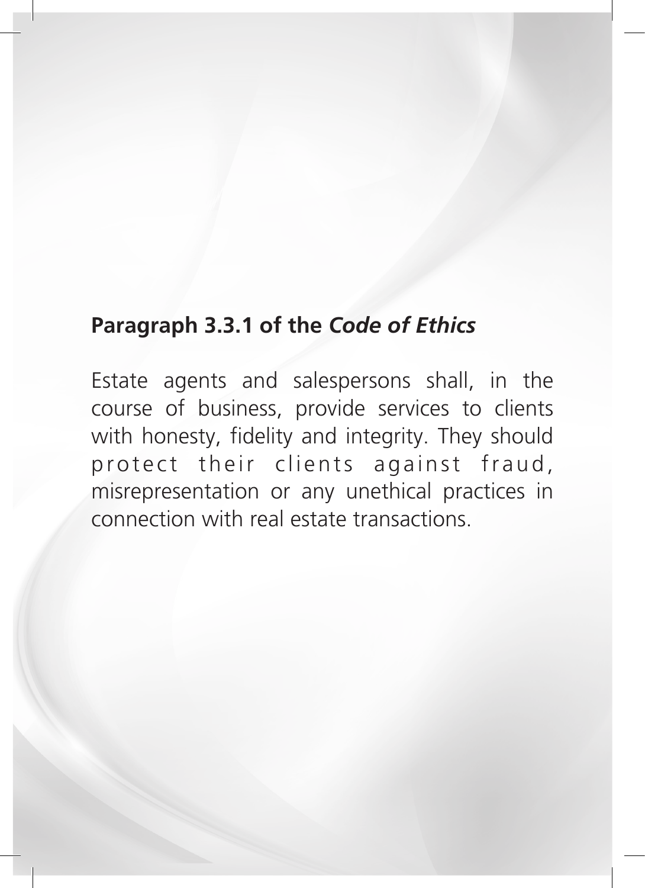**Paragraph 3.3.1 of the *Code of Ethics***

Estate agents and salespersons shall, in the course of business, provide services to clients with honesty, fidelity and integrity. They should protect their clients against fraud, misrepresentation or any unethical practices in connection with real estate transactions.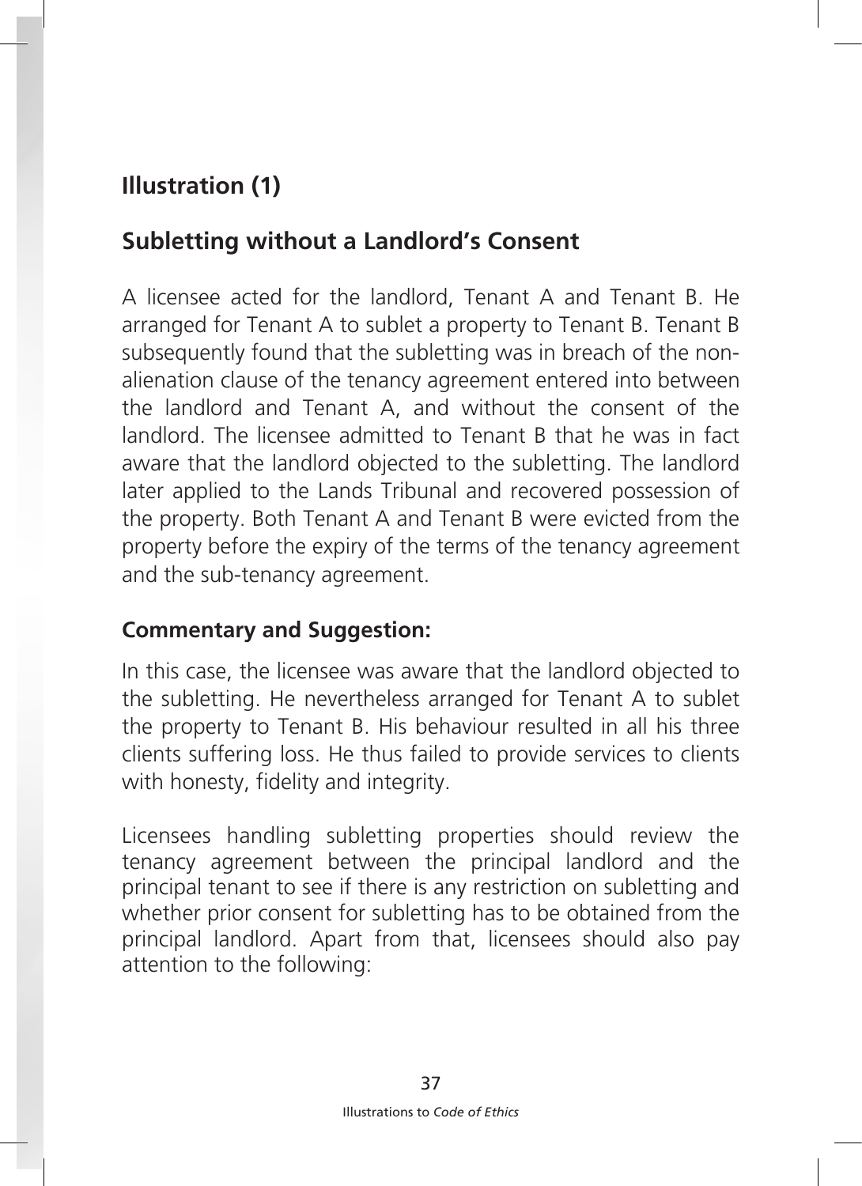## Illustration (1)

## Subletting without a Landlord's Consent

A licensee acted for the landlord, Tenant A and Tenant B. He arranged for Tenant A to sublet a property to Tenant B. Tenant B subsequently found that the subletting was in breach of the non-alienation clause of the tenancy agreement entered into between the landlord and Tenant A, and without the consent of the landlord. The licensee admitted to Tenant B that he was in fact aware that the landlord objected to the subletting. The landlord later applied to the Lands Tribunal and recovered possession of the property. Both Tenant A and Tenant B were evicted from the property before the expiry of the terms of the tenancy agreement and the sub-tenancy agreement.

### Commentary and Suggestion:

In this case, the licensee was aware that the landlord objected to the subletting. He nevertheless arranged for Tenant A to sublet the property to Tenant B. His behaviour resulted in all his three clients suffering loss. He thus failed to provide services to clients with honesty, fidelity and integrity.

Licensees handling subletting properties should review the tenancy agreement between the principal landlord and the principal tenant to see if there is any restriction on subletting and whether prior consent for subletting has to be obtained from the principal landlord. Apart from that, licensees should also pay attention to the following: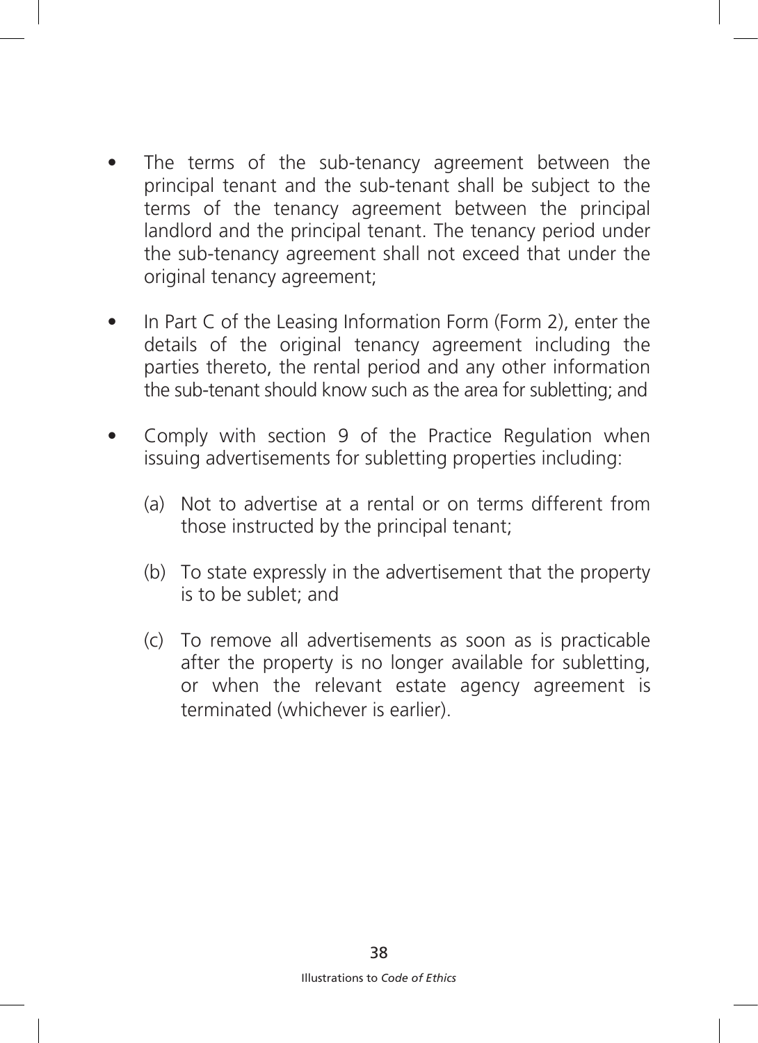- The terms of the sub-tenancy agreement between the principal tenant and the sub-tenant shall be subject to the terms of the tenancy agreement between the principal landlord and the principal tenant. The tenancy period under the sub-tenancy agreement shall not exceed that under the original tenancy agreement;

- In Part C of the Leasing Information Form (Form 2), enter the details of the original tenancy agreement including the parties thereto, the rental period and any other information the sub-tenant should know such as the area for subletting; and

- Comply with section 9 of the Practice Regulation when issuing advertisements for subletting properties including:

  (a) Not to advertise at a rental or on terms different from those instructed by the principal tenant;

  (b) To state expressly in the advertisement that the property is to be sublet; and

  (c) To remove all advertisements as soon as is practicable after the property is no longer available for subletting, or when the relevant estate agency agreement is terminated (whichever is earlier).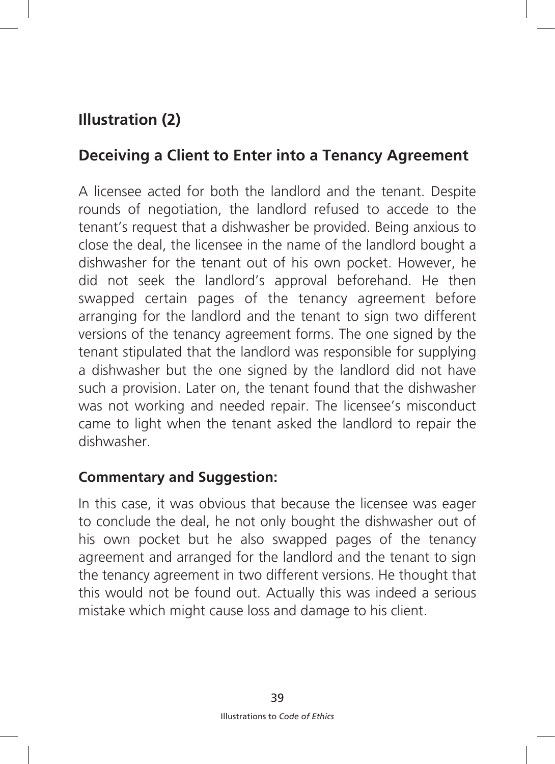## Illustration (2)

## Deceiving a Client to Enter into a Tenancy Agreement

A licensee acted for both the landlord and the tenant. Despite rounds of negotiation, the landlord refused to accede to the tenant's request that a dishwasher be provided. Being anxious to close the deal, the licensee in the name of the landlord bought a dishwasher for the tenant out of his own pocket. However, he did not seek the landlord's approval beforehand. He then swapped certain pages of the tenancy agreement before arranging for the landlord and the tenant to sign two different versions of the tenancy agreement forms. The one signed by the tenant stipulated that the landlord was responsible for supplying a dishwasher but the one signed by the landlord did not have such a provision. Later on, the tenant found that the dishwasher was not working and needed repair. The licensee's misconduct came to light when the tenant asked the landlord to repair the dishwasher.

### Commentary and Suggestion:

In this case, it was obvious that because the licensee was eager to conclude the deal, he not only bought the dishwasher out of his own pocket but he also swapped pages of the tenancy agreement and arranged for the landlord and the tenant to sign the tenancy agreement in two different versions. He thought that this would not be found out. Actually this was indeed a serious mistake which might cause loss and damage to his client.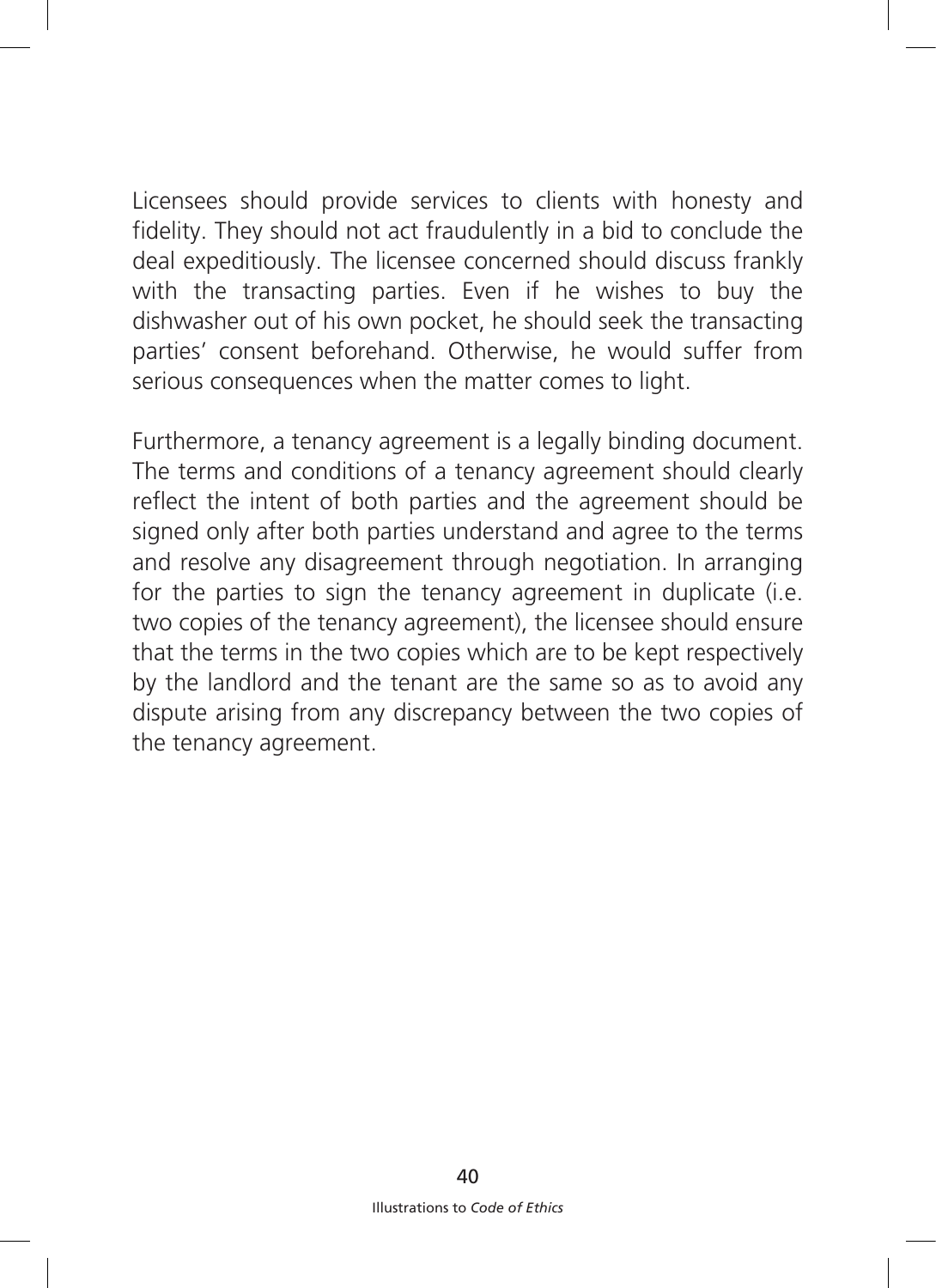Licensees should provide services to clients with honesty and fidelity. They should not act fraudulently in a bid to conclude the deal expeditiously. The licensee concerned should discuss frankly with the transacting parties. Even if he wishes to buy the dishwasher out of his own pocket, he should seek the transacting parties' consent beforehand. Otherwise, he would suffer from serious consequences when the matter comes to light.

Furthermore, a tenancy agreement is a legally binding document. The terms and conditions of a tenancy agreement should clearly reflect the intent of both parties and the agreement should be signed only after both parties understand and agree to the terms and resolve any disagreement through negotiation. In arranging for the parties to sign the tenancy agreement in duplicate (i.e. two copies of the tenancy agreement), the licensee should ensure that the terms in the two copies which are to be kept respectively by the landlord and the tenant are the same so as to avoid any dispute arising from any discrepancy between the two copies of the tenancy agreement.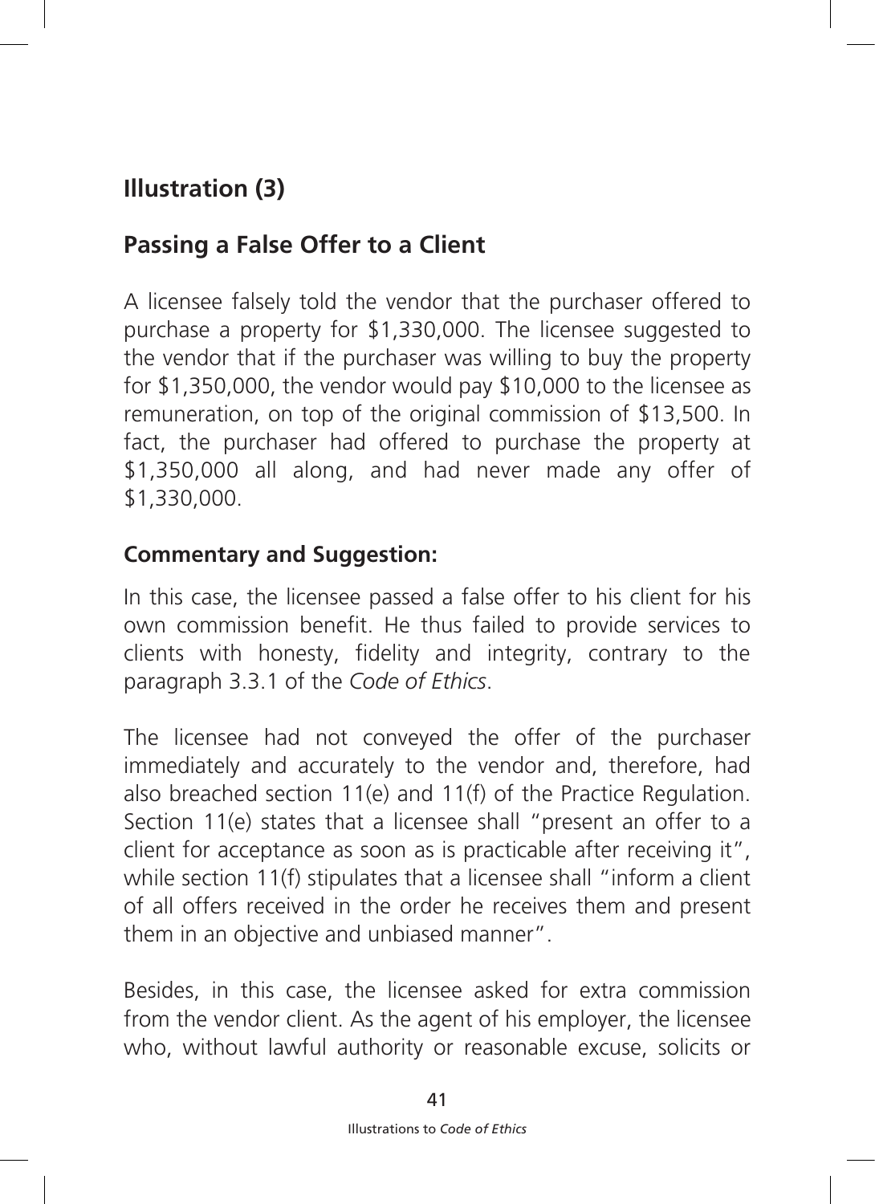## Illustration (3)

## Passing a False Offer to a Client

A licensee falsely told the vendor that the purchaser offered to purchase a property for $1,330,000. The licensee suggested to the vendor that if the purchaser was willing to buy the property for $1,350,000, the vendor would pay $10,000 to the licensee as remuneration, on top of the original commission of $13,500. In fact, the purchaser had offered to purchase the property at $1,350,000 all along, and had never made any offer of $1,330,000.

### Commentary and Suggestion:

In this case, the licensee passed a false offer to his client for his own commission benefit. He thus failed to provide services to clients with honesty, fidelity and integrity, contrary to the paragraph 3.3.1 of the *Code of Ethics*.

The licensee had not conveyed the offer of the purchaser immediately and accurately to the vendor and, therefore, had also breached section 11(e) and 11(f) of the Practice Regulation. Section 11(e) states that a licensee shall "present an offer to a client for acceptance as soon as is practicable after receiving it", while section 11(f) stipulates that a licensee shall "inform a client of all offers received in the order he receives them and present them in an objective and unbiased manner".

Besides, in this case, the licensee asked for extra commission from the vendor client. As the agent of his employer, the licensee who, without lawful authority or reasonable excuse, solicits or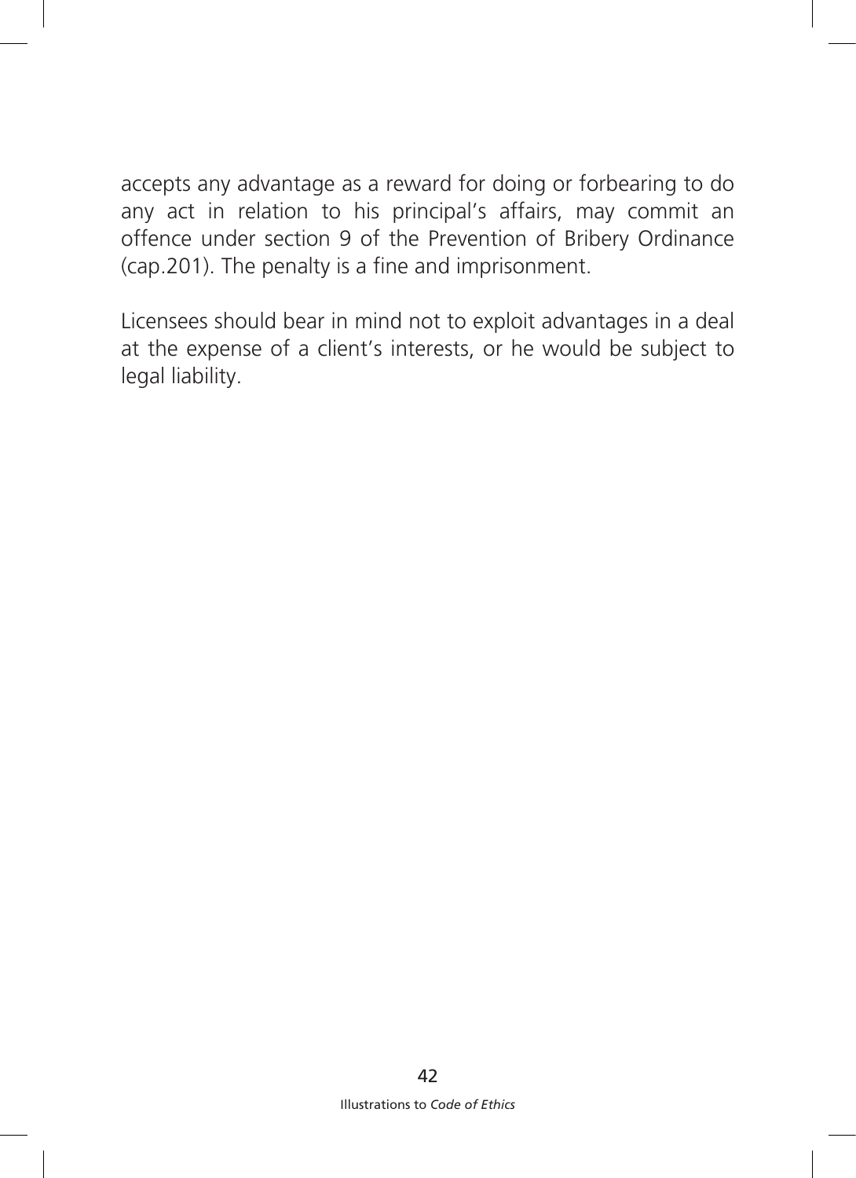accepts any advantage as a reward for doing or forbearing to do any act in relation to his principal's affairs, may commit an offence under section 9 of the Prevention of Bribery Ordinance (cap.201). The penalty is a fine and imprisonment.

Licensees should bear in mind not to exploit advantages in a deal at the expense of a client's interests, or he would be subject to legal liability.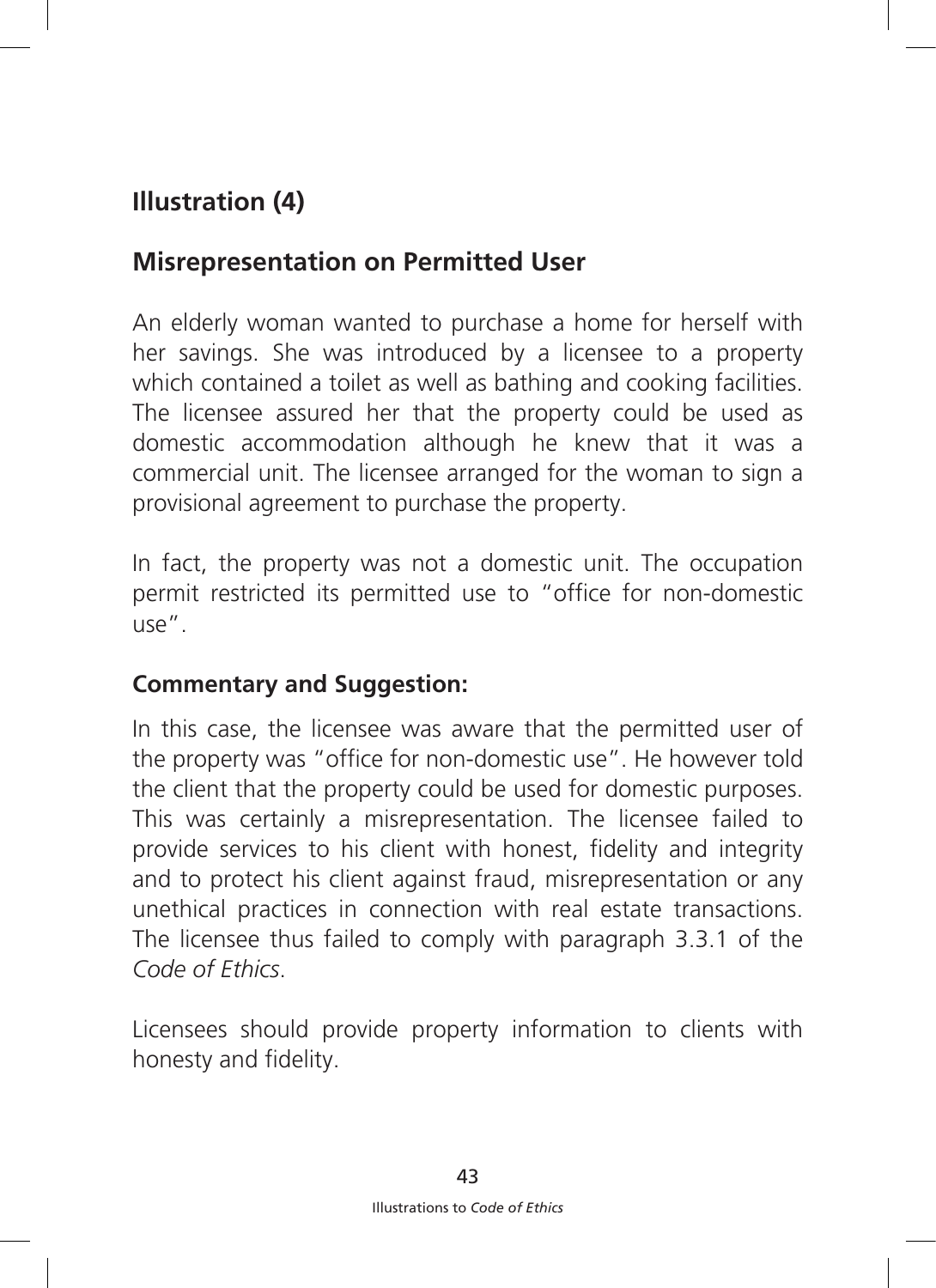## Illustration (4)

## Misrepresentation on Permitted User

An elderly woman wanted to purchase a home for herself with her savings. She was introduced by a licensee to a property which contained a toilet as well as bathing and cooking facilities. The licensee assured her that the property could be used as domestic accommodation although he knew that it was a commercial unit. The licensee arranged for the woman to sign a provisional agreement to purchase the property.

In fact, the property was not a domestic unit. The occupation permit restricted its permitted use to "office for non-domestic use".

### Commentary and Suggestion:

In this case, the licensee was aware that the permitted user of the property was "office for non-domestic use". He however told the client that the property could be used for domestic purposes. This was certainly a misrepresentation. The licensee failed to provide services to his client with honest, fidelity and integrity and to protect his client against fraud, misrepresentation or any unethical practices in connection with real estate transactions. The licensee thus failed to comply with paragraph 3.3.1 of the *Code of Ethics*.

Licensees should provide property information to clients with honesty and fidelity.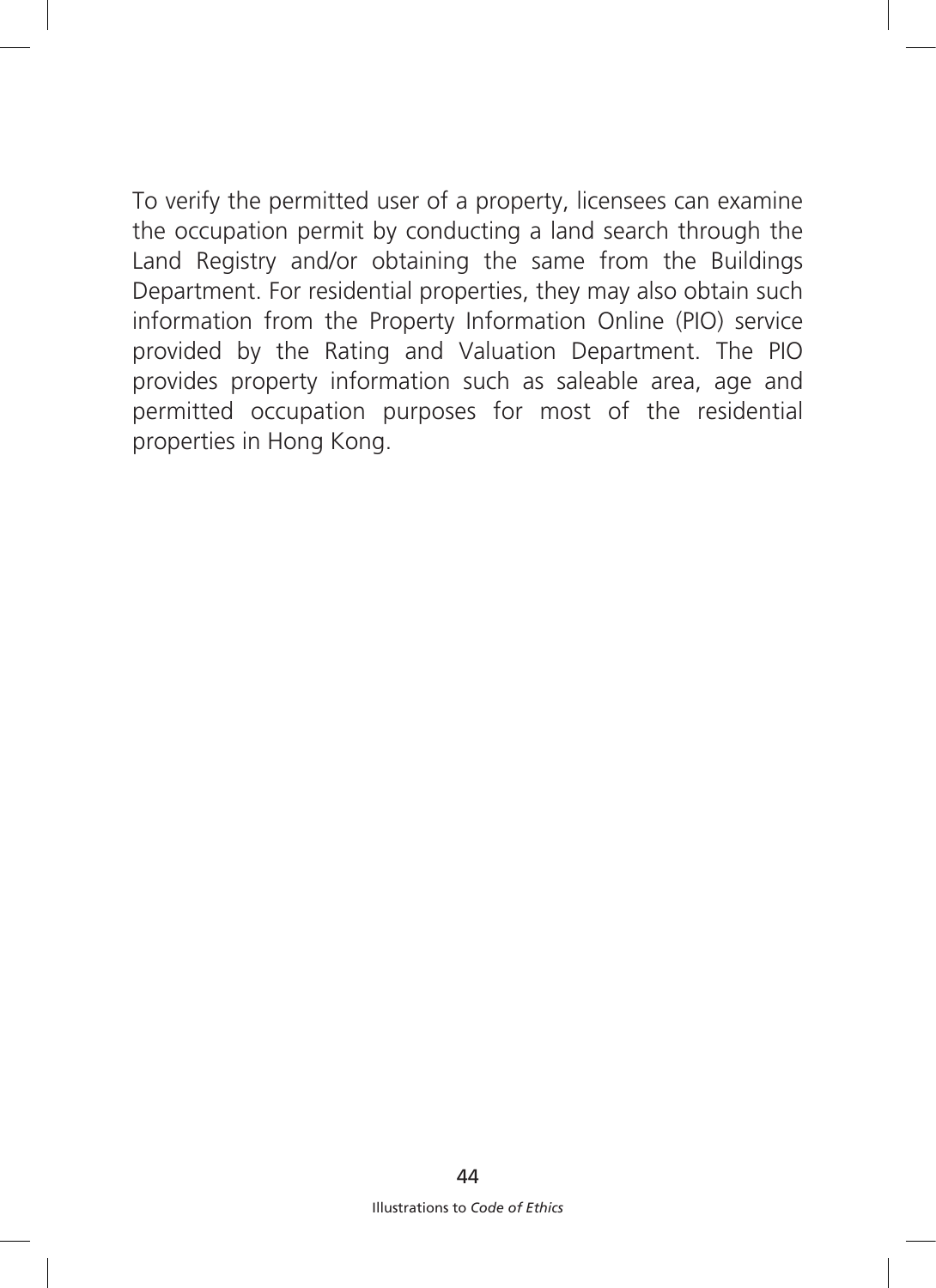To verify the permitted user of a property, licensees can examine the occupation permit by conducting a land search through the Land Registry and/or obtaining the same from the Buildings Department. For residential properties, they may also obtain such information from the Property Information Online (PIO) service provided by the Rating and Valuation Department. The PIO provides property information such as saleable area, age and permitted occupation purposes for most of the residential properties in Hong Kong.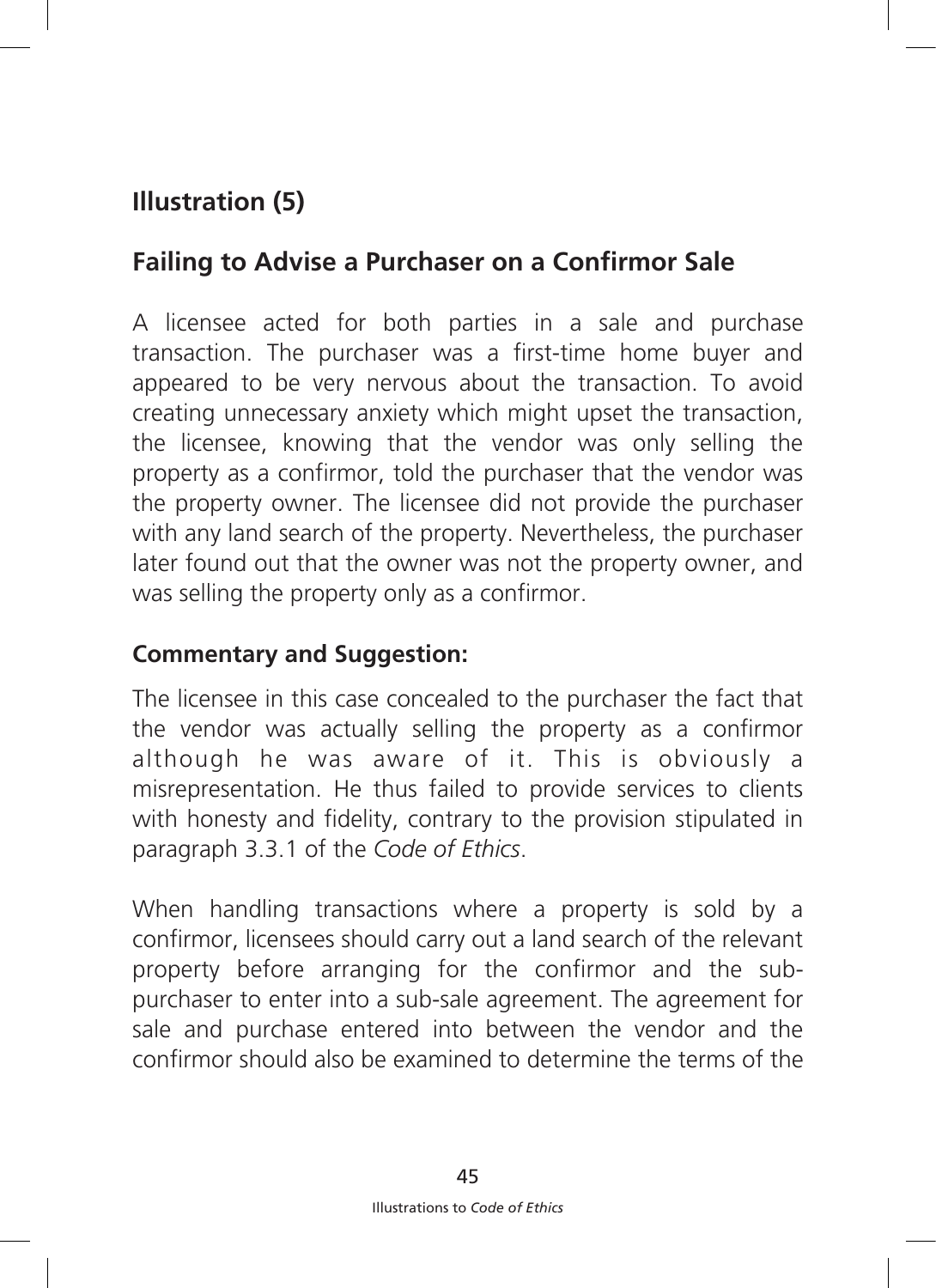## Illustration (5)

## Failing to Advise a Purchaser on a Confirmor Sale

A licensee acted for both parties in a sale and purchase transaction. The purchaser was a first-time home buyer and appeared to be very nervous about the transaction. To avoid creating unnecessary anxiety which might upset the transaction, the licensee, knowing that the vendor was only selling the property as a confirmor, told the purchaser that the vendor was the property owner. The licensee did not provide the purchaser with any land search of the property. Nevertheless, the purchaser later found out that the owner was not the property owner, and was selling the property only as a confirmor.

**Commentary and Suggestion:**

The licensee in this case concealed to the purchaser the fact that the vendor was actually selling the property as a confirmor although he was aware of it. This is obviously a misrepresentation. He thus failed to provide services to clients with honesty and fidelity, contrary to the provision stipulated in paragraph 3.3.1 of the *Code of Ethics*.

When handling transactions where a property is sold by a confirmor, licensees should carry out a land search of the relevant property before arranging for the confirmor and the sub-purchaser to enter into a sub-sale agreement. The agreement for sale and purchase entered into between the vendor and the confirmor should also be examined to determine the terms of the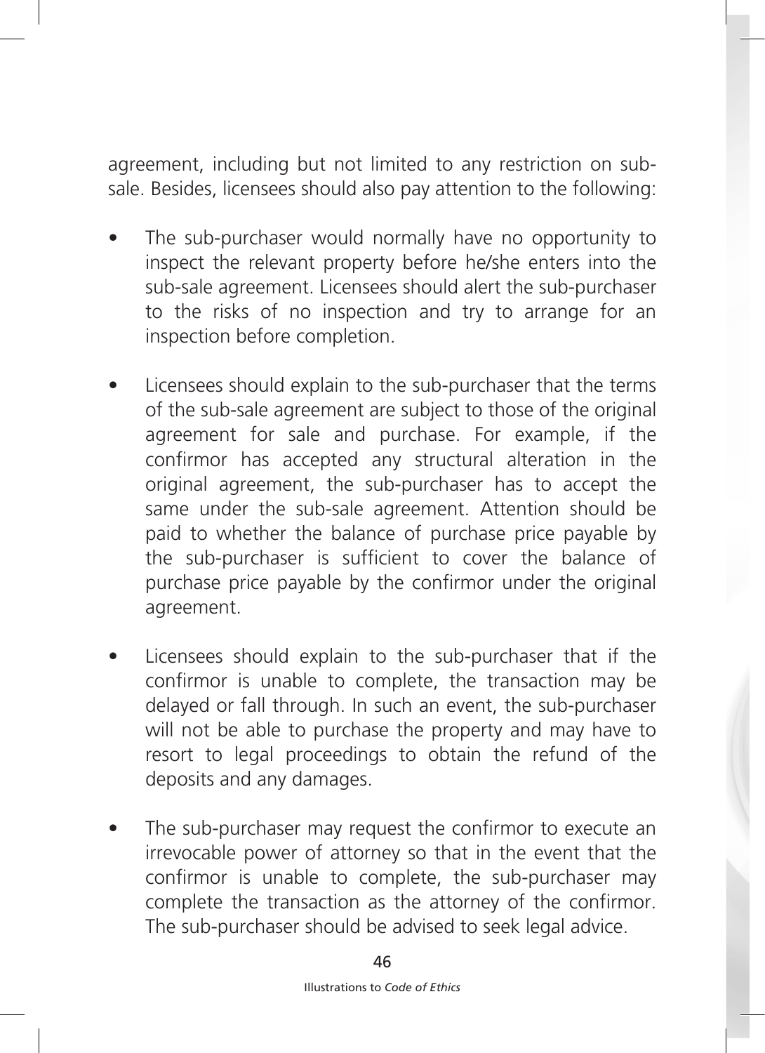agreement, including but not limited to any restriction on sub-sale. Besides, licensees should also pay attention to the following:

- The sub-purchaser would normally have no opportunity to inspect the relevant property before he/she enters into the sub-sale agreement. Licensees should alert the sub-purchaser to the risks of no inspection and try to arrange for an inspection before completion.

- Licensees should explain to the sub-purchaser that the terms of the sub-sale agreement are subject to those of the original agreement for sale and purchase. For example, if the confirmor has accepted any structural alteration in the original agreement, the sub-purchaser has to accept the same under the sub-sale agreement. Attention should be paid to whether the balance of purchase price payable by the sub-purchaser is sufficient to cover the balance of purchase price payable by the confirmor under the original agreement.

- Licensees should explain to the sub-purchaser that if the confirmor is unable to complete, the transaction may be delayed or fall through. In such an event, the sub-purchaser will not be able to purchase the property and may have to resort to legal proceedings to obtain the refund of the deposits and any damages.

- The sub-purchaser may request the confirmor to execute an irrevocable power of attorney so that in the event that the confirmor is unable to complete, the sub-purchaser may complete the transaction as the attorney of the confirmor. The sub-purchaser should be advised to seek legal advice.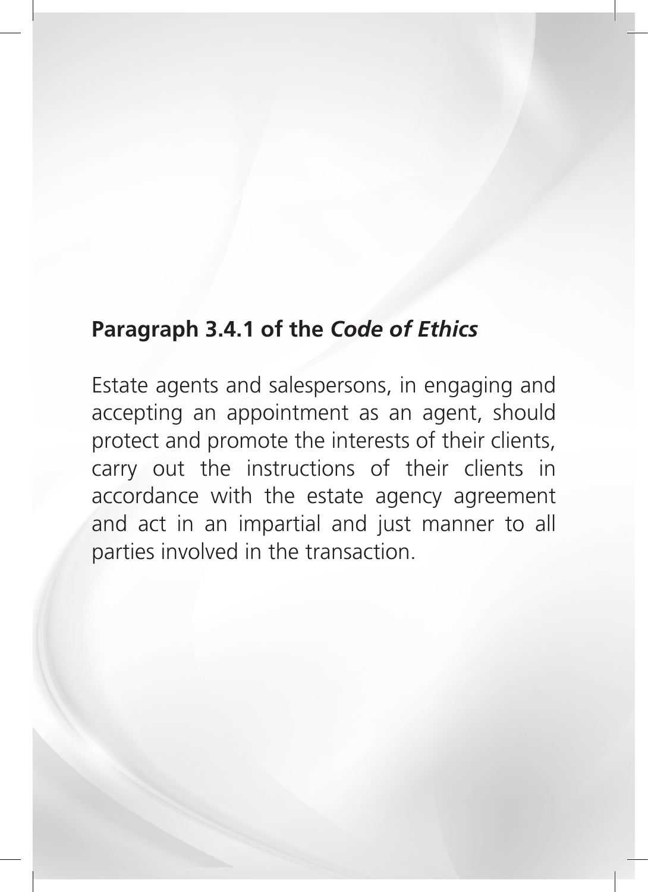**Paragraph 3.4.1 of the *Code of Ethics***

Estate agents and salespersons, in engaging and accepting an appointment as an agent, should protect and promote the interests of their clients, carry out the instructions of their clients in accordance with the estate agency agreement and act in an impartial and just manner to all parties involved in the transaction.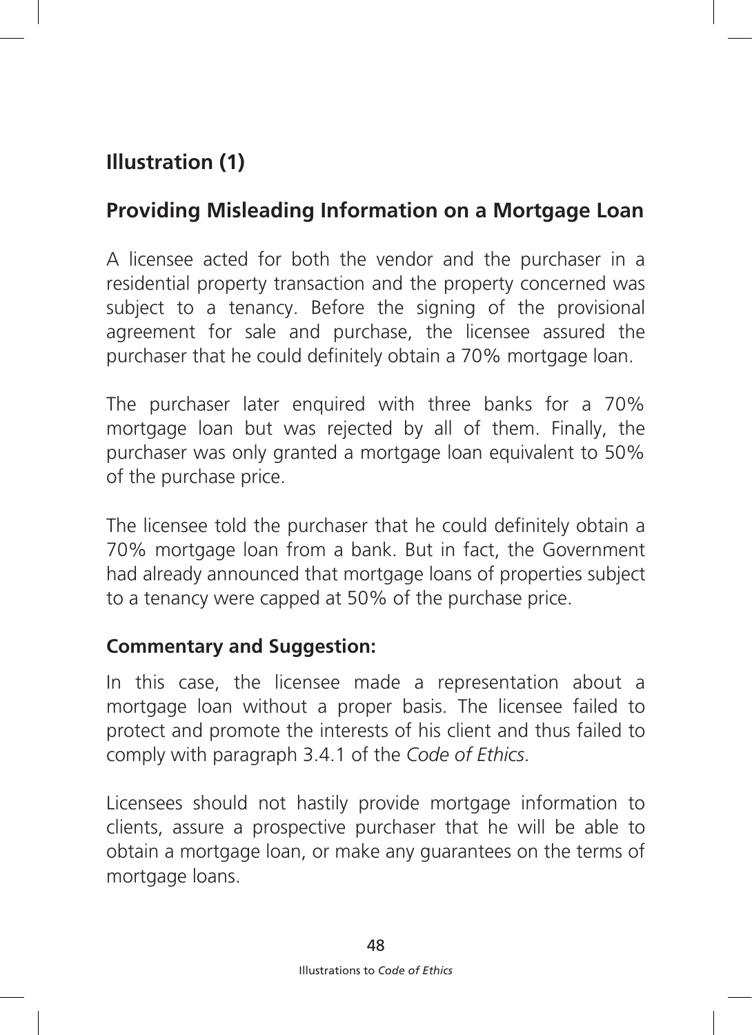## Illustration (1)

## Providing Misleading Information on a Mortgage Loan

A licensee acted for both the vendor and the purchaser in a residential property transaction and the property concerned was subject to a tenancy. Before the signing of the provisional agreement for sale and purchase, the licensee assured the purchaser that he could definitely obtain a 70% mortgage loan.

The purchaser later enquired with three banks for a 70% mortgage loan but was rejected by all of them. Finally, the purchaser was only granted a mortgage loan equivalent to 50% of the purchase price.

The licensee told the purchaser that he could definitely obtain a 70% mortgage loan from a bank. But in fact, the Government had already announced that mortgage loans of properties subject to a tenancy were capped at 50% of the purchase price.

### Commentary and Suggestion:

In this case, the licensee made a representation about a mortgage loan without a proper basis. The licensee failed to protect and promote the interests of his client and thus failed to comply with paragraph 3.4.1 of the *Code of Ethics*.

Licensees should not hastily provide mortgage information to clients, assure a prospective purchaser that he will be able to obtain a mortgage loan, or make any guarantees on the terms of mortgage loans.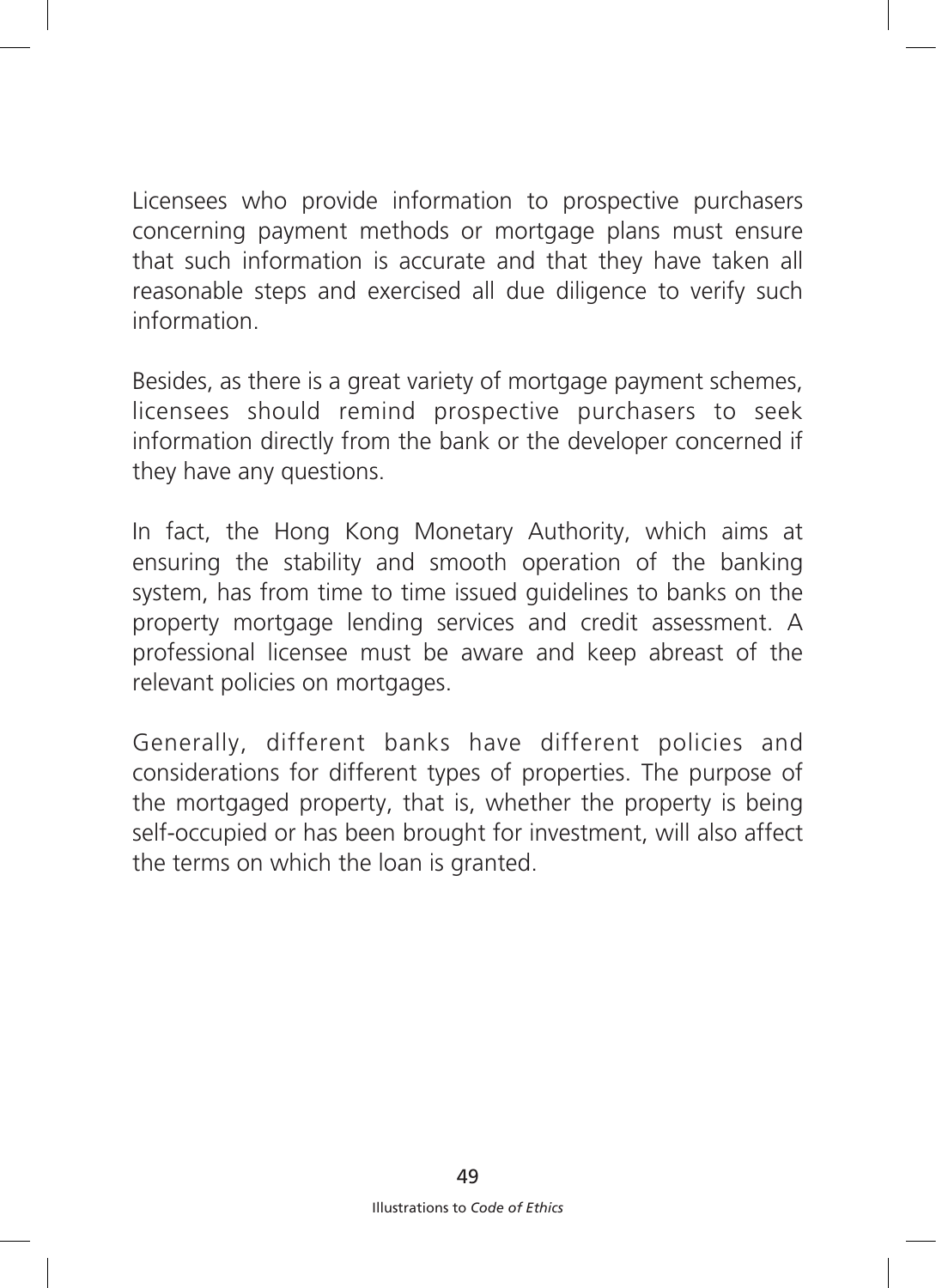Licensees who provide information to prospective purchasers concerning payment methods or mortgage plans must ensure that such information is accurate and that they have taken all reasonable steps and exercised all due diligence to verify such information.

Besides, as there is a great variety of mortgage payment schemes, licensees should remind prospective purchasers to seek information directly from the bank or the developer concerned if they have any questions.

In fact, the Hong Kong Monetary Authority, which aims at ensuring the stability and smooth operation of the banking system, has from time to time issued guidelines to banks on the property mortgage lending services and credit assessment. A professional licensee must be aware and keep abreast of the relevant policies on mortgages.

Generally, different banks have different policies and considerations for different types of properties. The purpose of the mortgaged property, that is, whether the property is being self-occupied or has been brought for investment, will also affect the terms on which the loan is granted.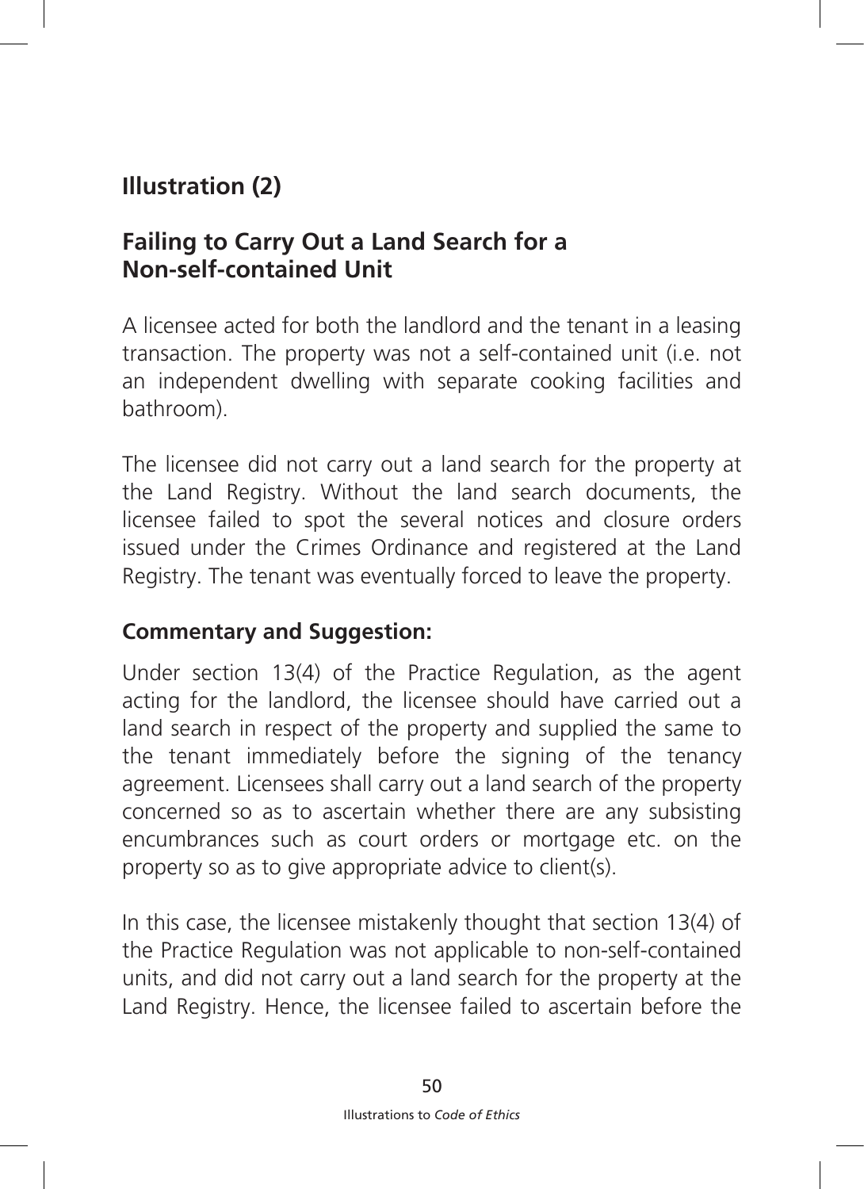## Illustration (2)

### Failing to Carry Out a Land Search for a Non-self-contained Unit

A licensee acted for both the landlord and the tenant in a leasing transaction. The property was not a self-contained unit (i.e. not an independent dwelling with separate cooking facilities and bathroom).

The licensee did not carry out a land search for the property at the Land Registry. Without the land search documents, the licensee failed to spot the several notices and closure orders issued under the Crimes Ordinance and registered at the Land Registry. The tenant was eventually forced to leave the property.

**Commentary and Suggestion:**

Under section 13(4) of the Practice Regulation, as the agent acting for the landlord, the licensee should have carried out a land search in respect of the property and supplied the same to the tenant immediately before the signing of the tenancy agreement. Licensees shall carry out a land search of the property concerned so as to ascertain whether there are any subsisting encumbrances such as court orders or mortgage etc. on the property so as to give appropriate advice to client(s).

In this case, the licensee mistakenly thought that section 13(4) of the Practice Regulation was not applicable to non-self-contained units, and did not carry out a land search for the property at the Land Registry. Hence, the licensee failed to ascertain before the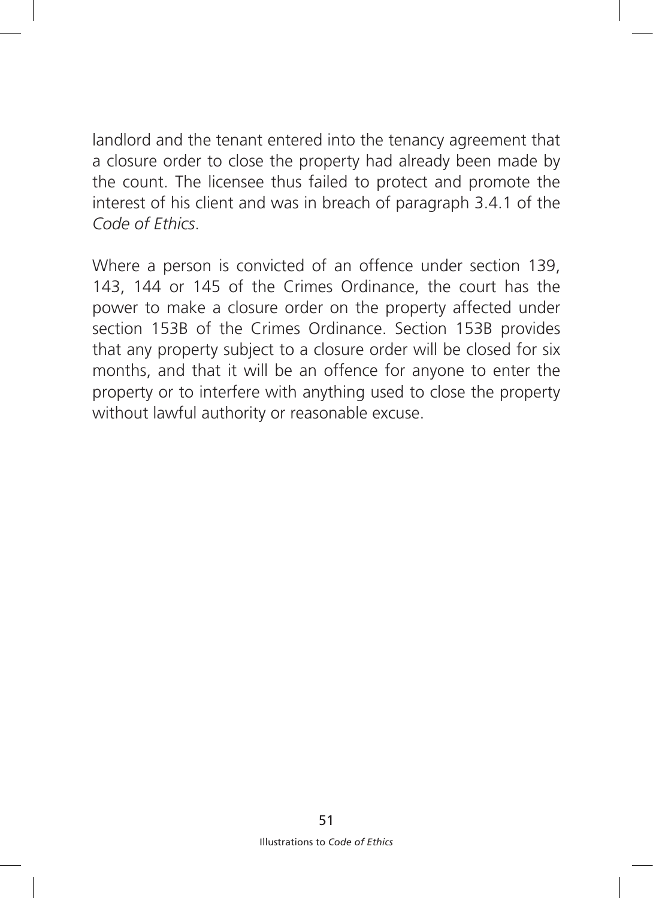landlord and the tenant entered into the tenancy agreement that a closure order to close the property had already been made by the count. The licensee thus failed to protect and promote the interest of his client and was in breach of paragraph 3.4.1 of the *Code of Ethics*.

Where a person is convicted of an offence under section 139, 143, 144 or 145 of the Crimes Ordinance, the court has the power to make a closure order on the property affected under section 153B of the Crimes Ordinance. Section 153B provides that any property subject to a closure order will be closed for six months, and that it will be an offence for anyone to enter the property or to interfere with anything used to close the property without lawful authority or reasonable excuse.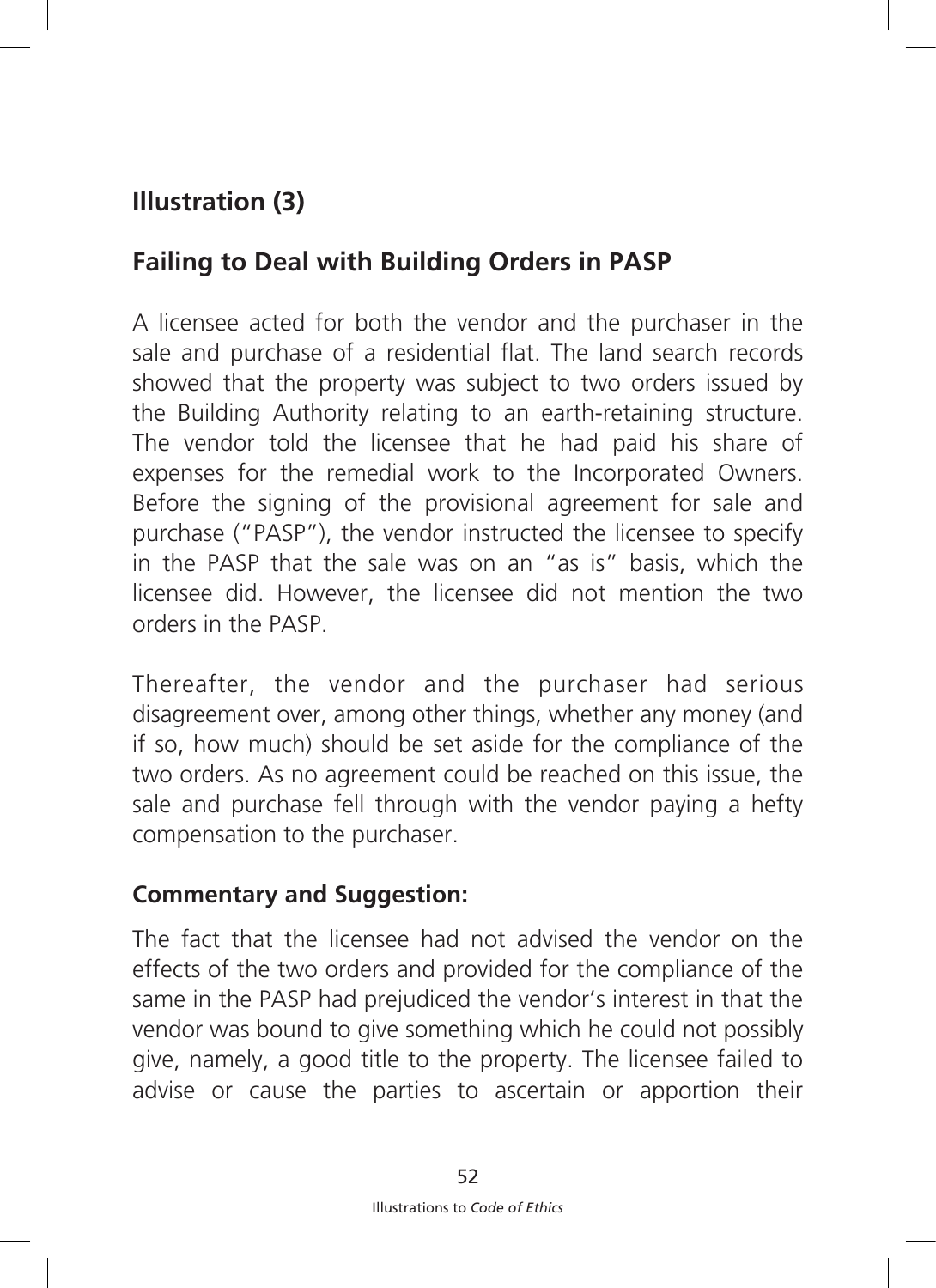## Illustration (3)

## Failing to Deal with Building Orders in PASP

A licensee acted for both the vendor and the purchaser in the sale and purchase of a residential flat. The land search records showed that the property was subject to two orders issued by the Building Authority relating to an earth-retaining structure. The vendor told the licensee that he had paid his share of expenses for the remedial work to the Incorporated Owners. Before the signing of the provisional agreement for sale and purchase ("PASP"), the vendor instructed the licensee to specify in the PASP that the sale was on an "as is" basis, which the licensee did. However, the licensee did not mention the two orders in the PASP.

Thereafter, the vendor and the purchaser had serious disagreement over, among other things, whether any money (and if so, how much) should be set aside for the compliance of the two orders. As no agreement could be reached on this issue, the sale and purchase fell through with the vendor paying a hefty compensation to the purchaser.

**Commentary and Suggestion:**

The fact that the licensee had not advised the vendor on the effects of the two orders and provided for the compliance of the same in the PASP had prejudiced the vendor's interest in that the vendor was bound to give something which he could not possibly give, namely, a good title to the property. The licensee failed to advise or cause the parties to ascertain or apportion their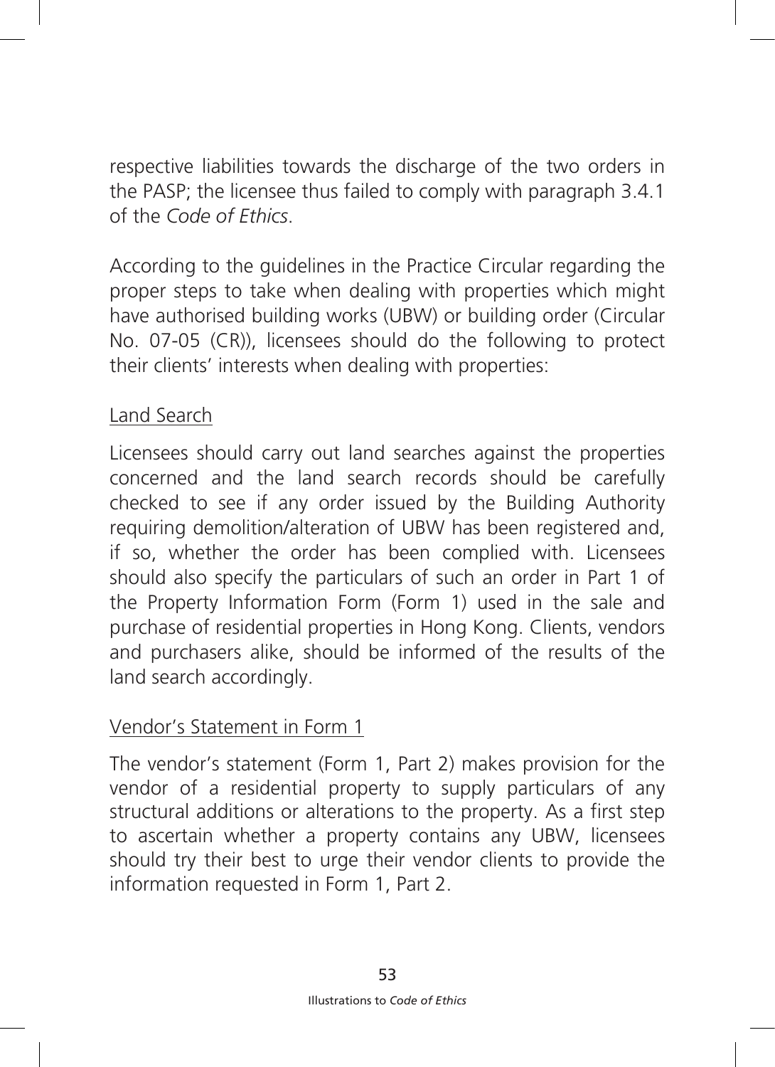respective liabilities towards the discharge of the two orders in the PASP; the licensee thus failed to comply with paragraph 3.4.1 of the *Code of Ethics*.

According to the guidelines in the Practice Circular regarding the proper steps to take when dealing with properties which might have authorised building works (UBW) or building order (Circular No. 07-05 (CR)), licensees should do the following to protect their clients' interests when dealing with properties:

Land Search

Licensees should carry out land searches against the properties concerned and the land search records should be carefully checked to see if any order issued by the Building Authority requiring demolition/alteration of UBW has been registered and, if so, whether the order has been complied with. Licensees should also specify the particulars of such an order in Part 1 of the Property Information Form (Form 1) used in the sale and purchase of residential properties in Hong Kong. Clients, vendors and purchasers alike, should be informed of the results of the land search accordingly.

Vendor's Statement in Form 1

The vendor's statement (Form 1, Part 2) makes provision for the vendor of a residential property to supply particulars of any structural additions or alterations to the property. As a first step to ascertain whether a property contains any UBW, licensees should try their best to urge their vendor clients to provide the information requested in Form 1, Part 2.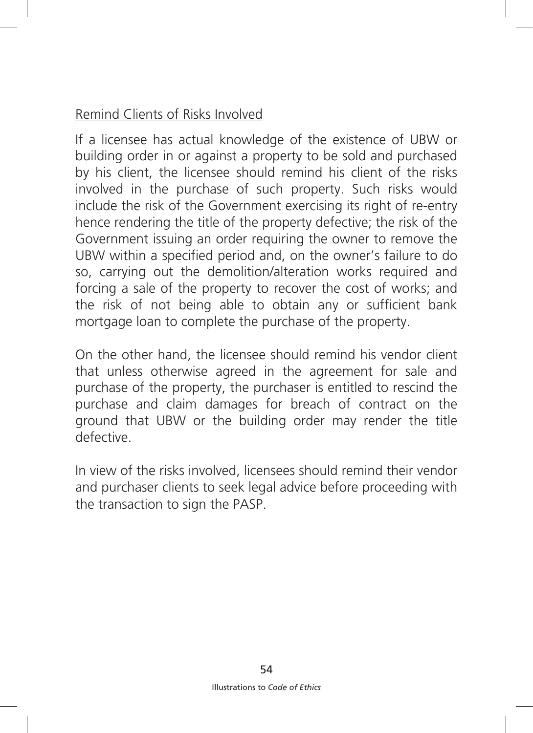Remind Clients of Risks Involved

If a licensee has actual knowledge of the existence of UBW or building order in or against a property to be sold and purchased by his client, the licensee should remind his client of the risks involved in the purchase of such property. Such risks would include the risk of the Government exercising its right of re-entry hence rendering the title of the property defective; the risk of the Government issuing an order requiring the owner to remove the UBW within a specified period and, on the owner's failure to do so, carrying out the demolition/alteration works required and forcing a sale of the property to recover the cost of works; and the risk of not being able to obtain any or sufficient bank mortgage loan to complete the purchase of the property.

On the other hand, the licensee should remind his vendor client that unless otherwise agreed in the agreement for sale and purchase of the property, the purchaser is entitled to rescind the purchase and claim damages for breach of contract on the ground that UBW or the building order may render the title defective.

In view of the risks involved, licensees should remind their vendor and purchaser clients to seek legal advice before proceeding with the transaction to sign the PASP.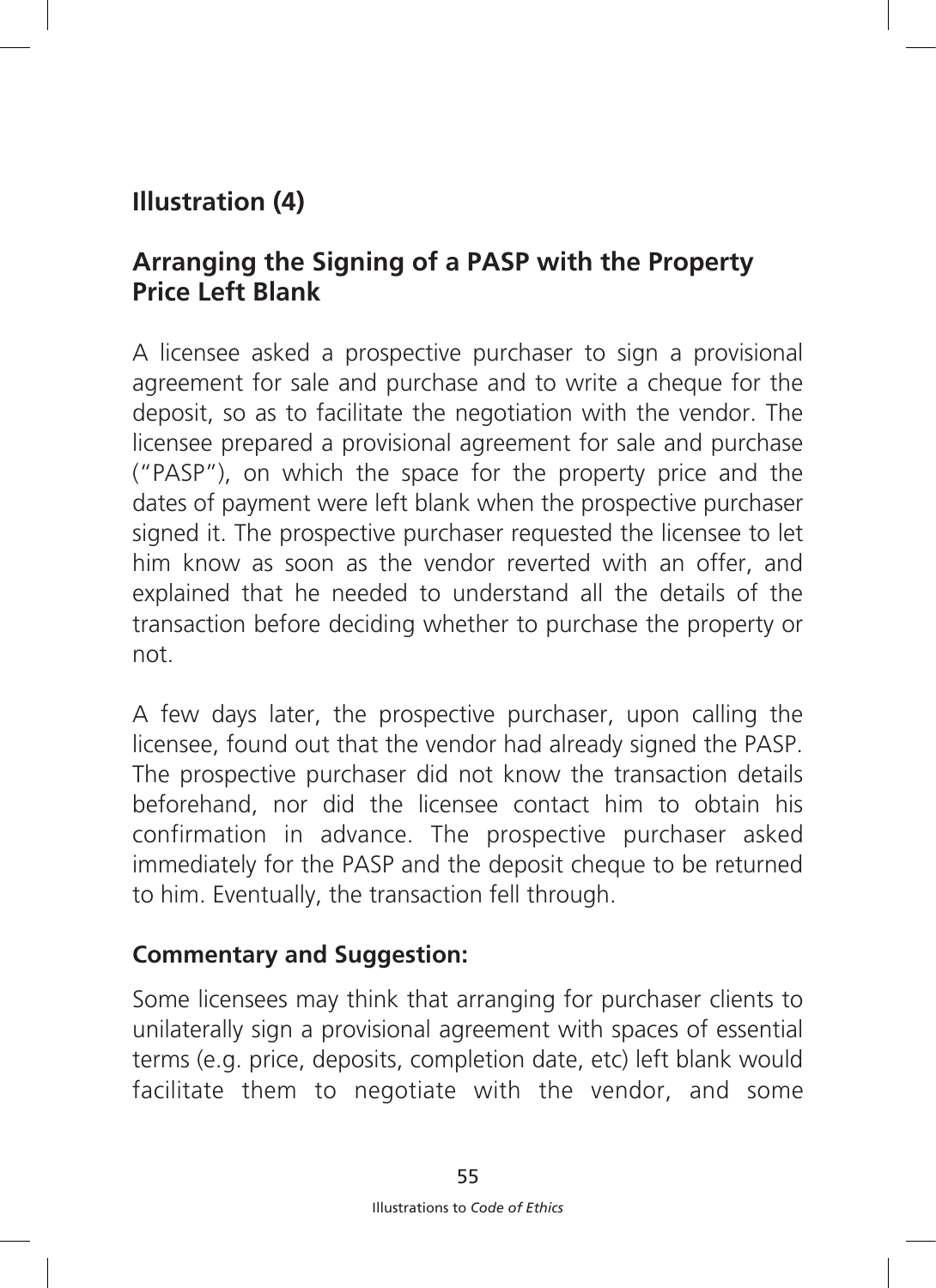## Illustration (4)

## Arranging the Signing of a PASP with the Property Price Left Blank

A licensee asked a prospective purchaser to sign a provisional agreement for sale and purchase and to write a cheque for the deposit, so as to facilitate the negotiation with the vendor. The licensee prepared a provisional agreement for sale and purchase ("PASP"), on which the space for the property price and the dates of payment were left blank when the prospective purchaser signed it. The prospective purchaser requested the licensee to let him know as soon as the vendor reverted with an offer, and explained that he needed to understand all the details of the transaction before deciding whether to purchase the property or not.

A few days later, the prospective purchaser, upon calling the licensee, found out that the vendor had already signed the PASP. The prospective purchaser did not know the transaction details beforehand, nor did the licensee contact him to obtain his confirmation in advance. The prospective purchaser asked immediately for the PASP and the deposit cheque to be returned to him. Eventually, the transaction fell through.

**Commentary and Suggestion:**

Some licensees may think that arranging for purchaser clients to unilaterally sign a provisional agreement with spaces of essential terms (e.g. price, deposits, completion date, etc) left blank would facilitate them to negotiate with the vendor, and some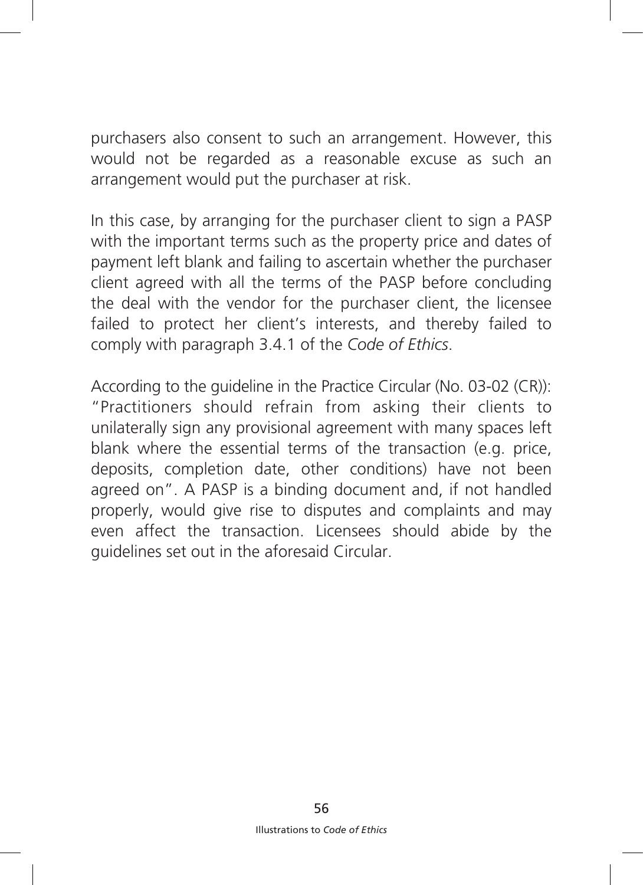purchasers also consent to such an arrangement. However, this would not be regarded as a reasonable excuse as such an arrangement would put the purchaser at risk.

In this case, by arranging for the purchaser client to sign a PASP with the important terms such as the property price and dates of payment left blank and failing to ascertain whether the purchaser client agreed with all the terms of the PASP before concluding the deal with the vendor for the purchaser client, the licensee failed to protect her client's interests, and thereby failed to comply with paragraph 3.4.1 of the *Code of Ethics*.

According to the guideline in the Practice Circular (No. 03-02 (CR)): "Practitioners should refrain from asking their clients to unilaterally sign any provisional agreement with many spaces left blank where the essential terms of the transaction (e.g. price, deposits, completion date, other conditions) have not been agreed on". A PASP is a binding document and, if not handled properly, would give rise to disputes and complaints and may even affect the transaction. Licensees should abide by the guidelines set out in the aforesaid Circular.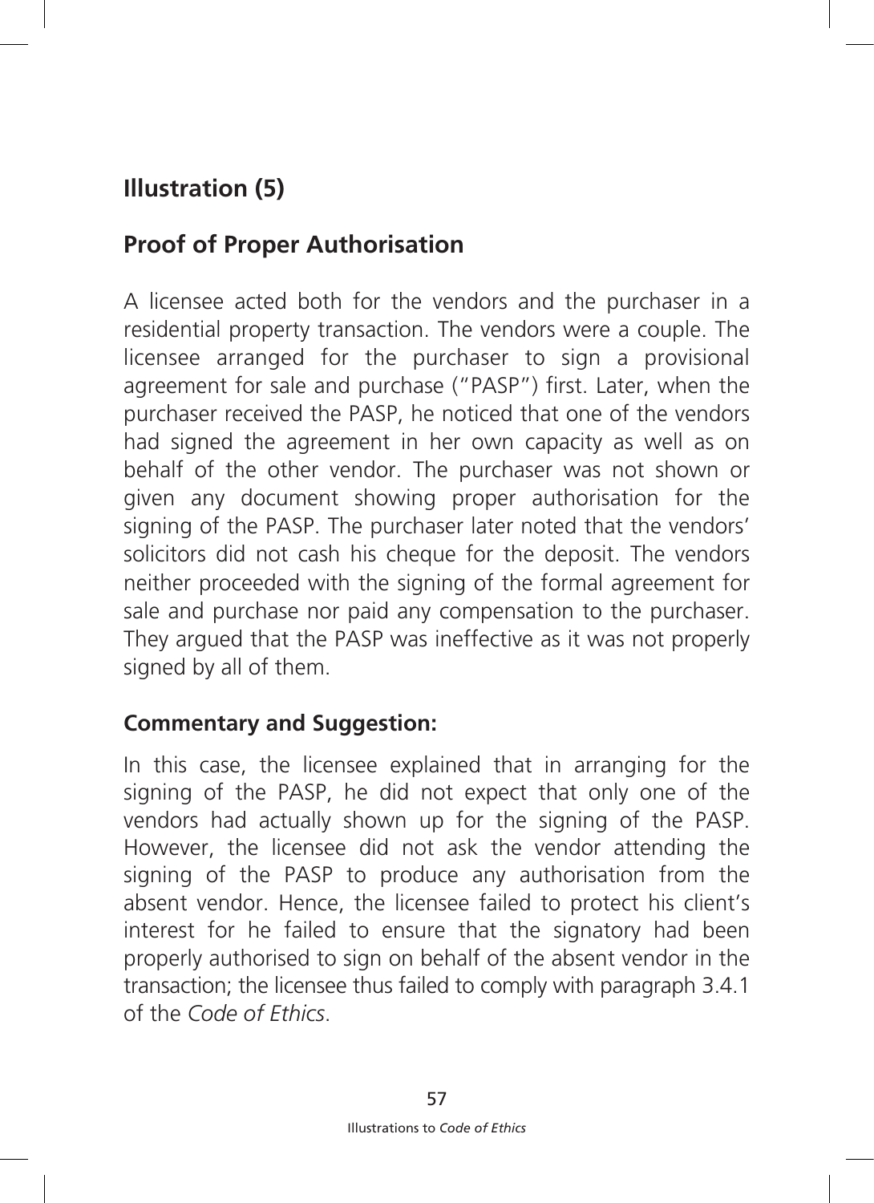## Illustration (5)

## Proof of Proper Authorisation

A licensee acted both for the vendors and the purchaser in a residential property transaction. The vendors were a couple. The licensee arranged for the purchaser to sign a provisional agreement for sale and purchase ("PASP") first. Later, when the purchaser received the PASP, he noticed that one of the vendors had signed the agreement in her own capacity as well as on behalf of the other vendor. The purchaser was not shown or given any document showing proper authorisation for the signing of the PASP. The purchaser later noted that the vendors' solicitors did not cash his cheque for the deposit. The vendors neither proceeded with the signing of the formal agreement for sale and purchase nor paid any compensation to the purchaser. They argued that the PASP was ineffective as it was not properly signed by all of them.

### Commentary and Suggestion:

In this case, the licensee explained that in arranging for the signing of the PASP, he did not expect that only one of the vendors had actually shown up for the signing of the PASP. However, the licensee did not ask the vendor attending the signing of the PASP to produce any authorisation from the absent vendor. Hence, the licensee failed to protect his client's interest for he failed to ensure that the signatory had been properly authorised to sign on behalf of the absent vendor in the transaction; the licensee thus failed to comply with paragraph 3.4.1 of the *Code of Ethics*.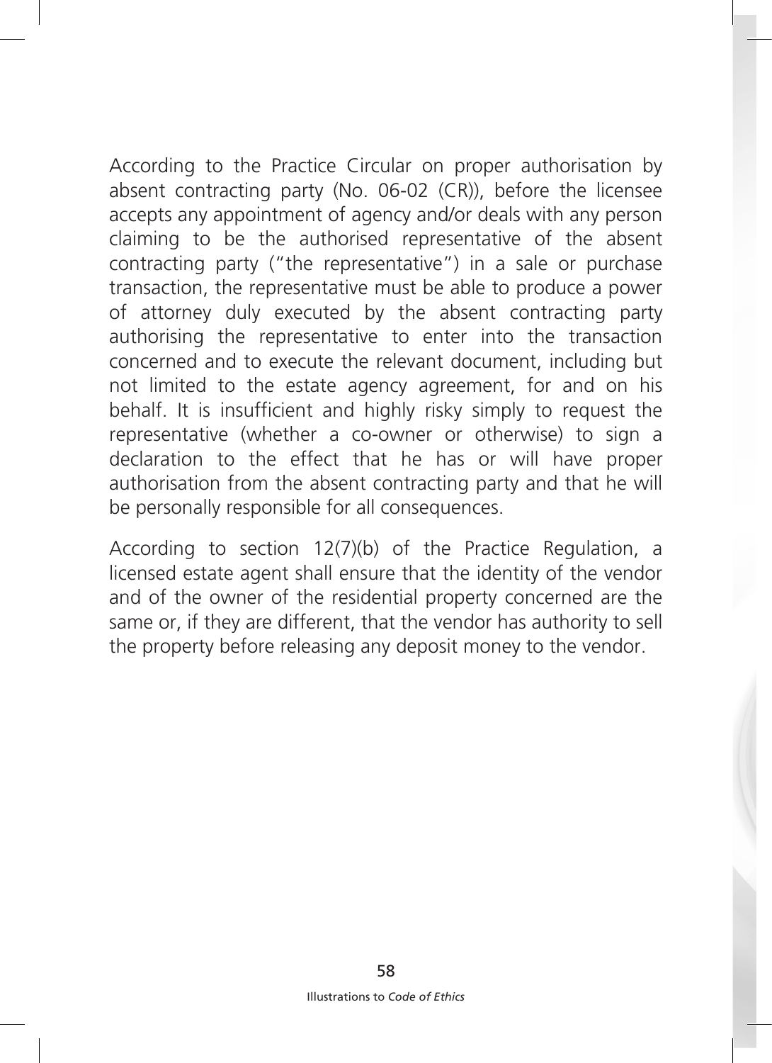According to the Practice Circular on proper authorisation by absent contracting party (No. 06-02 (CR)), before the licensee accepts any appointment of agency and/or deals with any person claiming to be the authorised representative of the absent contracting party ("the representative") in a sale or purchase transaction, the representative must be able to produce a power of attorney duly executed by the absent contracting party authorising the representative to enter into the transaction concerned and to execute the relevant document, including but not limited to the estate agency agreement, for and on his behalf. It is insufficient and highly risky simply to request the representative (whether a co-owner or otherwise) to sign a declaration to the effect that he has or will have proper authorisation from the absent contracting party and that he will be personally responsible for all consequences.

According to section 12(7)(b) of the Practice Regulation, a licensed estate agent shall ensure that the identity of the vendor and of the owner of the residential property concerned are the same or, if they are different, that the vendor has authority to sell the property before releasing any deposit money to the vendor.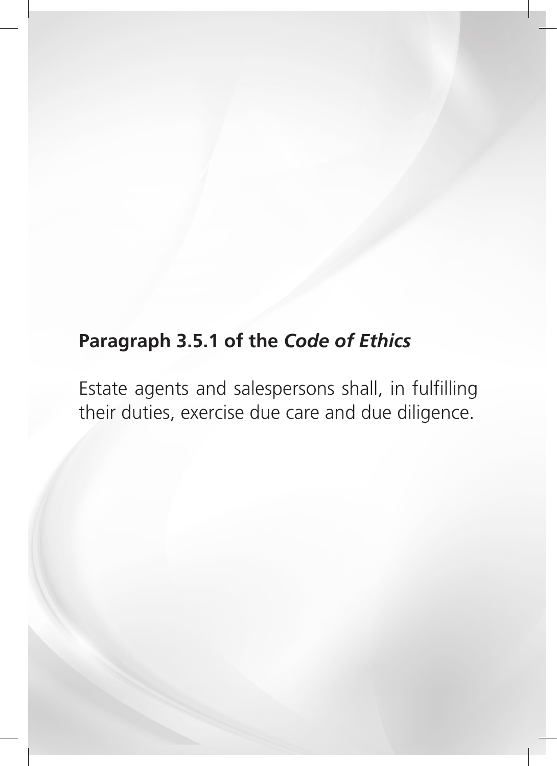**Paragraph 3.5.1 of the *Code of Ethics***

Estate agents and salespersons shall, in fulfilling their duties, exercise due care and due diligence.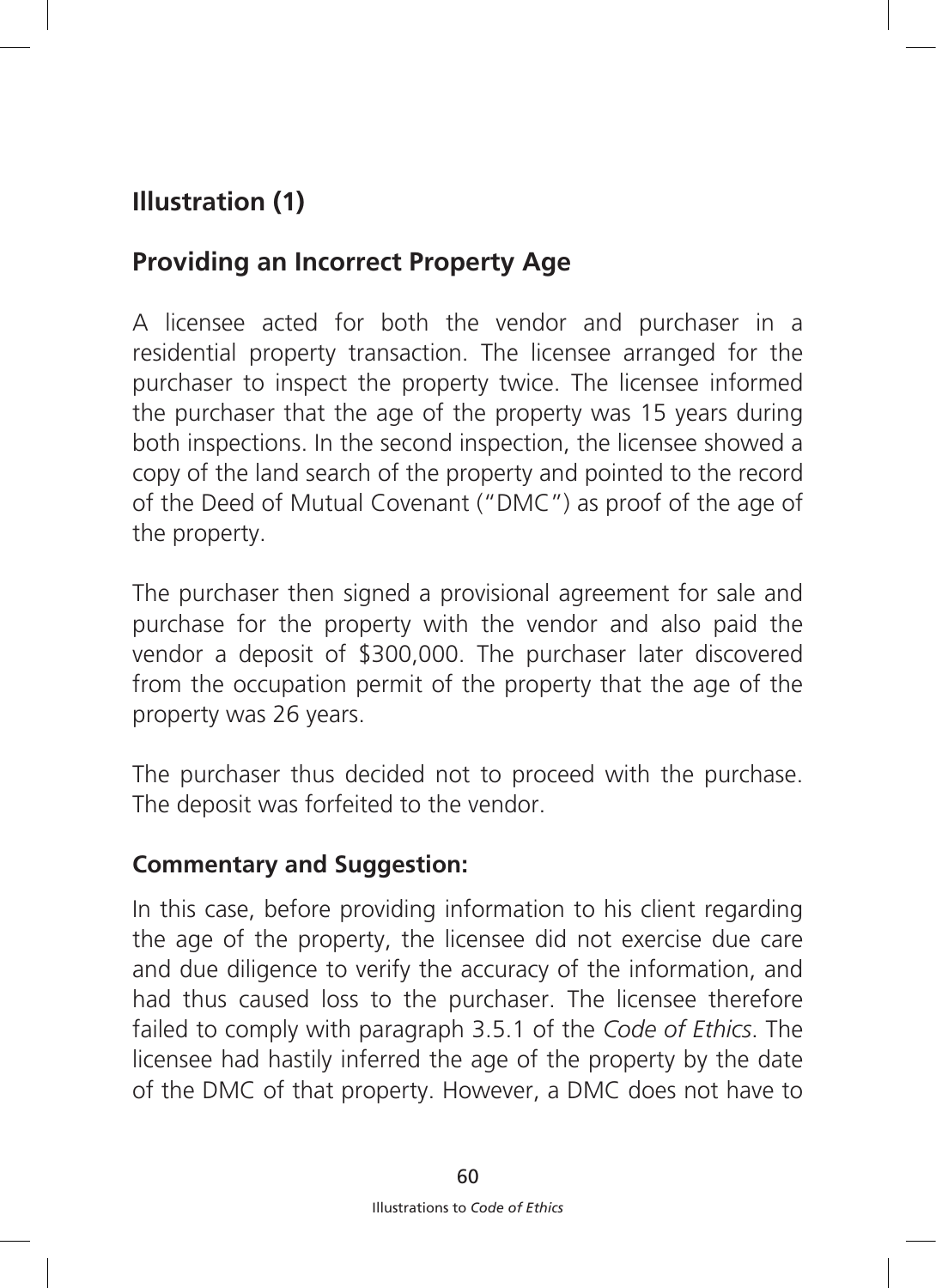## Illustration (1)

## Providing an Incorrect Property Age

A licensee acted for both the vendor and purchaser in a residential property transaction. The licensee arranged for the purchaser to inspect the property twice. The licensee informed the purchaser that the age of the property was 15 years during both inspections. In the second inspection, the licensee showed a copy of the land search of the property and pointed to the record of the Deed of Mutual Covenant ("DMC") as proof of the age of the property.

The purchaser then signed a provisional agreement for sale and purchase for the property with the vendor and also paid the vendor a deposit of $300,000. The purchaser later discovered from the occupation permit of the property that the age of the property was 26 years.

The purchaser thus decided not to proceed with the purchase. The deposit was forfeited to the vendor.

### Commentary and Suggestion:

In this case, before providing information to his client regarding the age of the property, the licensee did not exercise due care and due diligence to verify the accuracy of the information, and had thus caused loss to the purchaser. The licensee therefore failed to comply with paragraph 3.5.1 of the *Code of Ethics*. The licensee had hastily inferred the age of the property by the date of the DMC of that property. However, a DMC does not have to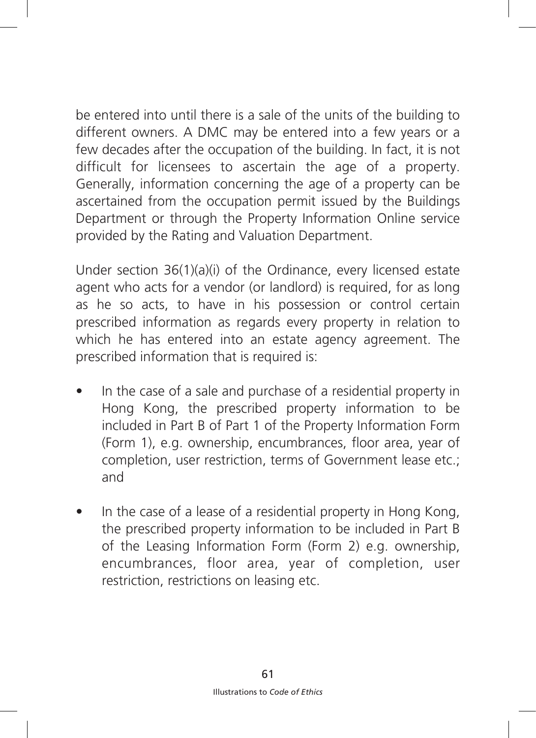be entered into until there is a sale of the units of the building to different owners. A DMC may be entered into a few years or a few decades after the occupation of the building. In fact, it is not difficult for licensees to ascertain the age of a property. Generally, information concerning the age of a property can be ascertained from the occupation permit issued by the Buildings Department or through the Property Information Online service provided by the Rating and Valuation Department.

Under section 36(1)(a)(i) of the Ordinance, every licensed estate agent who acts for a vendor (or landlord) is required, for as long as he so acts, to have in his possession or control certain prescribed information as regards every property in relation to which he has entered into an estate agency agreement. The prescribed information that is required is:

- In the case of a sale and purchase of a residential property in Hong Kong, the prescribed property information to be included in Part B of Part 1 of the Property Information Form (Form 1), e.g. ownership, encumbrances, floor area, year of completion, user restriction, terms of Government lease etc.; and
- In the case of a lease of a residential property in Hong Kong, the prescribed property information to be included in Part B of the Leasing Information Form (Form 2) e.g. ownership, encumbrances, floor area, year of completion, user restriction, restrictions on leasing etc.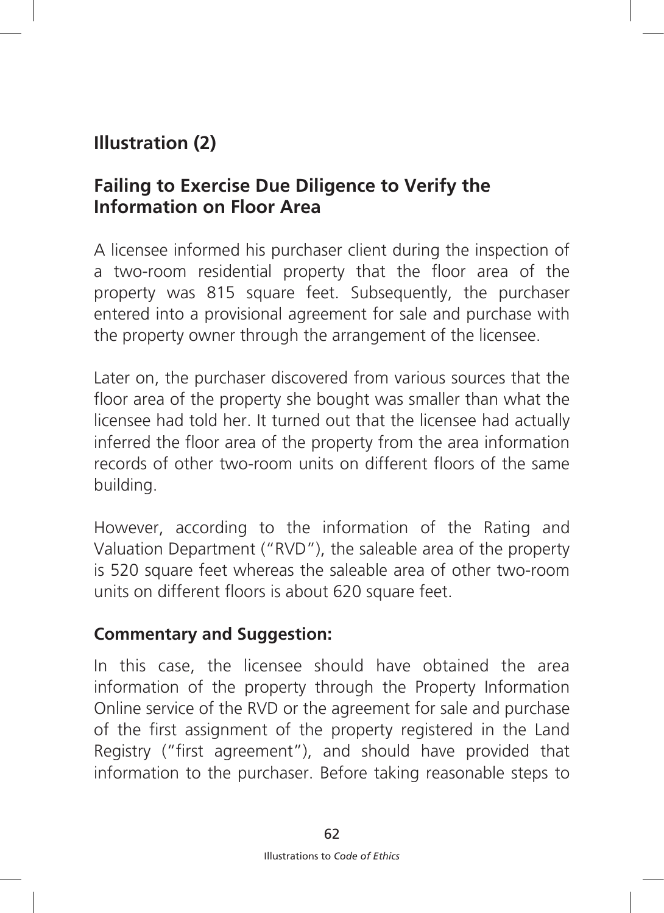## Illustration (2)

### Failing to Exercise Due Diligence to Verify the Information on Floor Area

A licensee informed his purchaser client during the inspection of a two-room residential property that the floor area of the property was 815 square feet. Subsequently, the purchaser entered into a provisional agreement for sale and purchase with the property owner through the arrangement of the licensee.

Later on, the purchaser discovered from various sources that the floor area of the property she bought was smaller than what the licensee had told her. It turned out that the licensee had actually inferred the floor area of the property from the area information records of other two-room units on different floors of the same building.

However, according to the information of the Rating and Valuation Department ("RVD"), the saleable area of the property is 520 square feet whereas the saleable area of other two-room units on different floors is about 620 square feet.

**Commentary and Suggestion:**

In this case, the licensee should have obtained the area information of the property through the Property Information Online service of the RVD or the agreement for sale and purchase of the first assignment of the property registered in the Land Registry ("first agreement"), and should have provided that information to the purchaser. Before taking reasonable steps to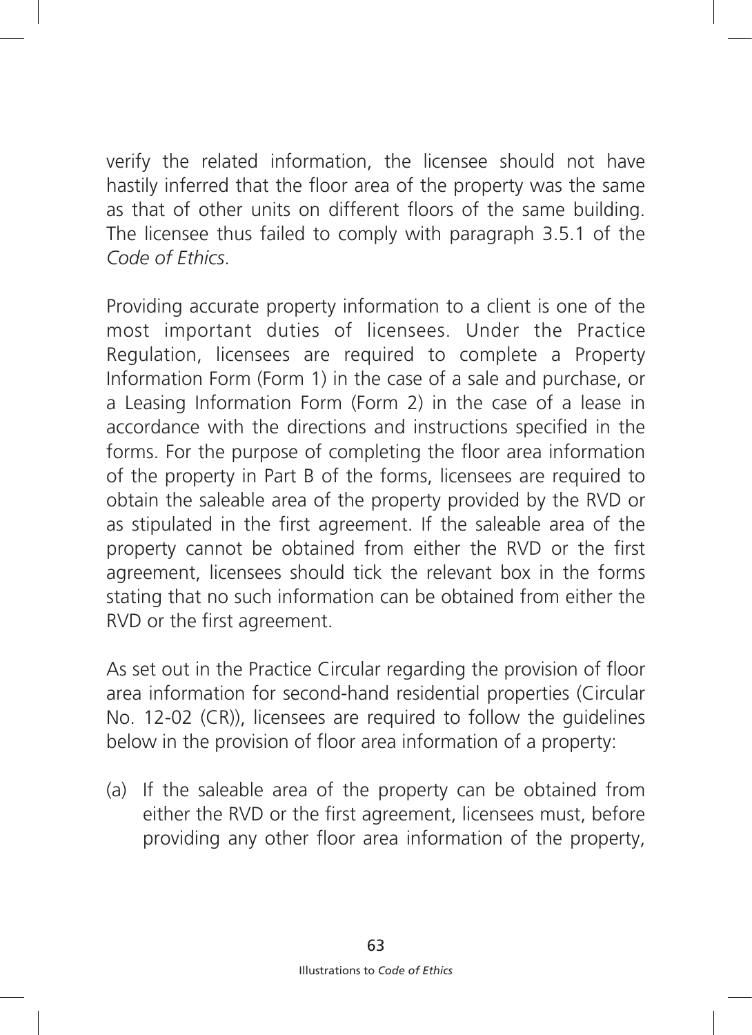verify the related information, the licensee should not have hastily inferred that the floor area of the property was the same as that of other units on different floors of the same building. The licensee thus failed to comply with paragraph 3.5.1 of the *Code of Ethics*.

Providing accurate property information to a client is one of the most important duties of licensees. Under the Practice Regulation, licensees are required to complete a Property Information Form (Form 1) in the case of a sale and purchase, or a Leasing Information Form (Form 2) in the case of a lease in accordance with the directions and instructions specified in the forms. For the purpose of completing the floor area information of the property in Part B of the forms, licensees are required to obtain the saleable area of the property provided by the RVD or as stipulated in the first agreement. If the saleable area of the property cannot be obtained from either the RVD or the first agreement, licensees should tick the relevant box in the forms stating that no such information can be obtained from either the RVD or the first agreement.

As set out in the Practice Circular regarding the provision of floor area information for second-hand residential properties (Circular No. 12-02 (CR)), licensees are required to follow the guidelines below in the provision of floor area information of a property:

(a) If the saleable area of the property can be obtained from either the RVD or the first agreement, licensees must, before providing any other floor area information of the property,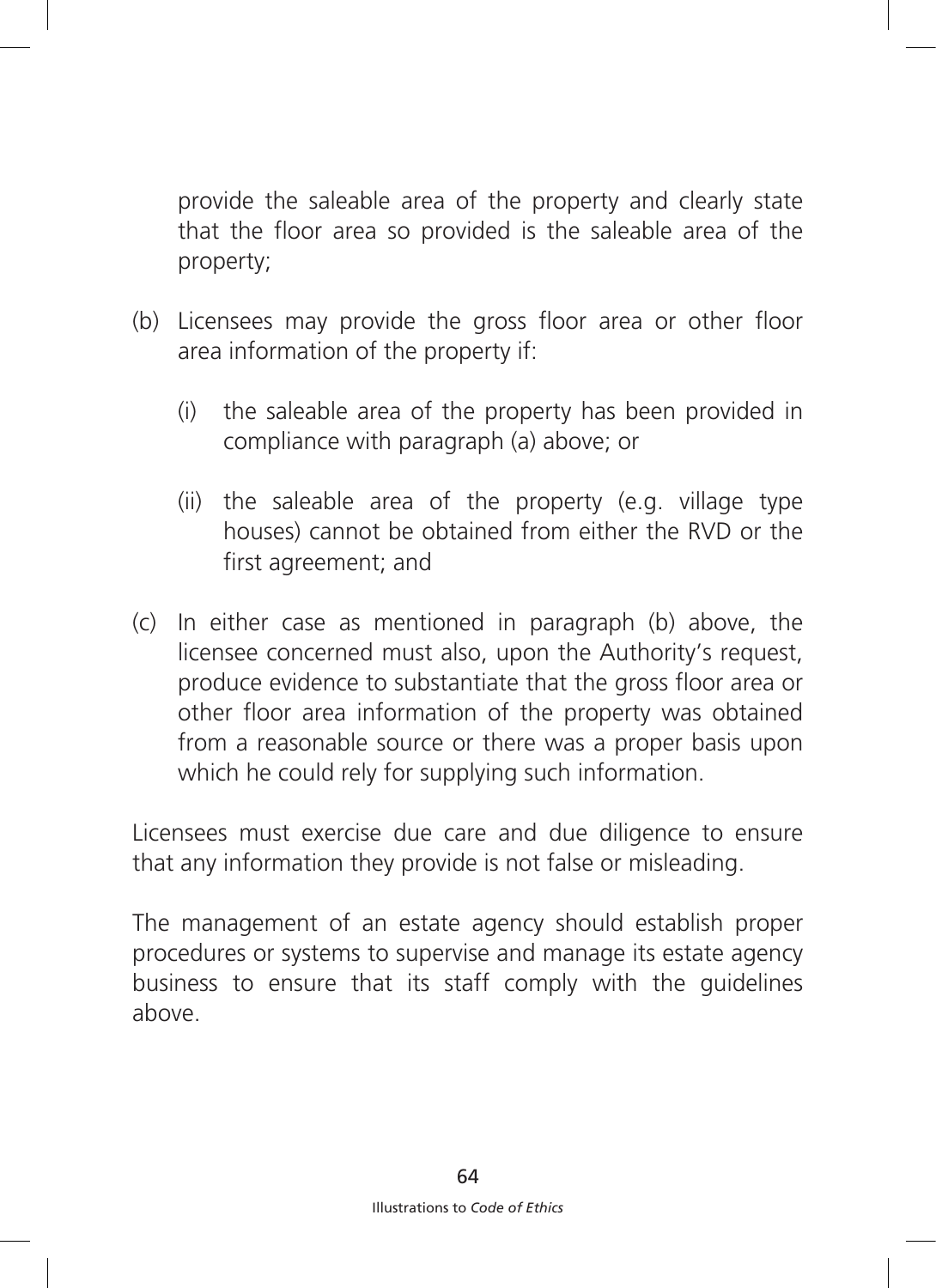provide the saleable area of the property and clearly state that the floor area so provided is the saleable area of the property;

(b) Licensees may provide the gross floor area or other floor area information of the property if:

   (i) the saleable area of the property has been provided in compliance with paragraph (a) above; or

   (ii) the saleable area of the property (e.g. village type houses) cannot be obtained from either the RVD or the first agreement; and

(c) In either case as mentioned in paragraph (b) above, the licensee concerned must also, upon the Authority's request, produce evidence to substantiate that the gross floor area or other floor area information of the property was obtained from a reasonable source or there was a proper basis upon which he could rely for supplying such information.

Licensees must exercise due care and due diligence to ensure that any information they provide is not false or misleading.

The management of an estate agency should establish proper procedures or systems to supervise and manage its estate agency business to ensure that its staff comply with the guidelines above.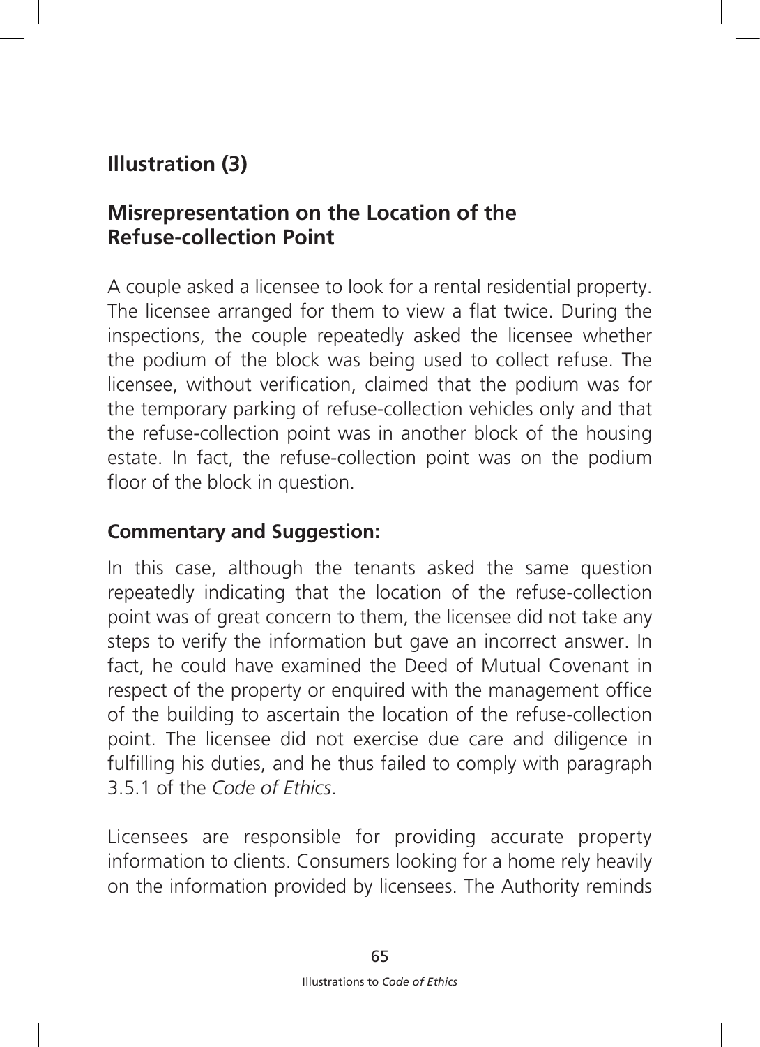## Illustration (3)

### Misrepresentation on the Location of the Refuse-collection Point

A couple asked a licensee to look for a rental residential property. The licensee arranged for them to view a flat twice. During the inspections, the couple repeatedly asked the licensee whether the podium of the block was being used to collect refuse. The licensee, without verification, claimed that the podium was for the temporary parking of refuse-collection vehicles only and that the refuse-collection point was in another block of the housing estate. In fact, the refuse-collection point was on the podium floor of the block in question.

**Commentary and Suggestion:**

In this case, although the tenants asked the same question repeatedly indicating that the location of the refuse-collection point was of great concern to them, the licensee did not take any steps to verify the information but gave an incorrect answer. In fact, he could have examined the Deed of Mutual Covenant in respect of the property or enquired with the management office of the building to ascertain the location of the refuse-collection point. The licensee did not exercise due care and diligence in fulfilling his duties, and he thus failed to comply with paragraph 3.5.1 of the *Code of Ethics*.

Licensees are responsible for providing accurate property information to clients. Consumers looking for a home rely heavily on the information provided by licensees. The Authority reminds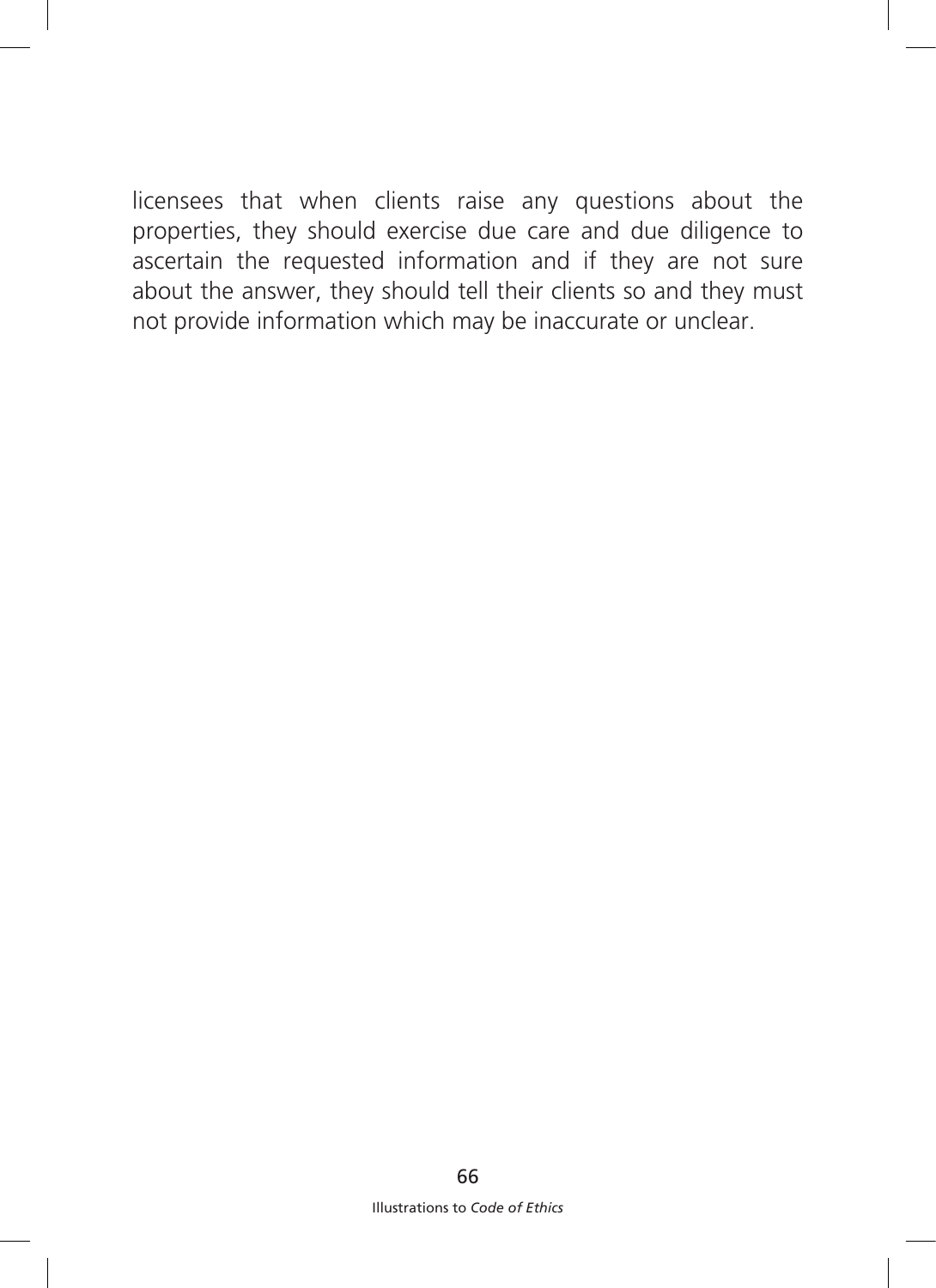licensees that when clients raise any questions about the properties, they should exercise due care and due diligence to ascertain the requested information and if they are not sure about the answer, they should tell their clients so and they must not provide information which may be inaccurate or unclear.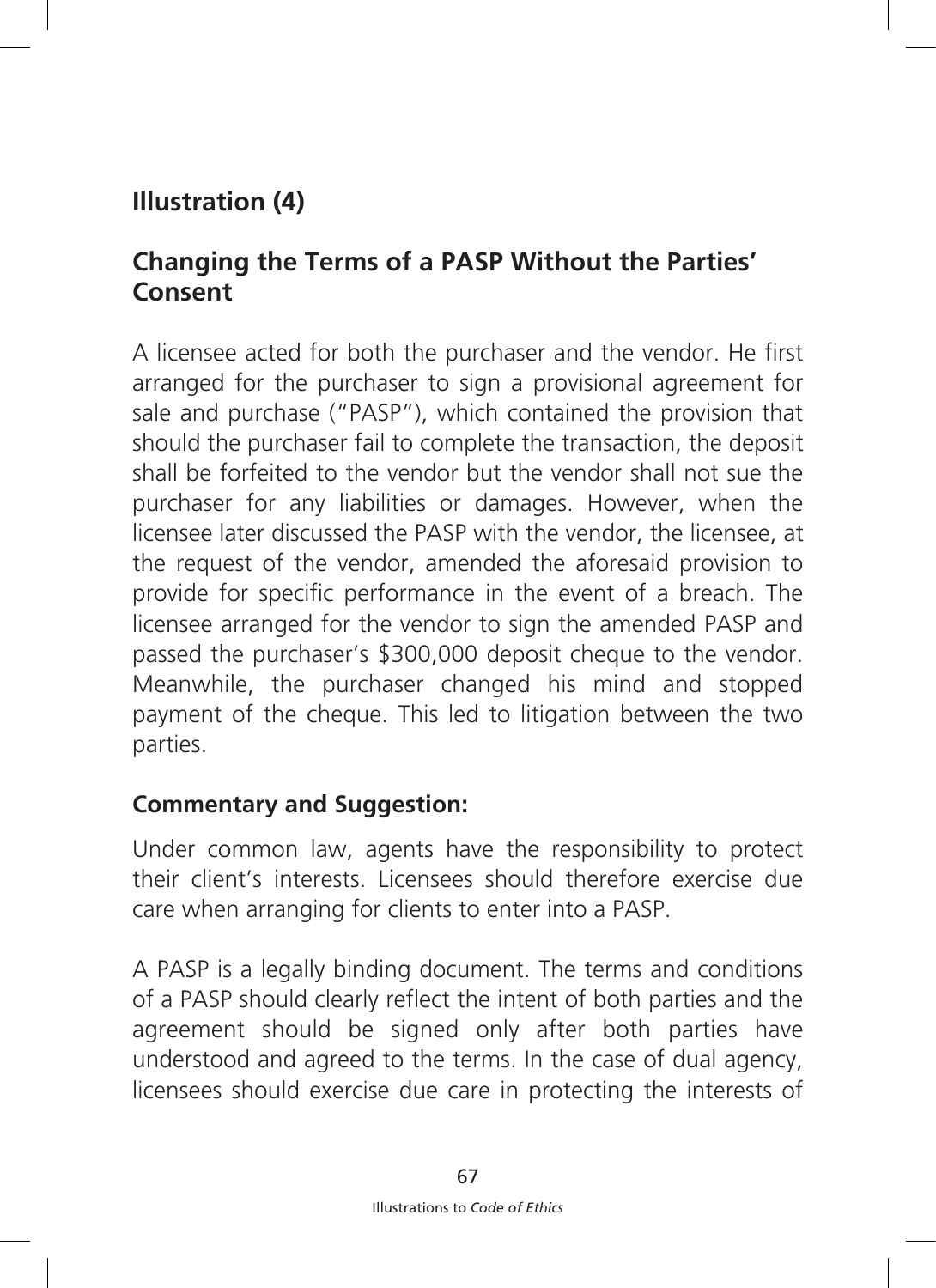## Illustration (4)

## Changing the Terms of a PASP Without the Parties' Consent

A licensee acted for both the purchaser and the vendor. He first arranged for the purchaser to sign a provisional agreement for sale and purchase ("PASP"), which contained the provision that should the purchaser fail to complete the transaction, the deposit shall be forfeited to the vendor but the vendor shall not sue the purchaser for any liabilities or damages. However, when the licensee later discussed the PASP with the vendor, the licensee, at the request of the vendor, amended the aforesaid provision to provide for specific performance in the event of a breach. The licensee arranged for the vendor to sign the amended PASP and passed the purchaser's $300,000 deposit cheque to the vendor. Meanwhile, the purchaser changed his mind and stopped payment of the cheque. This led to litigation between the two parties.

**Commentary and Suggestion:**

Under common law, agents have the responsibility to protect their client's interests. Licensees should therefore exercise due care when arranging for clients to enter into a PASP.

A PASP is a legally binding document. The terms and conditions of a PASP should clearly reflect the intent of both parties and the agreement should be signed only after both parties have understood and agreed to the terms. In the case of dual agency, licensees should exercise due care in protecting the interests of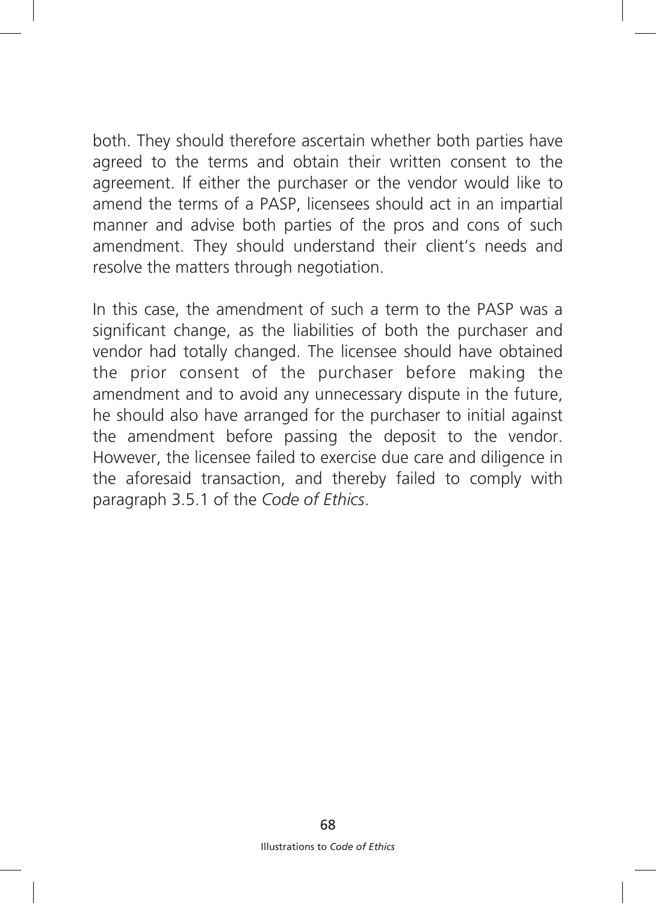both. They should therefore ascertain whether both parties have agreed to the terms and obtain their written consent to the agreement. If either the purchaser or the vendor would like to amend the terms of a PASP, licensees should act in an impartial manner and advise both parties of the pros and cons of such amendment. They should understand their client's needs and resolve the matters through negotiation.

In this case, the amendment of such a term to the PASP was a significant change, as the liabilities of both the purchaser and vendor had totally changed. The licensee should have obtained the prior consent of the purchaser before making the amendment and to avoid any unnecessary dispute in the future, he should also have arranged for the purchaser to initial against the amendment before passing the deposit to the vendor. However, the licensee failed to exercise due care and diligence in the aforesaid transaction, and thereby failed to comply with paragraph 3.5.1 of the *Code of Ethics*.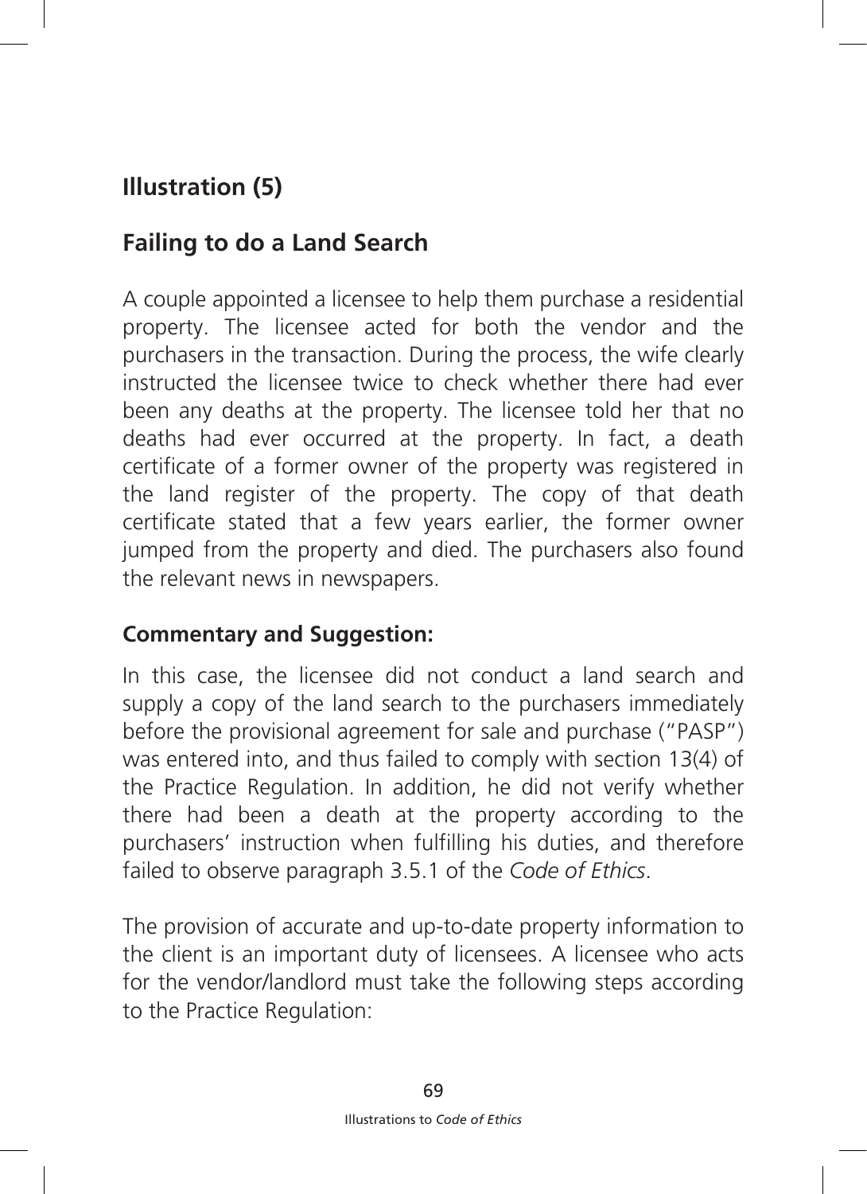## Illustration (5)

## Failing to do a Land Search

A couple appointed a licensee to help them purchase a residential property. The licensee acted for both the vendor and the purchasers in the transaction. During the process, the wife clearly instructed the licensee twice to check whether there had ever been any deaths at the property. The licensee told her that no deaths had ever occurred at the property. In fact, a death certificate of a former owner of the property was registered in the land register of the property. The copy of that death certificate stated that a few years earlier, the former owner jumped from the property and died. The purchasers also found the relevant news in newspapers.

**Commentary and Suggestion:**

In this case, the licensee did not conduct a land search and supply a copy of the land search to the purchasers immediately before the provisional agreement for sale and purchase ("PASP") was entered into, and thus failed to comply with section 13(4) of the Practice Regulation. In addition, he did not verify whether there had been a death at the property according to the purchasers' instruction when fulfilling his duties, and therefore failed to observe paragraph 3.5.1 of the *Code of Ethics*.

The provision of accurate and up-to-date property information to the client is an important duty of licensees. A licensee who acts for the vendor/landlord must take the following steps according to the Practice Regulation: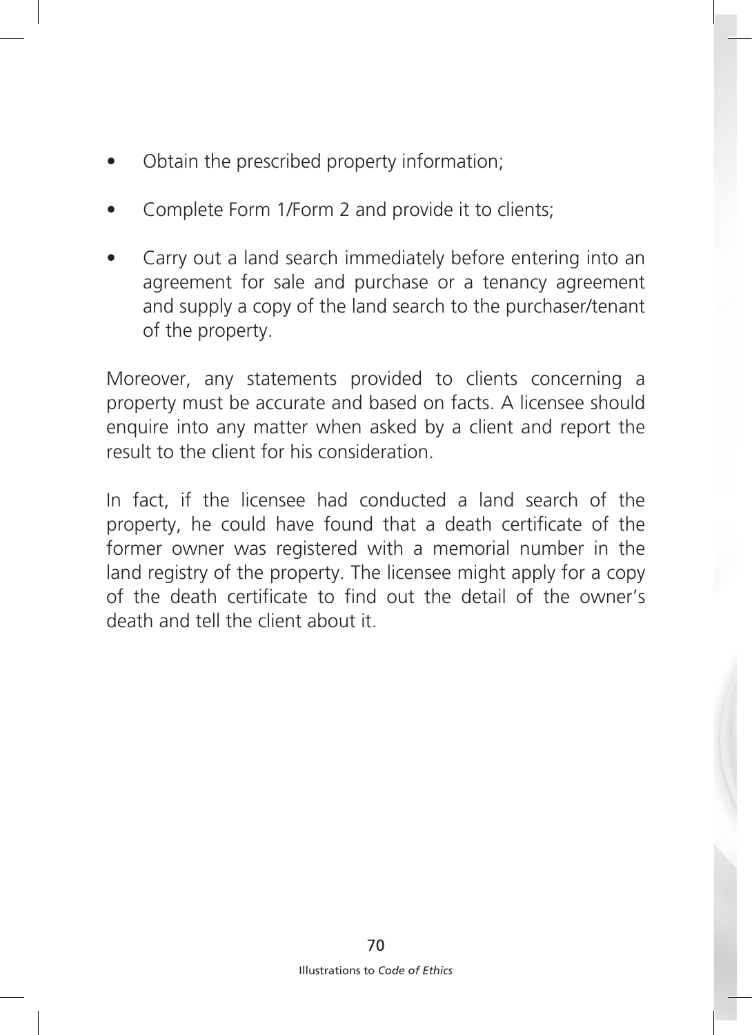- Obtain the prescribed property information;
- Complete Form 1/Form 2 and provide it to clients;
- Carry out a land search immediately before entering into an agreement for sale and purchase or a tenancy agreement and supply a copy of the land search to the purchaser/tenant of the property.

Moreover, any statements provided to clients concerning a property must be accurate and based on facts. A licensee should enquire into any matter when asked by a client and report the result to the client for his consideration.

In fact, if the licensee had conducted a land search of the property, he could have found that a death certificate of the former owner was registered with a memorial number in the land registry of the property. The licensee might apply for a copy of the death certificate to find out the detail of the owner's death and tell the client about it.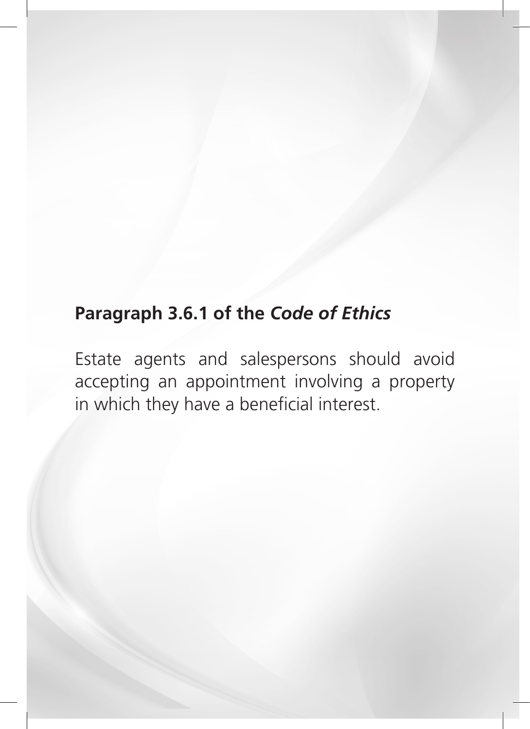**Paragraph 3.6.1 of the *Code of Ethics***

Estate agents and salespersons should avoid accepting an appointment involving a property in which they have a beneficial interest.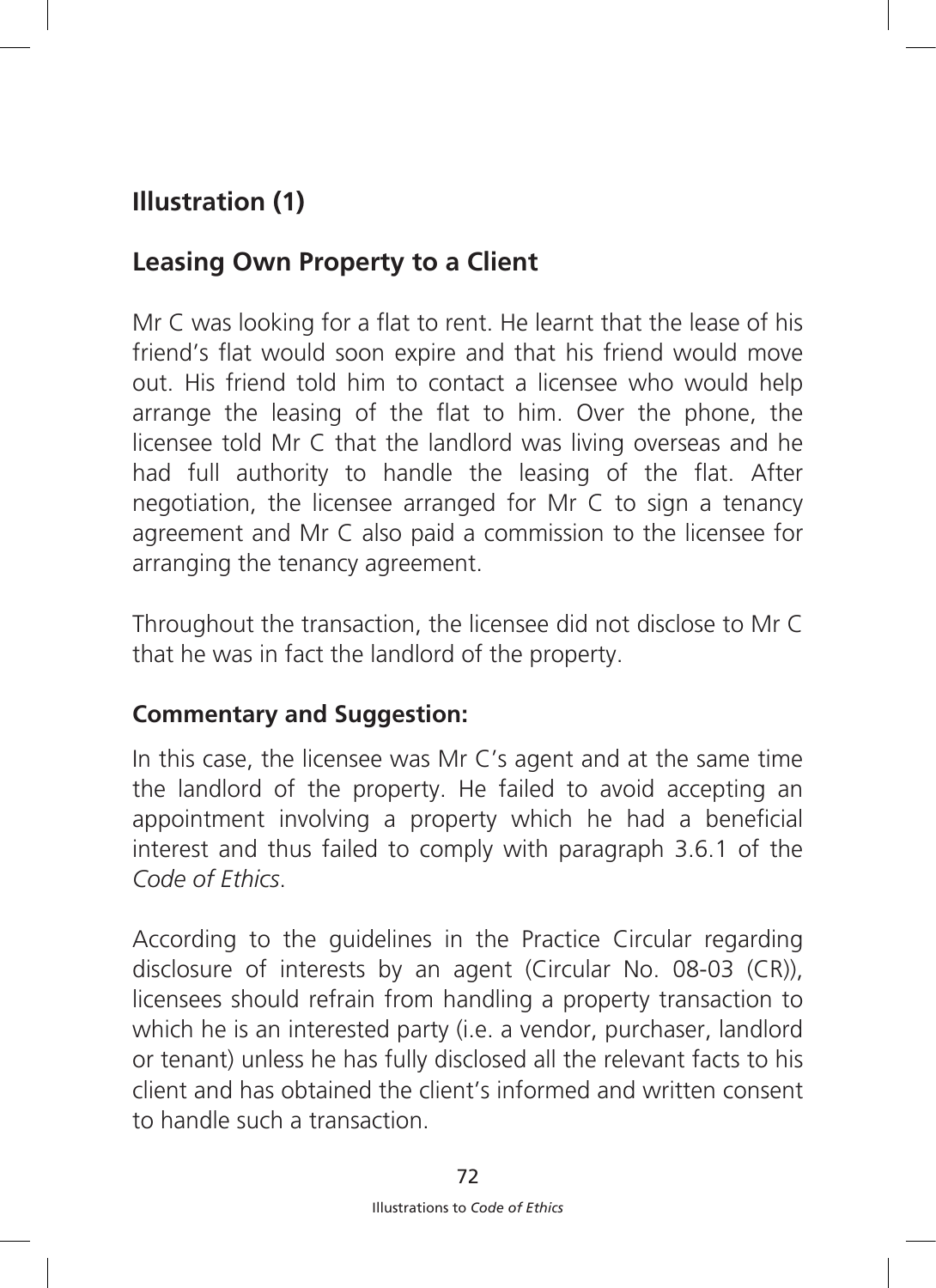## Illustration (1)

## Leasing Own Property to a Client

Mr C was looking for a flat to rent. He learnt that the lease of his friend's flat would soon expire and that his friend would move out. His friend told him to contact a licensee who would help arrange the leasing of the flat to him. Over the phone, the licensee told Mr C that the landlord was living overseas and he had full authority to handle the leasing of the flat. After negotiation, the licensee arranged for Mr C to sign a tenancy agreement and Mr C also paid a commission to the licensee for arranging the tenancy agreement.

Throughout the transaction, the licensee did not disclose to Mr C that he was in fact the landlord of the property.

**Commentary and Suggestion:**

In this case, the licensee was Mr C's agent and at the same time the landlord of the property. He failed to avoid accepting an appointment involving a property which he had a beneficial interest and thus failed to comply with paragraph 3.6.1 of the *Code of Ethics*.

According to the guidelines in the Practice Circular regarding disclosure of interests by an agent (Circular No. 08-03 (CR)), licensees should refrain from handling a property transaction to which he is an interested party (i.e. a vendor, purchaser, landlord or tenant) unless he has fully disclosed all the relevant facts to his client and has obtained the client's informed and written consent to handle such a transaction.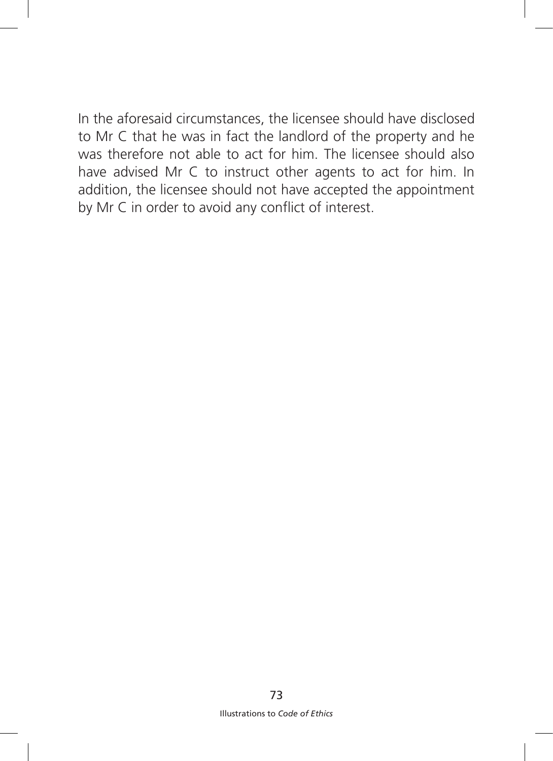In the aforesaid circumstances, the licensee should have disclosed to Mr C that he was in fact the landlord of the property and he was therefore not able to act for him. The licensee should also have advised Mr C to instruct other agents to act for him. In addition, the licensee should not have accepted the appointment by Mr C in order to avoid any conflict of interest.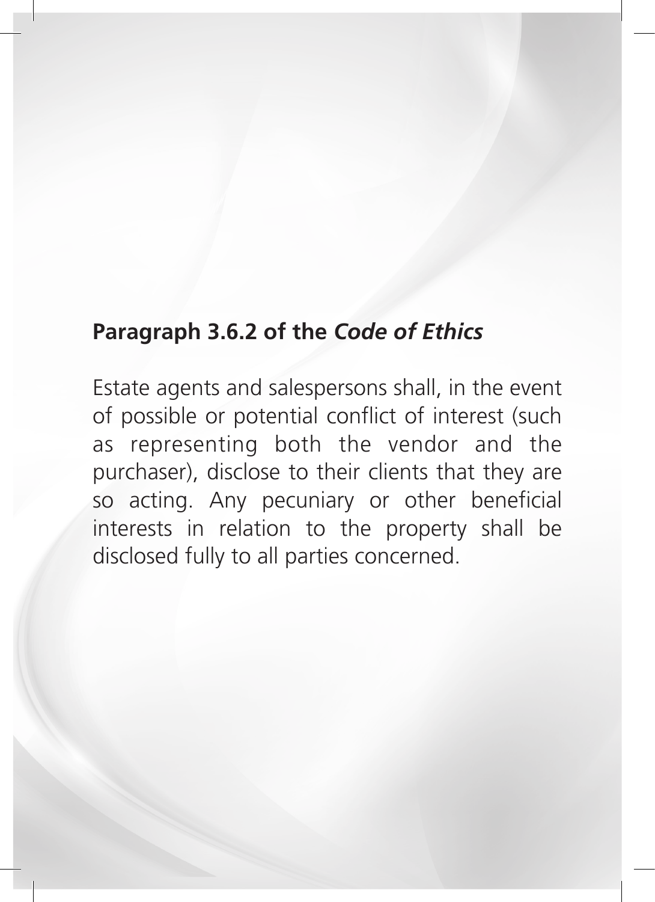## Paragraph 3.6.2 of the *Code of Ethics*

Estate agents and salespersons shall, in the event of possible or potential conflict of interest (such as representing both the vendor and the purchaser), disclose to their clients that they are so acting. Any pecuniary or other beneficial interests in relation to the property shall be disclosed fully to all parties concerned.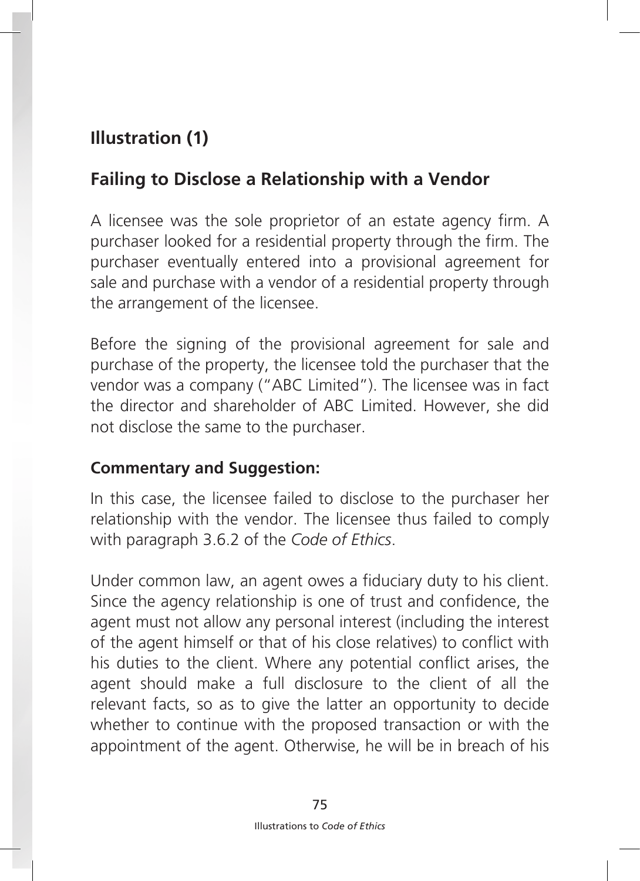## Illustration (1)

## Failing to Disclose a Relationship with a Vendor

A licensee was the sole proprietor of an estate agency firm. A purchaser looked for a residential property through the firm. The purchaser eventually entered into a provisional agreement for sale and purchase with a vendor of a residential property through the arrangement of the licensee.

Before the signing of the provisional agreement for sale and purchase of the property, the licensee told the purchaser that the vendor was a company ("ABC Limited"). The licensee was in fact the director and shareholder of ABC Limited. However, she did not disclose the same to the purchaser.

### Commentary and Suggestion:

In this case, the licensee failed to disclose to the purchaser her relationship with the vendor. The licensee thus failed to comply with paragraph 3.6.2 of the *Code of Ethics*.

Under common law, an agent owes a fiduciary duty to his client. Since the agency relationship is one of trust and confidence, the agent must not allow any personal interest (including the interest of the agent himself or that of his close relatives) to conflict with his duties to the client. Where any potential conflict arises, the agent should make a full disclosure to the client of all the relevant facts, so as to give the latter an opportunity to decide whether to continue with the proposed transaction or with the appointment of the agent. Otherwise, he will be in breach of his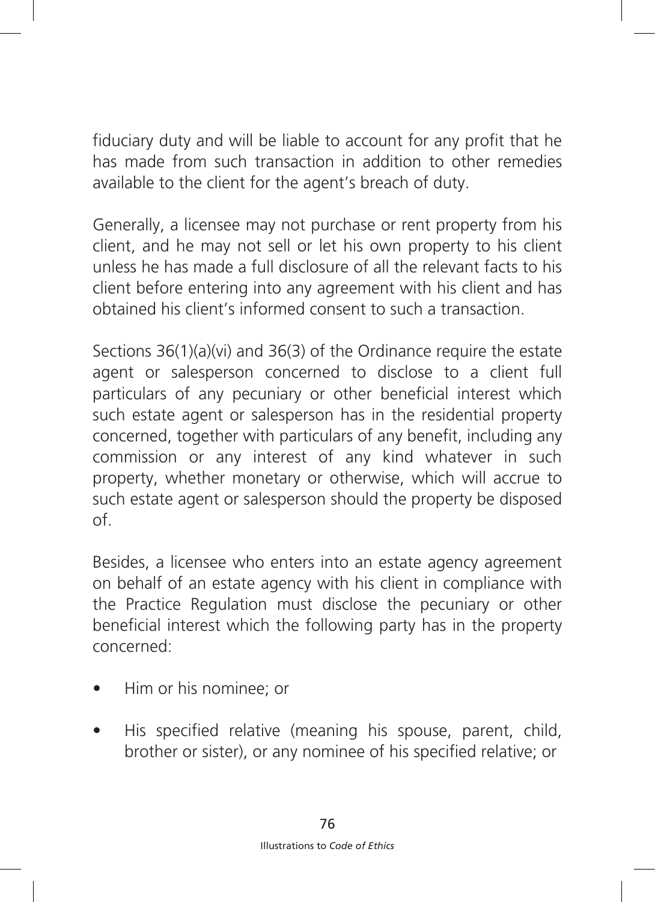fiduciary duty and will be liable to account for any profit that he has made from such transaction in addition to other remedies available to the client for the agent's breach of duty.

Generally, a licensee may not purchase or rent property from his client, and he may not sell or let his own property to his client unless he has made a full disclosure of all the relevant facts to his client before entering into any agreement with his client and has obtained his client's informed consent to such a transaction.

Sections 36(1)(a)(vi) and 36(3) of the Ordinance require the estate agent or salesperson concerned to disclose to a client full particulars of any pecuniary or other beneficial interest which such estate agent or salesperson has in the residential property concerned, together with particulars of any benefit, including any commission or any interest of any kind whatever in such property, whether monetary or otherwise, which will accrue to such estate agent or salesperson should the property be disposed of.

Besides, a licensee who enters into an estate agency agreement on behalf of an estate agency with his client in compliance with the Practice Regulation must disclose the pecuniary or other beneficial interest which the following party has in the property concerned:

- Him or his nominee; or
- His specified relative (meaning his spouse, parent, child, brother or sister), or any nominee of his specified relative; or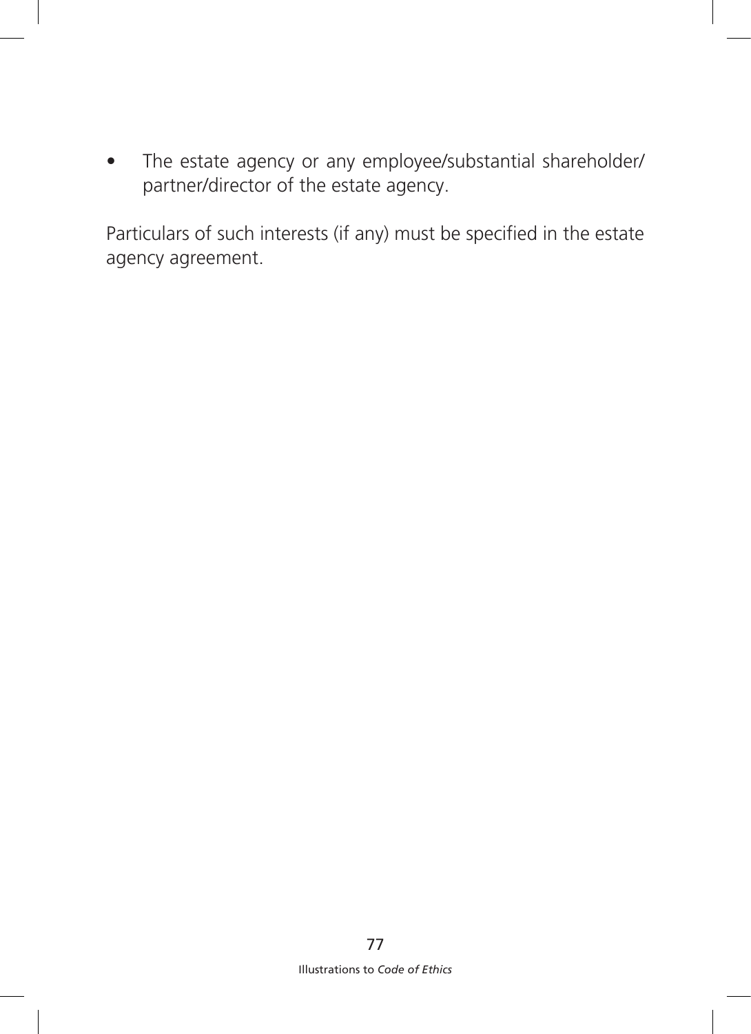- The estate agency or any employee/substantial shareholder/partner/director of the estate agency.

Particulars of such interests (if any) must be specified in the estate agency agreement.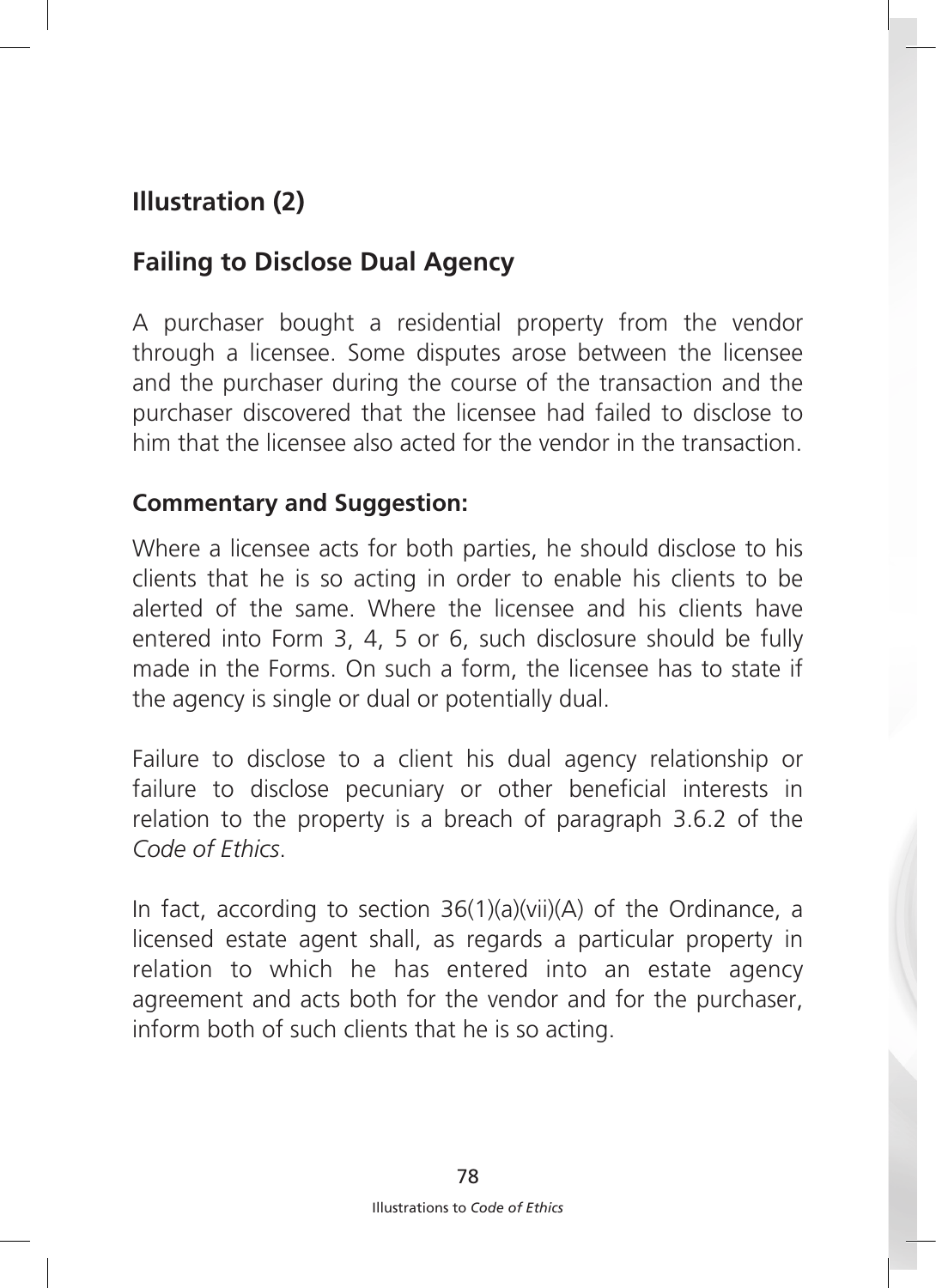## Illustration (2)

## Failing to Disclose Dual Agency

A purchaser bought a residential property from the vendor through a licensee. Some disputes arose between the licensee and the purchaser during the course of the transaction and the purchaser discovered that the licensee had failed to disclose to him that the licensee also acted for the vendor in the transaction.

### Commentary and Suggestion:

Where a licensee acts for both parties, he should disclose to his clients that he is so acting in order to enable his clients to be alerted of the same. Where the licensee and his clients have entered into Form 3, 4, 5 or 6, such disclosure should be fully made in the Forms. On such a form, the licensee has to state if the agency is single or dual or potentially dual.

Failure to disclose to a client his dual agency relationship or failure to disclose pecuniary or other beneficial interests in relation to the property is a breach of paragraph 3.6.2 of the *Code of Ethics*.

In fact, according to section 36(1)(a)(vii)(A) of the Ordinance, a licensed estate agent shall, as regards a particular property in relation to which he has entered into an estate agency agreement and acts both for the vendor and for the purchaser, inform both of such clients that he is so acting.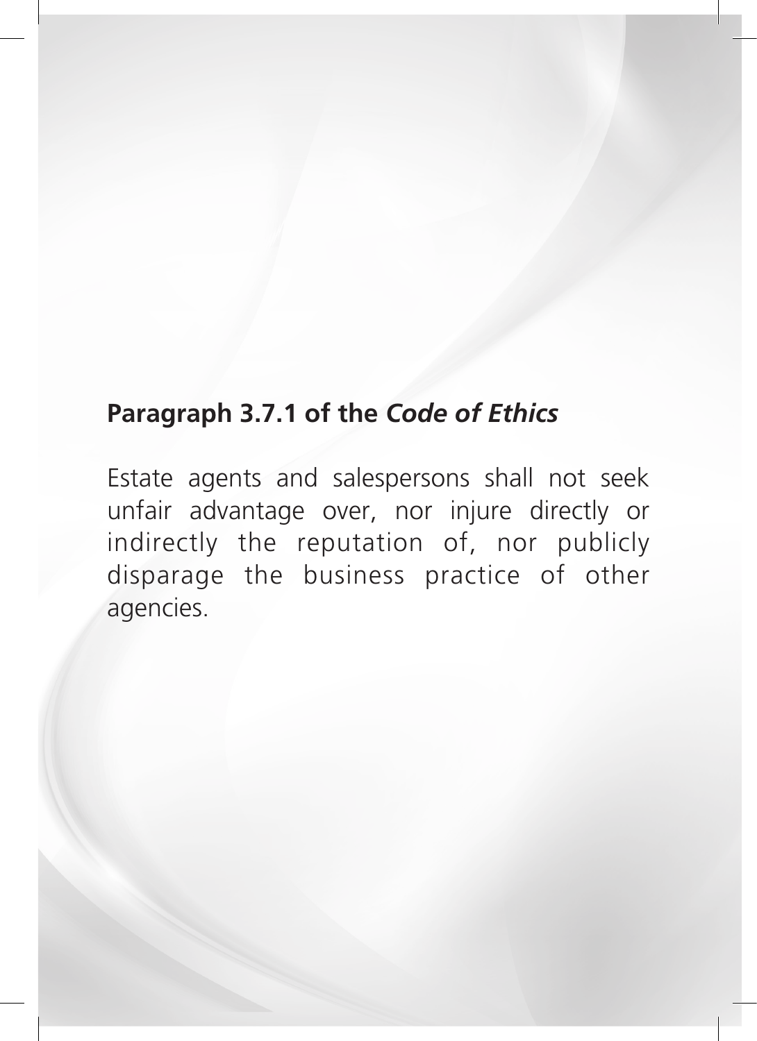**Paragraph 3.7.1 of the *Code of Ethics***

Estate agents and salespersons shall not seek unfair advantage over, nor injure directly or indirectly the reputation of, nor publicly disparage the business practice of other agencies.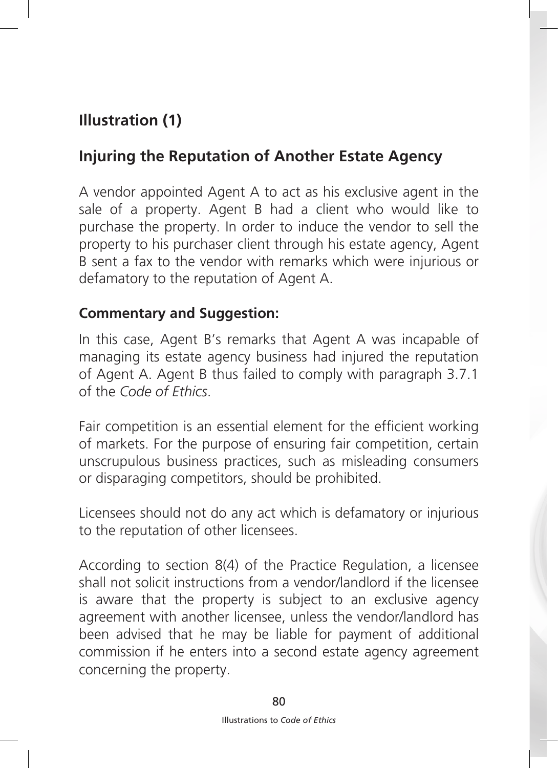## Illustration (1)

## Injuring the Reputation of Another Estate Agency

A vendor appointed Agent A to act as his exclusive agent in the sale of a property. Agent B had a client who would like to purchase the property. In order to induce the vendor to sell the property to his purchaser client through his estate agency, Agent B sent a fax to the vendor with remarks which were injurious or defamatory to the reputation of Agent A.

**Commentary and Suggestion:**

In this case, Agent B's remarks that Agent A was incapable of managing its estate agency business had injured the reputation of Agent A. Agent B thus failed to comply with paragraph 3.7.1 of the *Code of Ethics*.

Fair competition is an essential element for the efficient working of markets. For the purpose of ensuring fair competition, certain unscrupulous business practices, such as misleading consumers or disparaging competitors, should be prohibited.

Licensees should not do any act which is defamatory or injurious to the reputation of other licensees.

According to section 8(4) of the Practice Regulation, a licensee shall not solicit instructions from a vendor/landlord if the licensee is aware that the property is subject to an exclusive agency agreement with another licensee, unless the vendor/landlord has been advised that he may be liable for payment of additional commission if he enters into a second estate agency agreement concerning the property.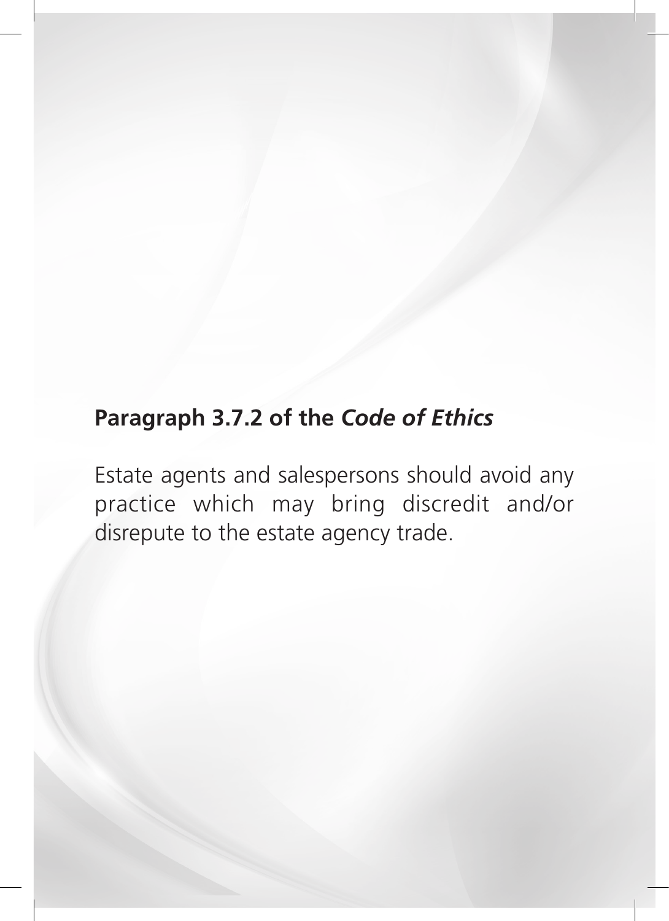**Paragraph 3.7.2 of the *Code of Ethics***

Estate agents and salespersons should avoid any practice which may bring discredit and/or disrepute to the estate agency trade.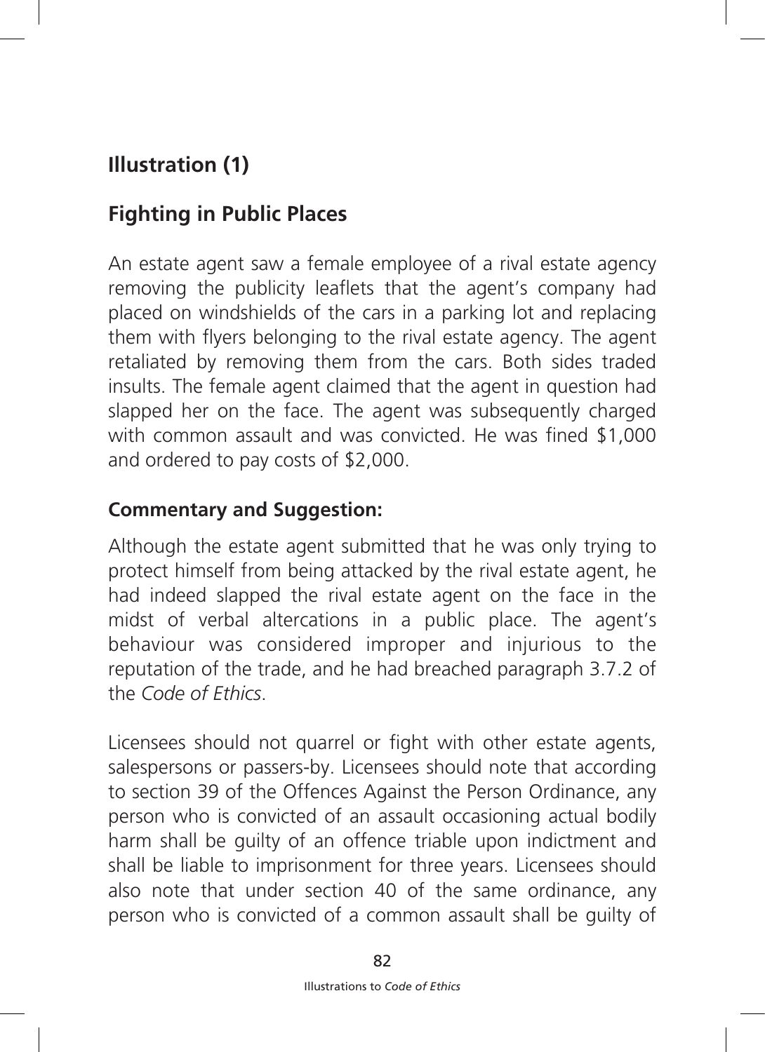## Illustration (1)

## Fighting in Public Places

An estate agent saw a female employee of a rival estate agency removing the publicity leaflets that the agent's company had placed on windshields of the cars in a parking lot and replacing them with flyers belonging to the rival estate agency. The agent retaliated by removing them from the cars. Both sides traded insults. The female agent claimed that the agent in question had slapped her on the face. The agent was subsequently charged with common assault and was convicted. He was fined $1,000 and ordered to pay costs of $2,000.

### Commentary and Suggestion:

Although the estate agent submitted that he was only trying to protect himself from being attacked by the rival estate agent, he had indeed slapped the rival estate agent on the face in the midst of verbal altercations in a public place. The agent's behaviour was considered improper and injurious to the reputation of the trade, and he had breached paragraph 3.7.2 of the *Code of Ethics*.

Licensees should not quarrel or fight with other estate agents, salespersons or passers-by. Licensees should note that according to section 39 of the Offences Against the Person Ordinance, any person who is convicted of an assault occasioning actual bodily harm shall be guilty of an offence triable upon indictment and shall be liable to imprisonment for three years. Licensees should also note that under section 40 of the same ordinance, any person who is convicted of a common assault shall be guilty of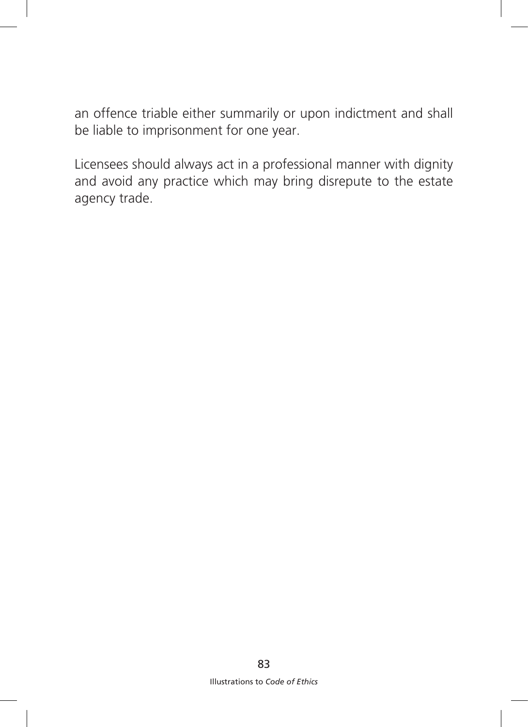an offence triable either summarily or upon indictment and shall be liable to imprisonment for one year.

Licensees should always act in a professional manner with dignity and avoid any practice which may bring disrepute to the estate agency trade.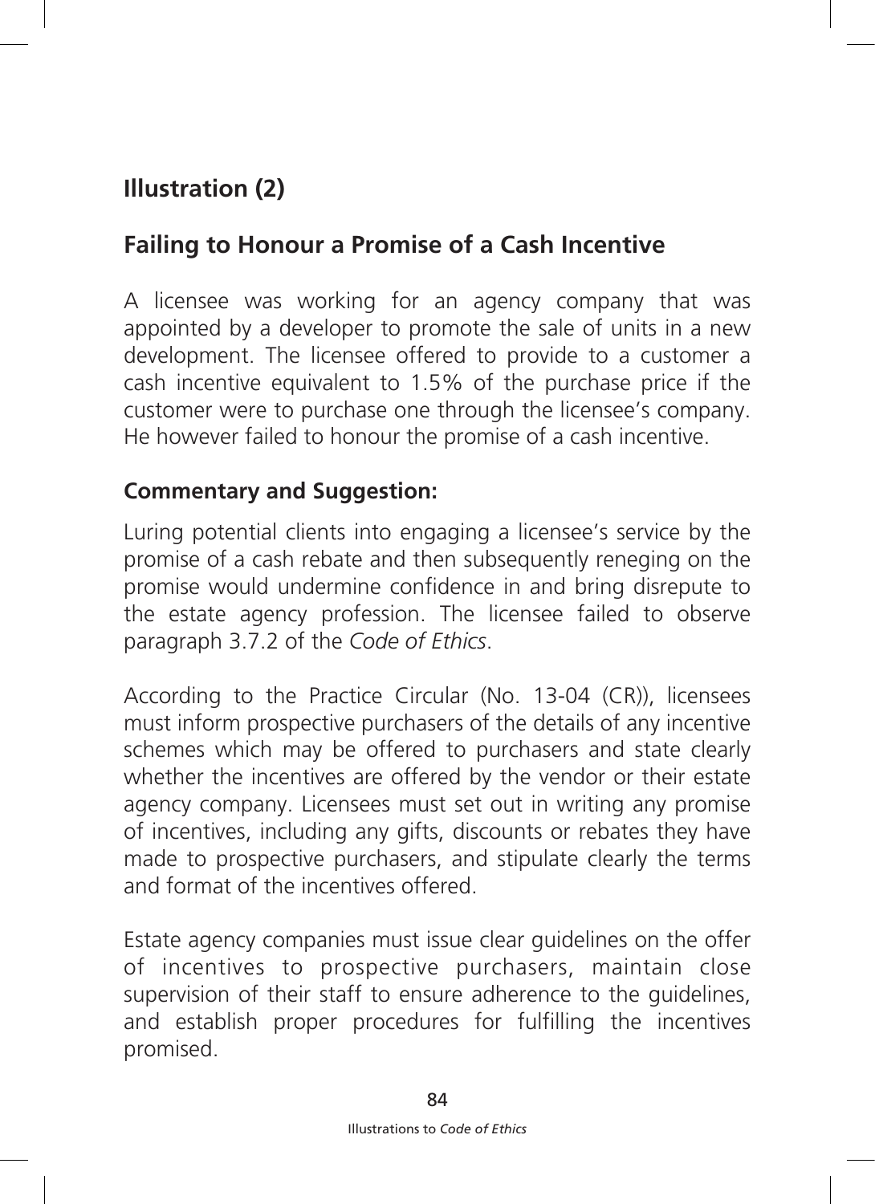## Illustration (2)

## Failing to Honour a Promise of a Cash Incentive

A licensee was working for an agency company that was appointed by a developer to promote the sale of units in a new development. The licensee offered to provide to a customer a cash incentive equivalent to 1.5% of the purchase price if the customer were to purchase one through the licensee's company. He however failed to honour the promise of a cash incentive.

**Commentary and Suggestion:**

Luring potential clients into engaging a licensee's service by the promise of a cash rebate and then subsequently reneging on the promise would undermine confidence in and bring disrepute to the estate agency profession. The licensee failed to observe paragraph 3.7.2 of the *Code of Ethics*.

According to the Practice Circular (No. 13-04 (CR)), licensees must inform prospective purchasers of the details of any incentive schemes which may be offered to purchasers and state clearly whether the incentives are offered by the vendor or their estate agency company. Licensees must set out in writing any promise of incentives, including any gifts, discounts or rebates they have made to prospective purchasers, and stipulate clearly the terms and format of the incentives offered.

Estate agency companies must issue clear guidelines on the offer of incentives to prospective purchasers, maintain close supervision of their staff to ensure adherence to the guidelines, and establish proper procedures for fulfilling the incentives promised.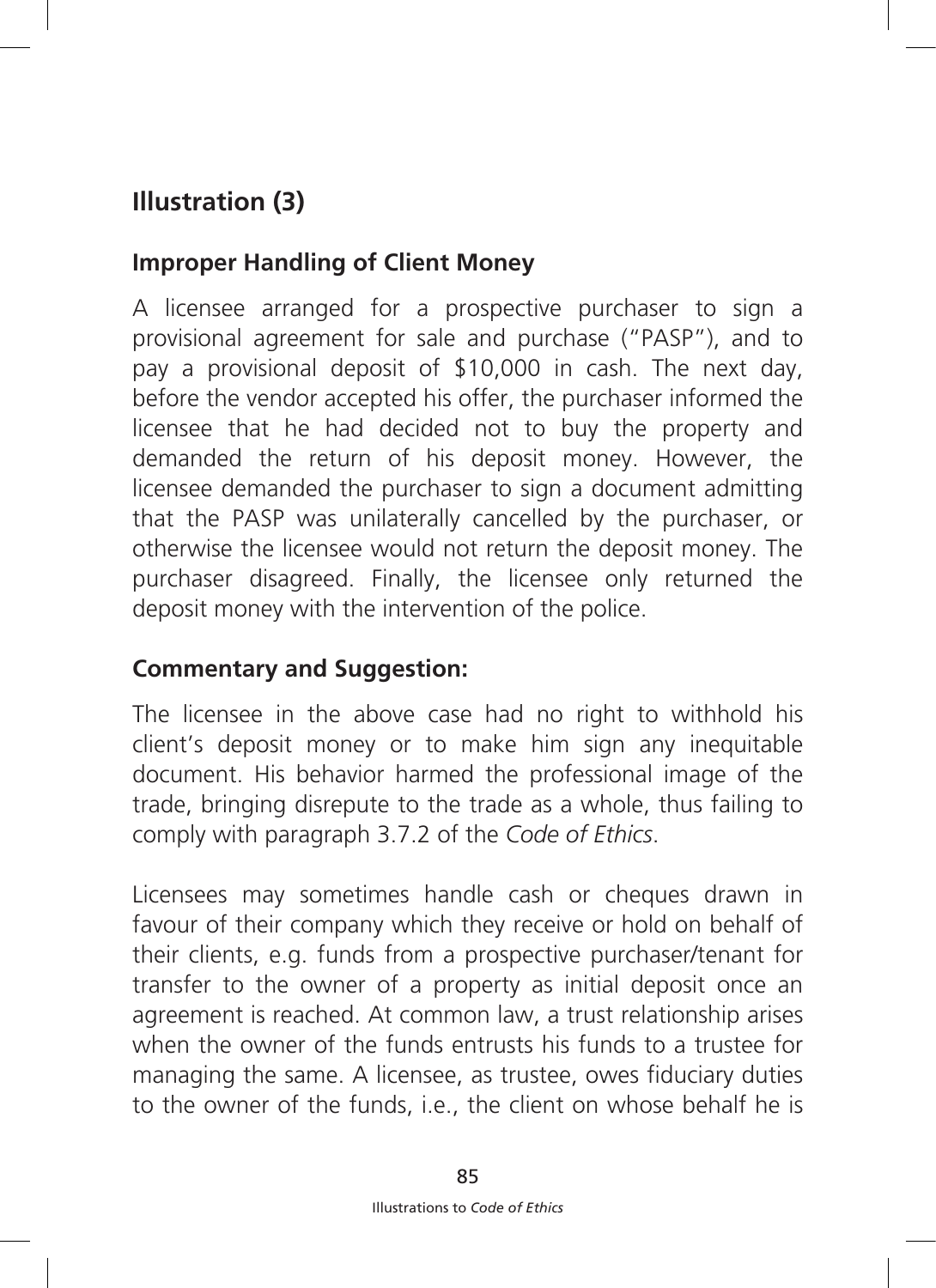## Illustration (3)

### Improper Handling of Client Money

A licensee arranged for a prospective purchaser to sign a provisional agreement for sale and purchase ("PASP"), and to pay a provisional deposit of $10,000 in cash. The next day, before the vendor accepted his offer, the purchaser informed the licensee that he had decided not to buy the property and demanded the return of his deposit money. However, the licensee demanded the purchaser to sign a document admitting that the PASP was unilaterally cancelled by the purchaser, or otherwise the licensee would not return the deposit money. The purchaser disagreed. Finally, the licensee only returned the deposit money with the intervention of the police.

### Commentary and Suggestion:

The licensee in the above case had no right to withhold his client's deposit money or to make him sign any inequitable document. His behavior harmed the professional image of the trade, bringing disrepute to the trade as a whole, thus failing to comply with paragraph 3.7.2 of the *Code of Ethics*.

Licensees may sometimes handle cash or cheques drawn in favour of their company which they receive or hold on behalf of their clients, e.g. funds from a prospective purchaser/tenant for transfer to the owner of a property as initial deposit once an agreement is reached. At common law, a trust relationship arises when the owner of the funds entrusts his funds to a trustee for managing the same. A licensee, as trustee, owes fiduciary duties to the owner of the funds, i.e., the client on whose behalf he is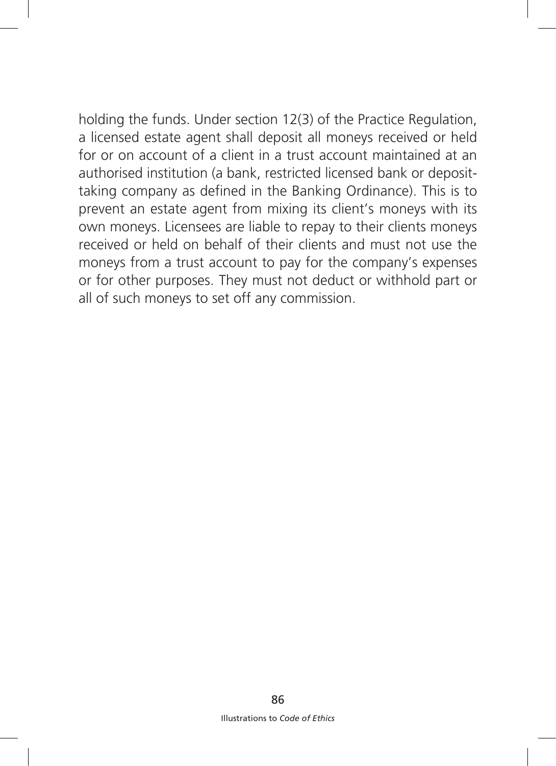holding the funds. Under section 12(3) of the Practice Regulation, a licensed estate agent shall deposit all moneys received or held for or on account of a client in a trust account maintained at an authorised institution (a bank, restricted licensed bank or deposit-taking company as defined in the Banking Ordinance). This is to prevent an estate agent from mixing its client's moneys with its own moneys. Licensees are liable to repay to their clients moneys received or held on behalf of their clients and must not use the moneys from a trust account to pay for the company's expenses or for other purposes. They must not deduct or withhold part or all of such moneys to set off any commission.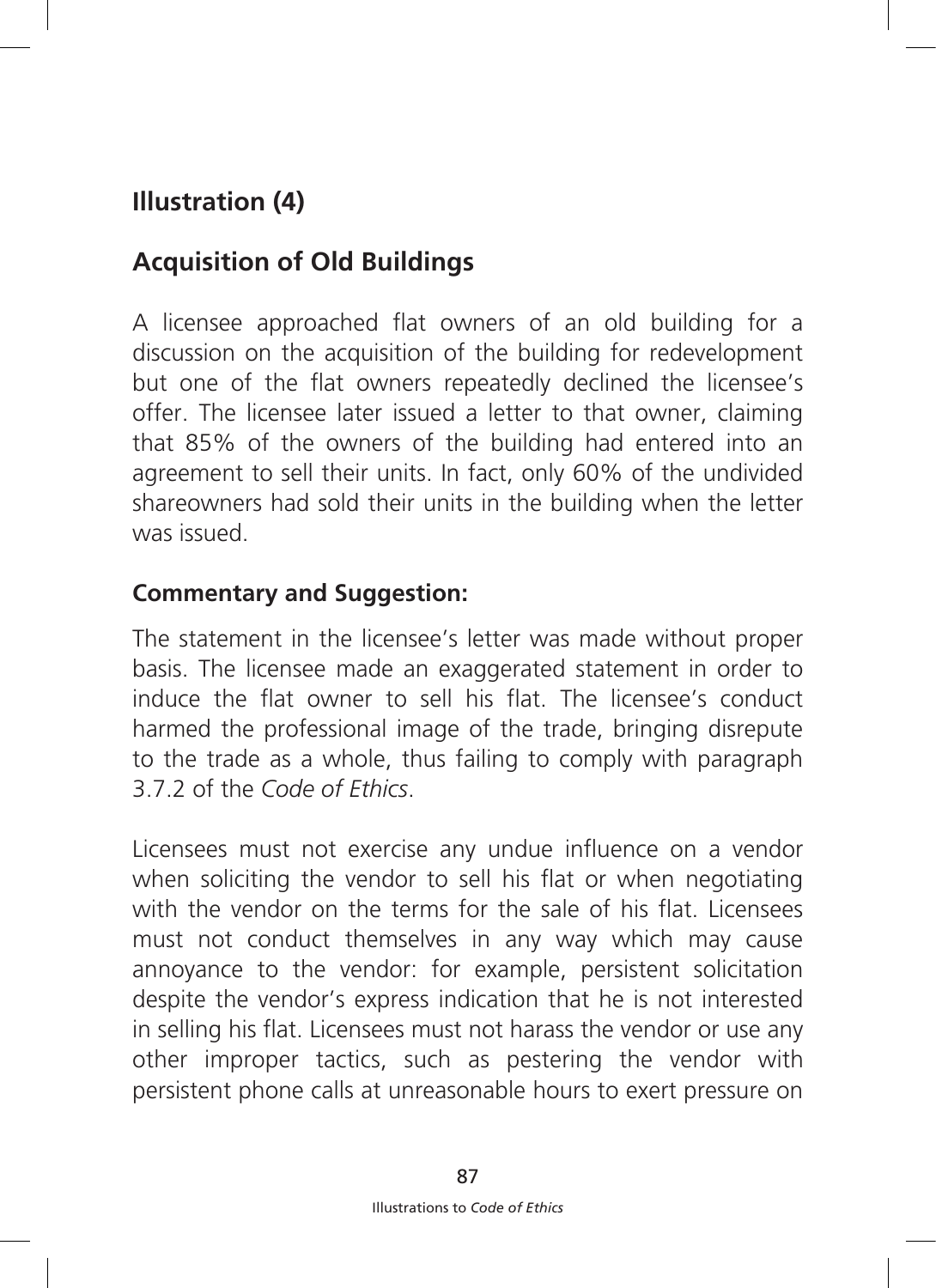## Illustration (4)

## Acquisition of Old Buildings

A licensee approached flat owners of an old building for a discussion on the acquisition of the building for redevelopment but one of the flat owners repeatedly declined the licensee's offer. The licensee later issued a letter to that owner, claiming that 85% of the owners of the building had entered into an agreement to sell their units. In fact, only 60% of the undivided shareowners had sold their units in the building when the letter was issued.

### Commentary and Suggestion:

The statement in the licensee's letter was made without proper basis. The licensee made an exaggerated statement in order to induce the flat owner to sell his flat. The licensee's conduct harmed the professional image of the trade, bringing disrepute to the trade as a whole, thus failing to comply with paragraph 3.7.2 of the *Code of Ethics*.

Licensees must not exercise any undue influence on a vendor when soliciting the vendor to sell his flat or when negotiating with the vendor on the terms for the sale of his flat. Licensees must not conduct themselves in any way which may cause annoyance to the vendor: for example, persistent solicitation despite the vendor's express indication that he is not interested in selling his flat. Licensees must not harass the vendor or use any other improper tactics, such as pestering the vendor with persistent phone calls at unreasonable hours to exert pressure on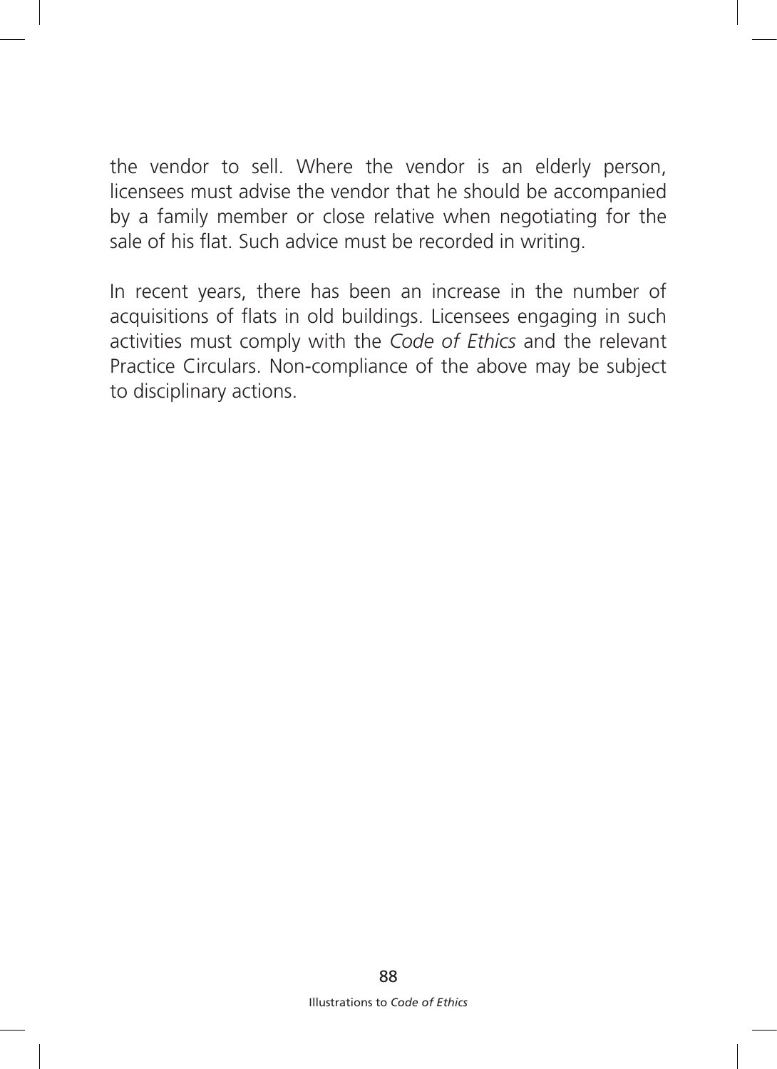the vendor to sell. Where the vendor is an elderly person, licensees must advise the vendor that he should be accompanied by a family member or close relative when negotiating for the sale of his flat. Such advice must be recorded in writing.

In recent years, there has been an increase in the number of acquisitions of flats in old buildings. Licensees engaging in such activities must comply with the *Code of Ethics* and the relevant Practice Circulars. Non-compliance of the above may be subject to disciplinary actions.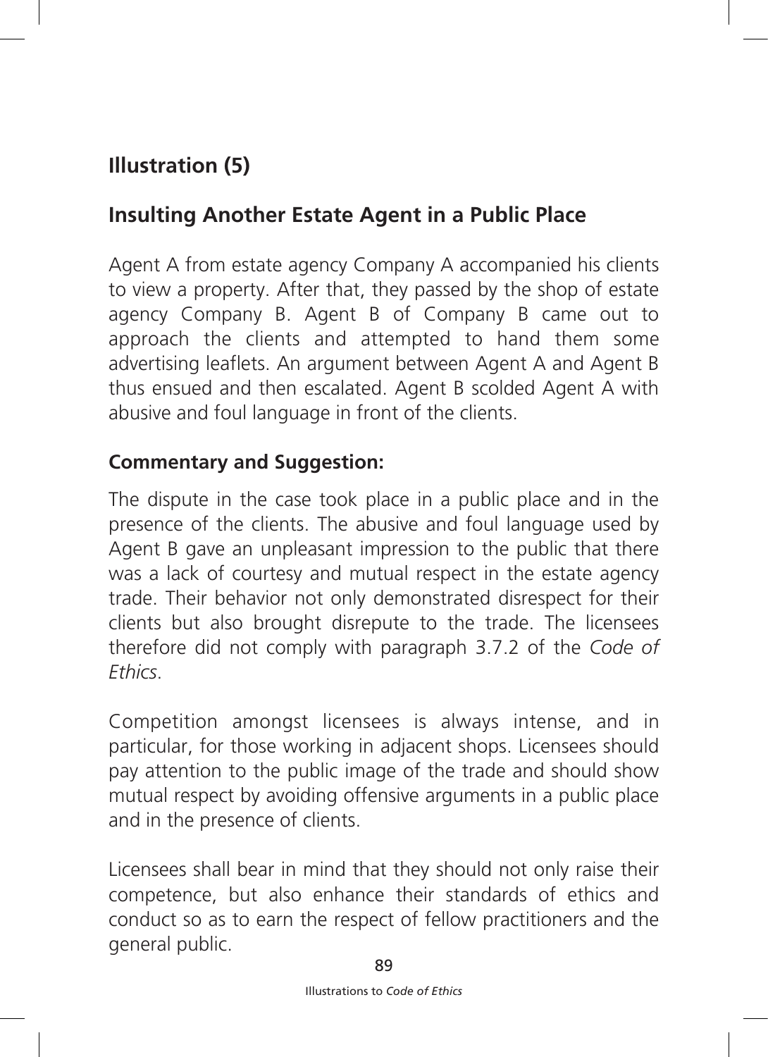## Illustration (5)

## Insulting Another Estate Agent in a Public Place

Agent A from estate agency Company A accompanied his clients to view a property. After that, they passed by the shop of estate agency Company B. Agent B of Company B came out to approach the clients and attempted to hand them some advertising leaflets. An argument between Agent A and Agent B thus ensued and then escalated. Agent B scolded Agent A with abusive and foul language in front of the clients.

**Commentary and Suggestion:**

The dispute in the case took place in a public place and in the presence of the clients. The abusive and foul language used by Agent B gave an unpleasant impression to the public that there was a lack of courtesy and mutual respect in the estate agency trade. Their behavior not only demonstrated disrespect for their clients but also brought disrepute to the trade. The licensees therefore did not comply with paragraph 3.7.2 of the *Code of Ethics*.

Competition amongst licensees is always intense, and in particular, for those working in adjacent shops. Licensees should pay attention to the public image of the trade and should show mutual respect by avoiding offensive arguments in a public place and in the presence of clients.

Licensees shall bear in mind that they should not only raise their competence, but also enhance their standards of ethics and conduct so as to earn the respect of fellow practitioners and the general public.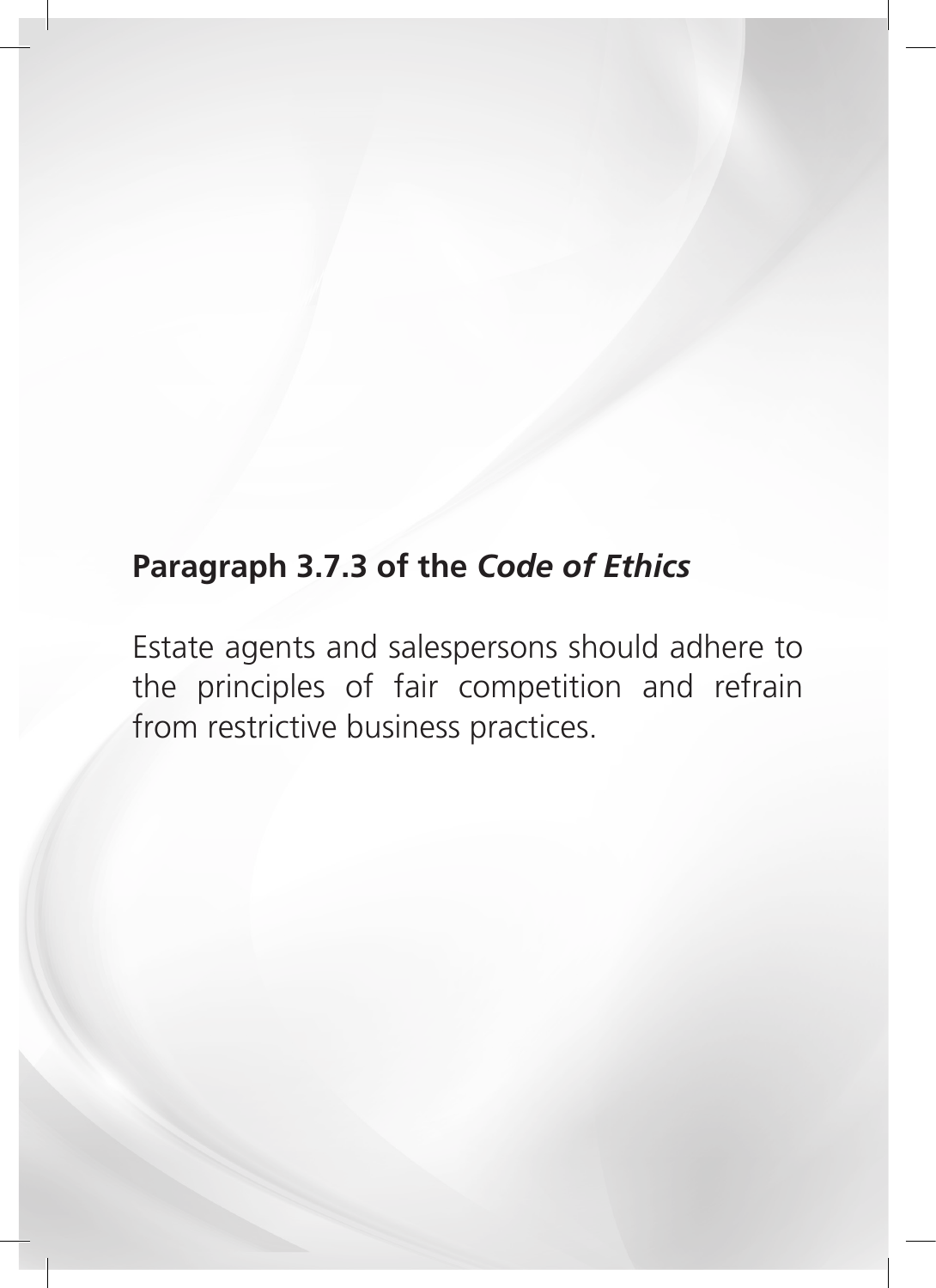**Paragraph 3.7.3 of the *Code of Ethics***

Estate agents and salespersons should adhere to the principles of fair competition and refrain from restrictive business practices.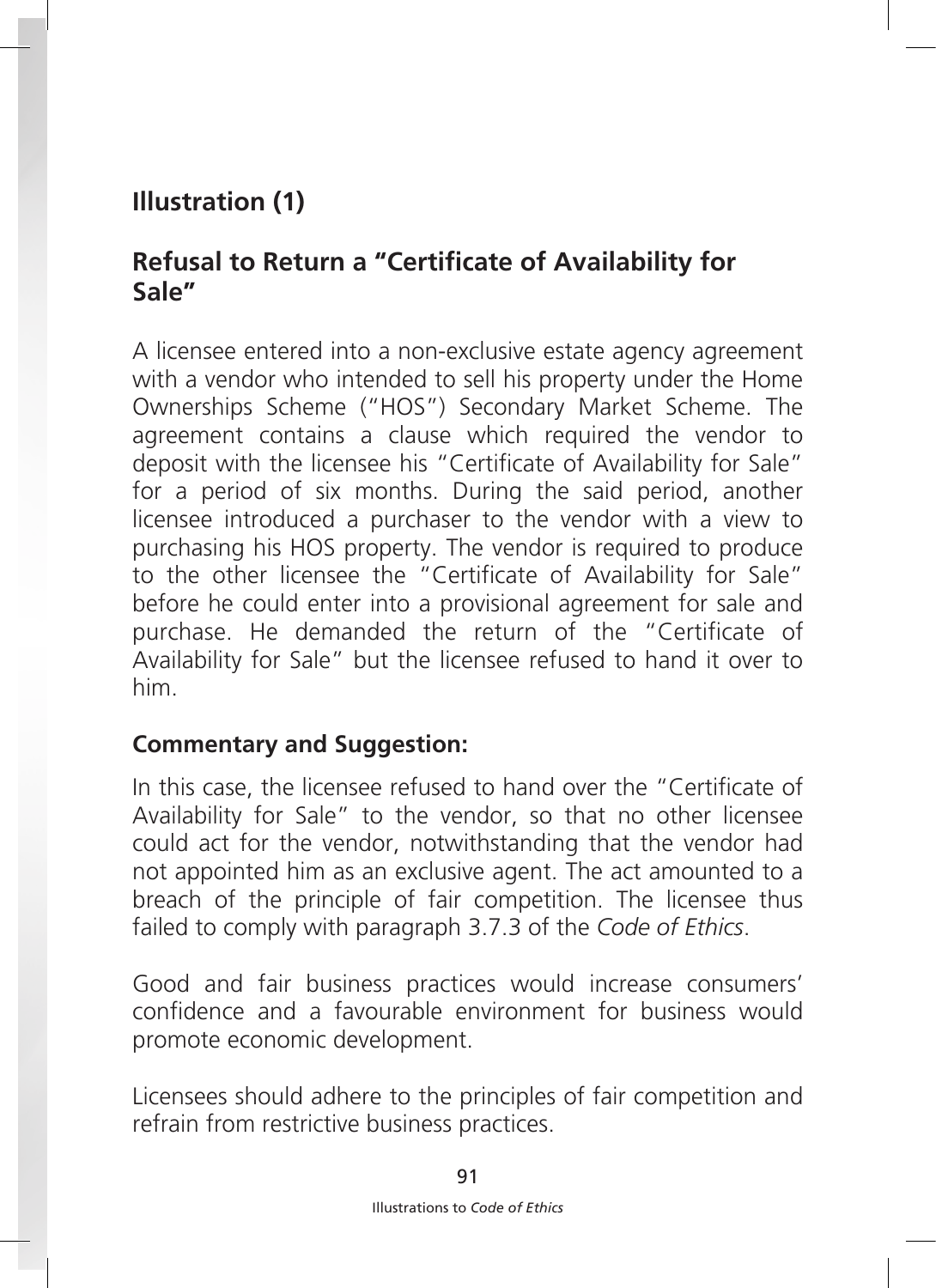## Illustration (1)

### Refusal to Return a "Certificate of Availability for Sale"

A licensee entered into a non-exclusive estate agency agreement with a vendor who intended to sell his property under the Home Ownerships Scheme ("HOS") Secondary Market Scheme. The agreement contains a clause which required the vendor to deposit with the licensee his "Certificate of Availability for Sale" for a period of six months. During the said period, another licensee introduced a purchaser to the vendor with a view to purchasing his HOS property. The vendor is required to produce to the other licensee the "Certificate of Availability for Sale" before he could enter into a provisional agreement for sale and purchase. He demanded the return of the "Certificate of Availability for Sale" but the licensee refused to hand it over to him.

**Commentary and Suggestion:**

In this case, the licensee refused to hand over the "Certificate of Availability for Sale" to the vendor, so that no other licensee could act for the vendor, notwithstanding that the vendor had not appointed him as an exclusive agent. The act amounted to a breach of the principle of fair competition. The licensee thus failed to comply with paragraph 3.7.3 of the *Code of Ethics*.

Good and fair business practices would increase consumers' confidence and a favourable environment for business would promote economic development.

Licensees should adhere to the principles of fair competition and refrain from restrictive business practices.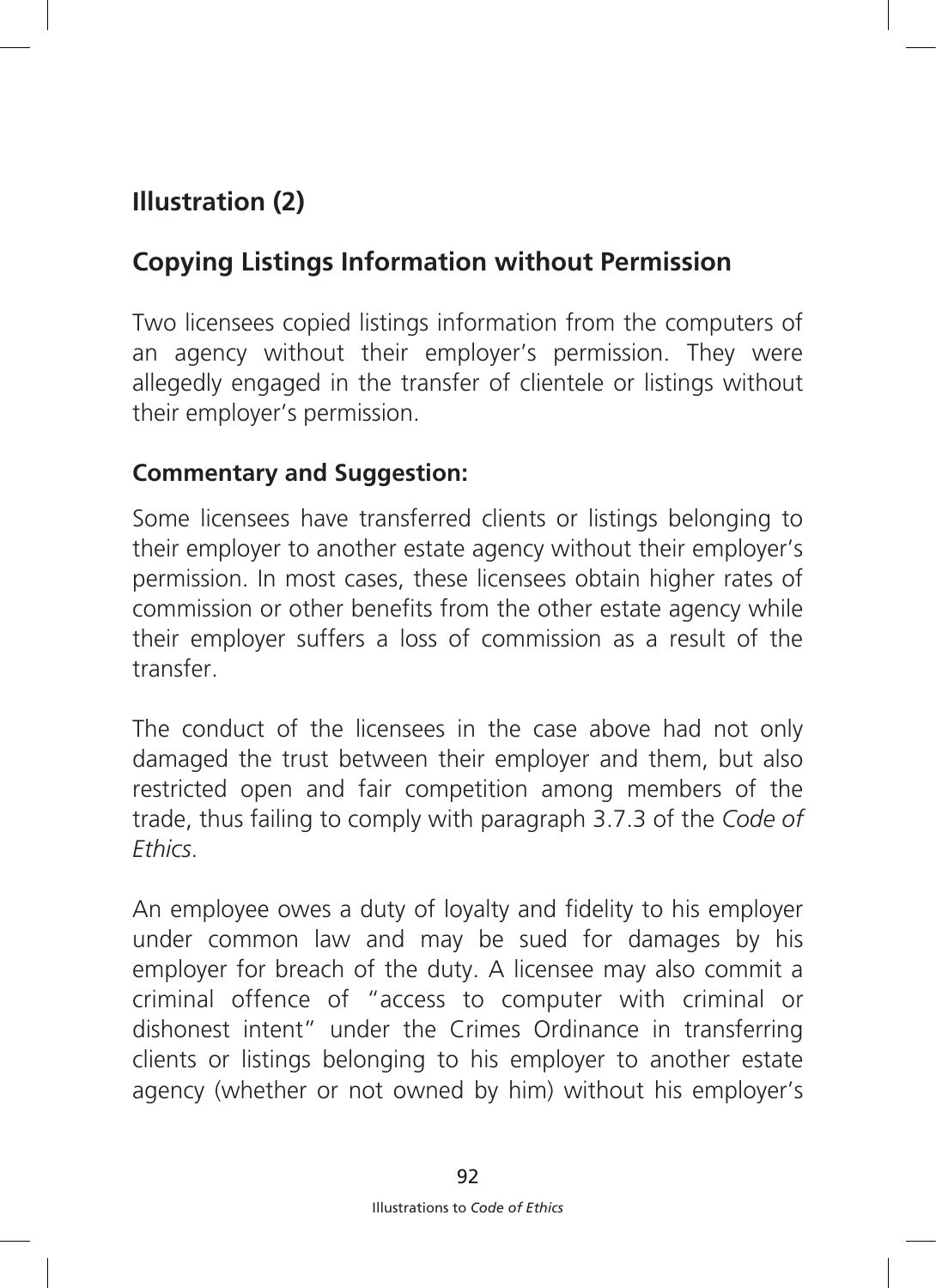## Illustration (2)

## Copying Listings Information without Permission

Two licensees copied listings information from the computers of an agency without their employer's permission. They were allegedly engaged in the transfer of clientele or listings without their employer's permission.

### Commentary and Suggestion:

Some licensees have transferred clients or listings belonging to their employer to another estate agency without their employer's permission. In most cases, these licensees obtain higher rates of commission or other benefits from the other estate agency while their employer suffers a loss of commission as a result of the transfer.

The conduct of the licensees in the case above had not only damaged the trust between their employer and them, but also restricted open and fair competition among members of the trade, thus failing to comply with paragraph 3.7.3 of the *Code of Ethics*.

An employee owes a duty of loyalty and fidelity to his employer under common law and may be sued for damages by his employer for breach of the duty. A licensee may also commit a criminal offence of "access to computer with criminal or dishonest intent" under the Crimes Ordinance in transferring clients or listings belonging to his employer to another estate agency (whether or not owned by him) without his employer's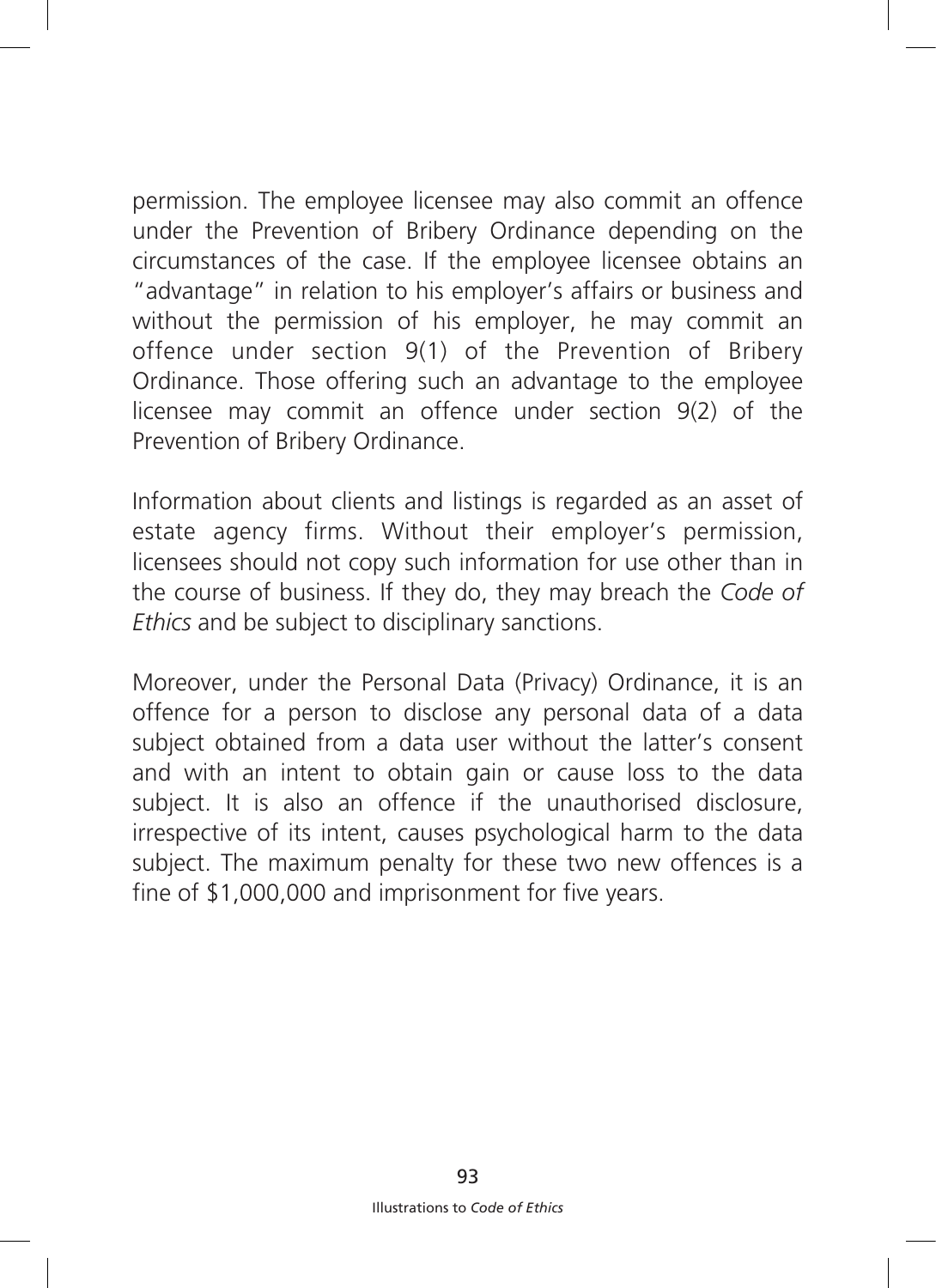permission. The employee licensee may also commit an offence under the Prevention of Bribery Ordinance depending on the circumstances of the case. If the employee licensee obtains an "advantage" in relation to his employer's affairs or business and without the permission of his employer, he may commit an offence under section 9(1) of the Prevention of Bribery Ordinance. Those offering such an advantage to the employee licensee may commit an offence under section 9(2) of the Prevention of Bribery Ordinance.

Information about clients and listings is regarded as an asset of estate agency firms. Without their employer's permission, licensees should not copy such information for use other than in the course of business. If they do, they may breach the *Code of Ethics* and be subject to disciplinary sanctions.

Moreover, under the Personal Data (Privacy) Ordinance, it is an offence for a person to disclose any personal data of a data subject obtained from a data user without the latter's consent and with an intent to obtain gain or cause loss to the data subject. It is also an offence if the unauthorised disclosure, irrespective of its intent, causes psychological harm to the data subject. The maximum penalty for these two new offences is a fine of $1,000,000 and imprisonment for five years.